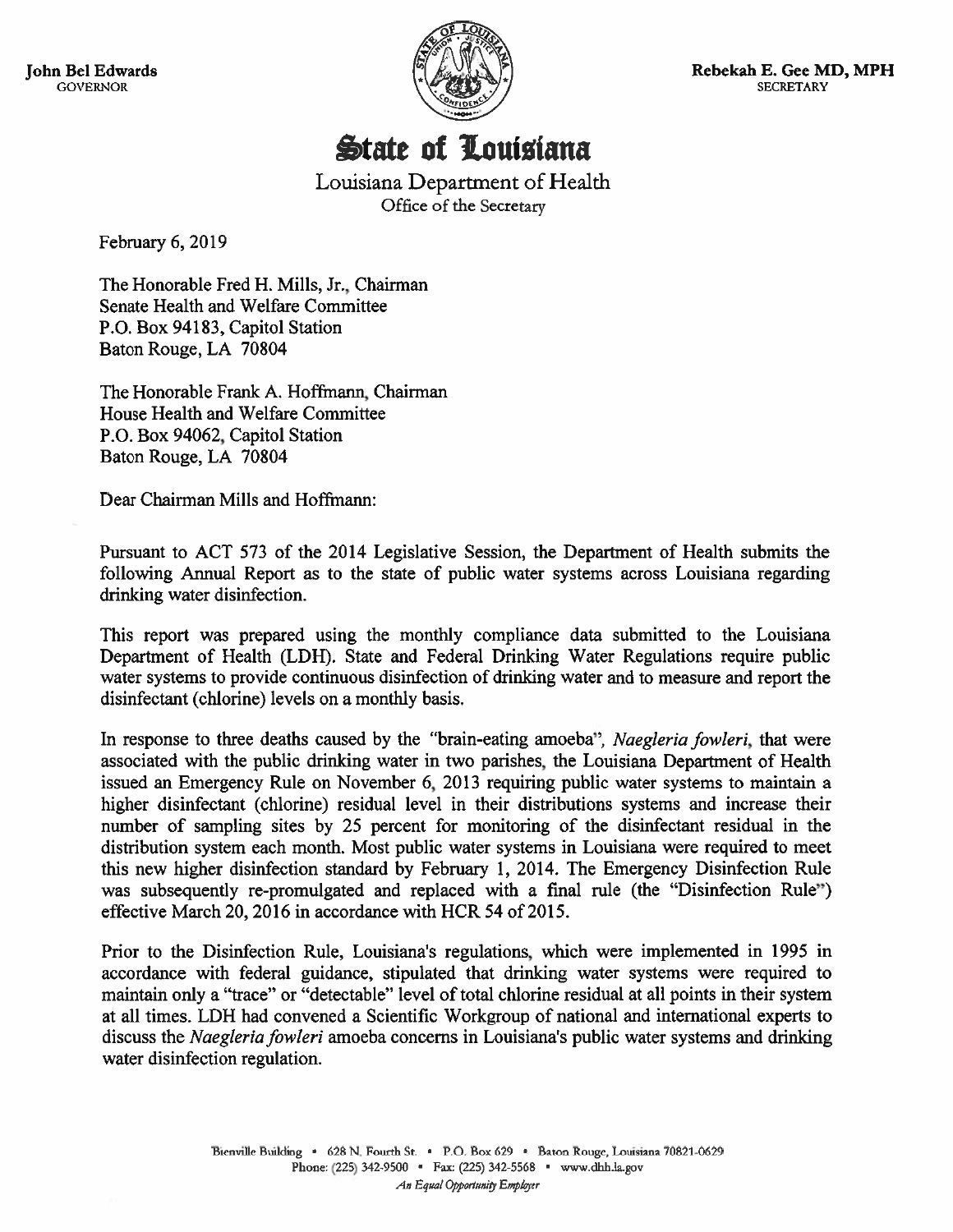John Bel Edwards
GOVERNOR

Rebekah E. Gee MD, MPH
SECRETARY

# State of Louisiana

Louisiana Department of Health
Office of the Secretary

February 6, 2019

The Honorable Fred H. Mills, Jr., Chairman
Senate Health and Welfare Committee
P.O. Box 94183, Capitol Station
Baton Rouge, LA 70804

The Honorable Frank A. Hoffmann, Chairman
House Health and Welfare Committee
P.O. Box 94062, Capitol Station
Baton Rouge, LA 70804

Dear Chairman Mills and Hoffmann:

Pursuant to ACT 573 of the 2014 Legislative Session, the Department of Health submits the following Annual Report as to the state of public water systems across Louisiana regarding drinking water disinfection.

This report was prepared using the monthly compliance data submitted to the Louisiana Department of Health (LDH). State and Federal Drinking Water Regulations require public water systems to provide continuous disinfection of drinking water and to measure and report the disinfectant (chlorine) levels on a monthly basis.

In response to three deaths caused by the "brain-eating amoeba", *Naegleria fowleri*, that were associated with the public drinking water in two parishes, the Louisiana Department of Health issued an Emergency Rule on November 6, 2013 requiring public water systems to maintain a higher disinfectant (chlorine) residual level in their distributions systems and increase their number of sampling sites by 25 percent for monitoring of the disinfectant residual in the distribution system each month. Most public water systems in Louisiana were required to meet this new higher disinfection standard by February 1, 2014. The Emergency Disinfection Rule was subsequently re-promulgated and replaced with a final rule (the "Disinfection Rule") effective March 20, 2016 in accordance with HCR 54 of 2015.

Prior to the Disinfection Rule, Louisiana's regulations, which were implemented in 1995 in accordance with federal guidance, stipulated that drinking water systems were required to maintain only a "trace" or "detectable" level of total chlorine residual at all points in their system at all times. LDH had convened a Scientific Workgroup of national and international experts to discuss the *Naegleria fowleri* amoeba concerns in Louisiana's public water systems and drinking water disinfection regulation.

Bienville Building • 628 N. Fourth St. • P.O. Box 629 • Baton Rouge, Louisiana 70821-0629
Phone: (225) 342-9500 • Fax: (225) 342-5568 • www.dhh.la.gov
*An Equal Opportunity Employer*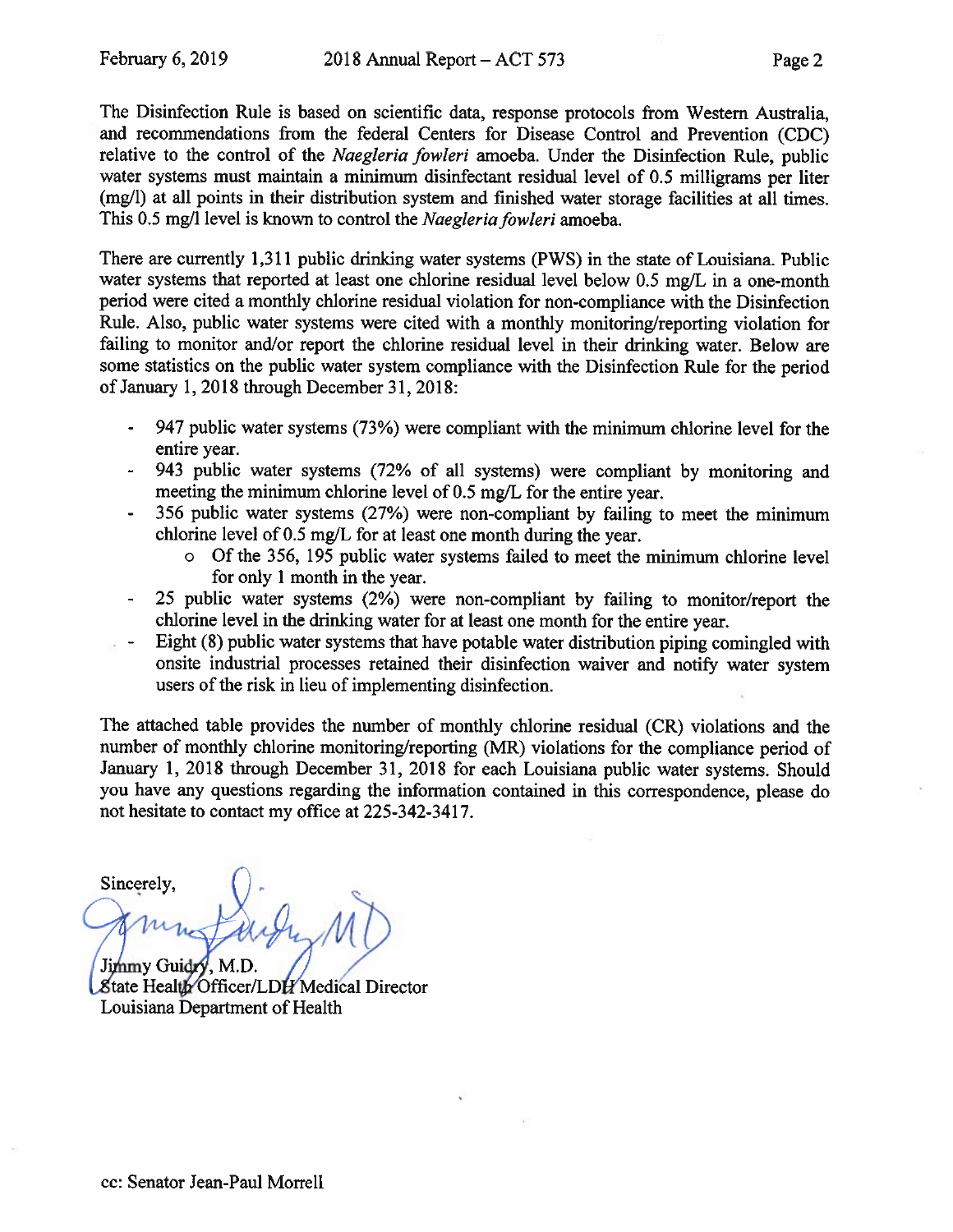The Disinfection Rule is based on scientific data, response protocols from Western Australia, and recommendations from the federal Centers for Disease Control and Prevention (CDC) relative to the control of the *Naegleria fowleri* amoeba. Under the Disinfection Rule, public water systems must maintain a minimum disinfectant residual level of 0.5 milligrams per liter (mg/l) at all points in their distribution system and finished water storage facilities at all times. This 0.5 mg/l level is known to control the *Naegleria fowleri* amoeba.

There are currently 1,311 public drinking water systems (PWS) in the state of Louisiana. Public water systems that reported at least one chlorine residual level below 0.5 mg/L in a one-month period were cited a monthly chlorine residual violation for non-compliance with the Disinfection Rule. Also, public water systems were cited with a monthly monitoring/reporting violation for failing to monitor and/or report the chlorine residual level in their drinking water. Below are some statistics on the public water system compliance with the Disinfection Rule for the period of January 1, 2018 through December 31, 2018:

- 947 public water systems (73%) were compliant with the minimum chlorine level for the entire year.
- 943 public water systems (72% of all systems) were compliant by monitoring and meeting the minimum chlorine level of 0.5 mg/L for the entire year.
- 356 public water systems (27%) were non-compliant by failing to meet the minimum chlorine level of 0.5 mg/L for at least one month during the year.
  - Of the 356, 195 public water systems failed to meet the minimum chlorine level for only 1 month in the year.
- 25 public water systems (2%) were non-compliant by failing to monitor/report the chlorine level in the drinking water for at least one month for the entire year.
- Eight (8) public water systems that have potable water distribution piping comingled with onsite industrial processes retained their disinfection waiver and notify water system users of the risk in lieu of implementing disinfection.

The attached table provides the number of monthly chlorine residual (CR) violations and the number of monthly chlorine monitoring/reporting (MR) violations for the compliance period of January 1, 2018 through December 31, 2018 for each Louisiana public water systems. Should you have any questions regarding the information contained in this correspondence, please do not hesitate to contact my office at 225-342-3417.

Sincerely,

Jimmy Guidry, M.D.
State Health Officer/LDH Medical Director
Louisiana Department of Health

cc: Senator Jean-Paul Morrell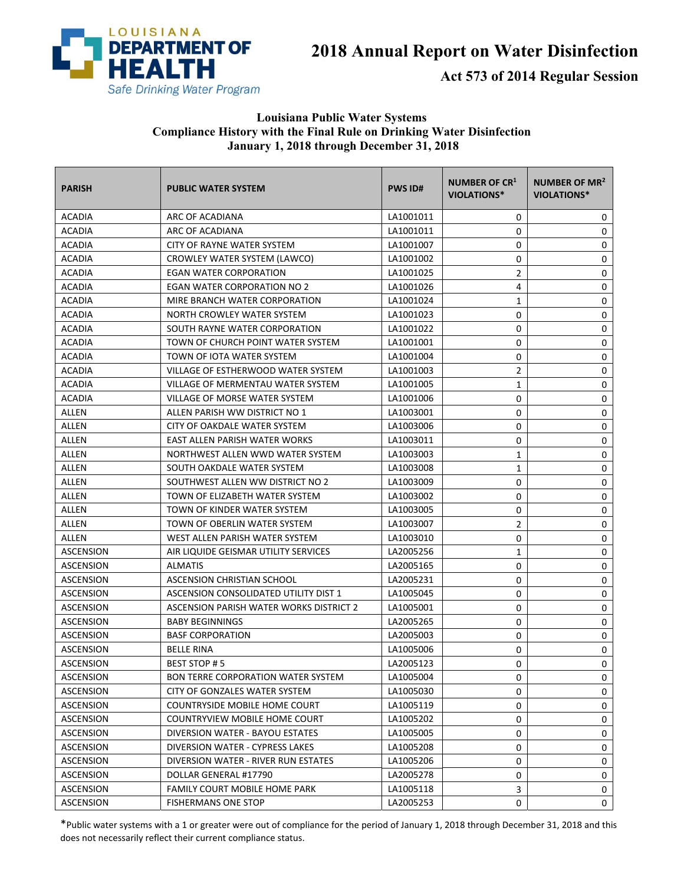LOUISIANA DEPARTMENT OF HEALTH
Safe Drinking Water Program

# 2018 Annual Report on Water Disinfection

## Act 573 of 2014 Regular Session

### Louisiana Public Water Systems
### Compliance History with the Final Rule on Drinking Water Disinfection
### January 1, 2018 through December 31, 2018

| PARISH | PUBLIC WATER SYSTEM | PWS ID# | NUMBER OF CR[1] VIOLATIONS* | NUMBER OF MR[2] VIOLATIONS* |
|---|---|---|---|---|
| ACADIA | ARC OF ACADIANA | LA1001011 | 0 | 0 |
| ACADIA | ARC OF ACADIANA | LA1001011 | 0 | 0 |
| ACADIA | CITY OF RAYNE WATER SYSTEM | LA1001007 | 0 | 0 |
| ACADIA | CROWLEY WATER SYSTEM (LAWCO) | LA1001002 | 0 | 0 |
| ACADIA | EGAN WATER CORPORATION | LA1001025 | 2 | 0 |
| ACADIA | EGAN WATER CORPORATION NO 2 | LA1001026 | 4 | 0 |
| ACADIA | MIRE BRANCH WATER CORPORATION | LA1001024 | 1 | 0 |
| ACADIA | NORTH CROWLEY WATER SYSTEM | LA1001023 | 0 | 0 |
| ACADIA | SOUTH RAYNE WATER CORPORATION | LA1001022 | 0 | 0 |
| ACADIA | TOWN OF CHURCH POINT WATER SYSTEM | LA1001001 | 0 | 0 |
| ACADIA | TOWN OF IOTA WATER SYSTEM | LA1001004 | 0 | 0 |
| ACADIA | VILLAGE OF ESTHERWOOD WATER SYSTEM | LA1001003 | 2 | 0 |
| ACADIA | VILLAGE OF MERMENTAU WATER SYSTEM | LA1001005 | 1 | 0 |
| ACADIA | VILLAGE OF MORSE WATER SYSTEM | LA1001006 | 0 | 0 |
| ALLEN | ALLEN PARISH WW DISTRICT NO 1 | LA1003001 | 0 | 0 |
| ALLEN | CITY OF OAKDALE WATER SYSTEM | LA1003006 | 0 | 0 |
| ALLEN | EAST ALLEN PARISH WATER WORKS | LA1003011 | 0 | 0 |
| ALLEN | NORTHWEST ALLEN WWD WATER SYSTEM | LA1003003 | 1 | 0 |
| ALLEN | SOUTH OAKDALE WATER SYSTEM | LA1003008 | 1 | 0 |
| ALLEN | SOUTHWEST ALLEN WW DISTRICT NO 2 | LA1003009 | 0 | 0 |
| ALLEN | TOWN OF ELIZABETH WATER SYSTEM | LA1003002 | 0 | 0 |
| ALLEN | TOWN OF KINDER WATER SYSTEM | LA1003005 | 0 | 0 |
| ALLEN | TOWN OF OBERLIN WATER SYSTEM | LA1003007 | 2 | 0 |
| ALLEN | WEST ALLEN PARISH WATER SYSTEM | LA1003010 | 0 | 0 |
| ASCENSION | AIR LIQUIDE GEISMAR UTILITY SERVICES | LA2005256 | 1 | 0 |
| ASCENSION | ALMATIS | LA2005165 | 0 | 0 |
| ASCENSION | ASCENSION CHRISTIAN SCHOOL | LA2005231 | 0 | 0 |
| ASCENSION | ASCENSION CONSOLIDATED UTILITY DIST 1 | LA1005045 | 0 | 0 |
| ASCENSION | ASCENSION PARISH WATER WORKS DISTRICT 2 | LA1005001 | 0 | 0 |
| ASCENSION | BABY BEGINNINGS | LA2005265 | 0 | 0 |
| ASCENSION | BASF CORPORATION | LA2005003 | 0 | 0 |
| ASCENSION | BELLE RINA | LA1005006 | 0 | 0 |
| ASCENSION | BEST STOP # 5 | LA2005123 | 0 | 0 |
| ASCENSION | BON TERRE CORPORATION WATER SYSTEM | LA1005004 | 0 | 0 |
| ASCENSION | CITY OF GONZALES WATER SYSTEM | LA1005030 | 0 | 0 |
| ASCENSION | COUNTRYSIDE MOBILE HOME COURT | LA1005119 | 0 | 0 |
| ASCENSION | COUNTRYVIEW MOBILE HOME COURT | LA1005202 | 0 | 0 |
| ASCENSION | DIVERSION WATER - BAYOU ESTATES | LA1005005 | 0 | 0 |
| ASCENSION | DIVERSION WATER - CYPRESS LAKES | LA1005208 | 0 | 0 |
| ASCENSION | DIVERSION WATER - RIVER RUN ESTATES | LA1005206 | 0 | 0 |
| ASCENSION | DOLLAR GENERAL #17790 | LA2005278 | 0 | 0 |
| ASCENSION | FAMILY COURT MOBILE HOME PARK | LA1005118 | 3 | 0 |
| ASCENSION | FISHERMANS ONE STOP | LA2005253 | 0 | 0 |

*Public water systems with a 1 or greater were out of compliance for the period of January 1, 2018 through December 31, 2018 and this does not necessarily reflect their current compliance status.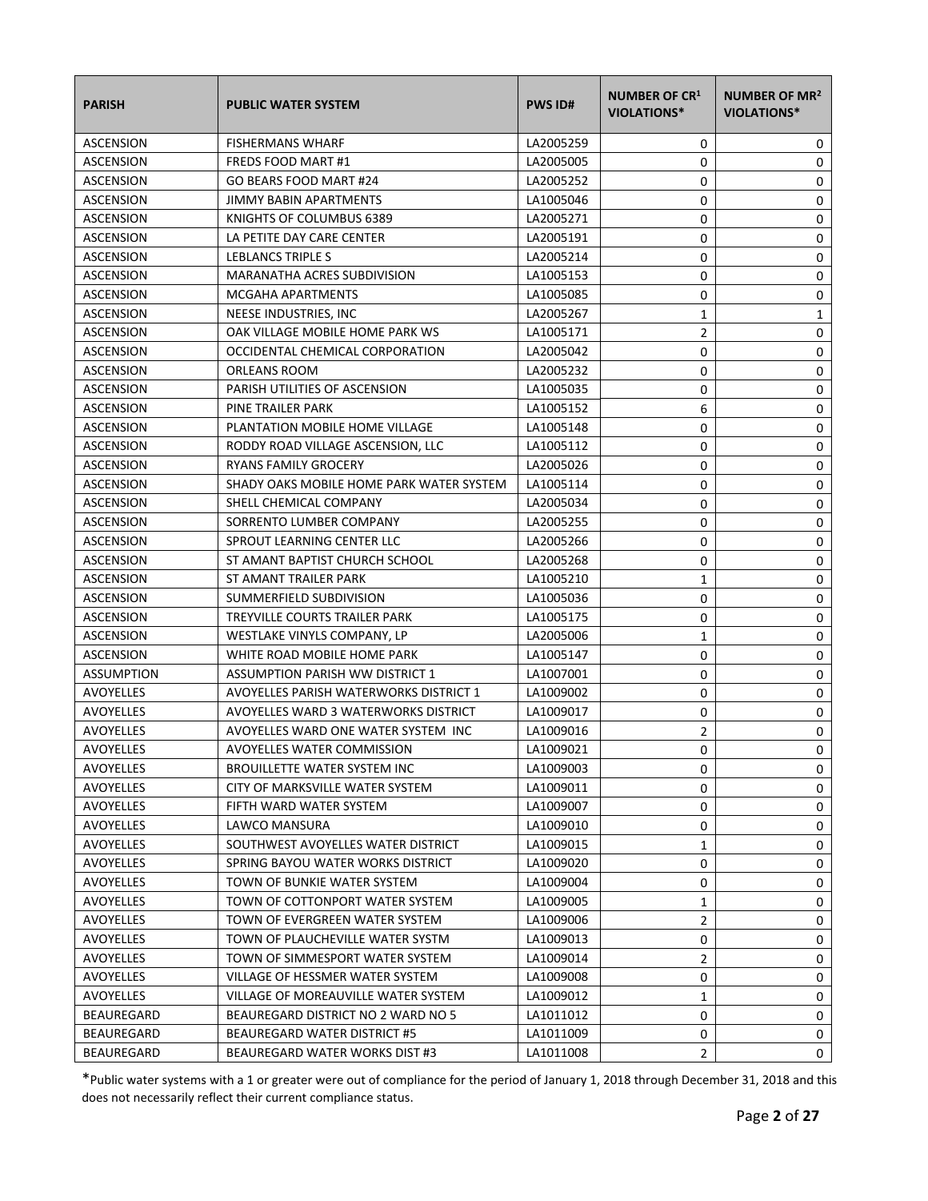| PARISH | PUBLIC WATER SYSTEM | PWS ID# | NUMBER OF CR[1] VIOLATIONS* | NUMBER OF MR[2] VIOLATIONS* |
|---|---|---|---|---|
| ASCENSION | FISHERMANS WHARF | LA2005259 | 0 | 0 |
| ASCENSION | FREDS FOOD MART #1 | LA2005005 | 0 | 0 |
| ASCENSION | GO BEARS FOOD MART #24 | LA2005252 | 0 | 0 |
| ASCENSION | JIMMY BABIN APARTMENTS | LA1005046 | 0 | 0 |
| ASCENSION | KNIGHTS OF COLUMBUS 6389 | LA2005271 | 0 | 0 |
| ASCENSION | LA PETITE DAY CARE CENTER | LA2005191 | 0 | 0 |
| ASCENSION | LEBLANCS TRIPLE S | LA2005214 | 0 | 0 |
| ASCENSION | MARANATHA ACRES SUBDIVISION | LA1005153 | 0 | 0 |
| ASCENSION | MCGAHA APARTMENTS | LA1005085 | 0 | 0 |
| ASCENSION | NEESE INDUSTRIES, INC | LA2005267 | 1 | 1 |
| ASCENSION | OAK VILLAGE MOBILE HOME PARK WS | LA1005171 | 2 | 0 |
| ASCENSION | OCCIDENTAL CHEMICAL CORPORATION | LA2005042 | 0 | 0 |
| ASCENSION | ORLEANS ROOM | LA2005232 | 0 | 0 |
| ASCENSION | PARISH UTILITIES OF ASCENSION | LA1005035 | 0 | 0 |
| ASCENSION | PINE TRAILER PARK | LA1005152 | 6 | 0 |
| ASCENSION | PLANTATION MOBILE HOME VILLAGE | LA1005148 | 0 | 0 |
| ASCENSION | RODDY ROAD VILLAGE ASCENSION, LLC | LA1005112 | 0 | 0 |
| ASCENSION | RYANS FAMILY GROCERY | LA2005026 | 0 | 0 |
| ASCENSION | SHADY OAKS MOBILE HOME PARK WATER SYSTEM | LA1005114 | 0 | 0 |
| ASCENSION | SHELL CHEMICAL COMPANY | LA2005034 | 0 | 0 |
| ASCENSION | SORRENTO LUMBER COMPANY | LA2005255 | 0 | 0 |
| ASCENSION | SPROUT LEARNING CENTER LLC | LA2005266 | 0 | 0 |
| ASCENSION | ST AMANT BAPTIST CHURCH SCHOOL | LA2005268 | 0 | 0 |
| ASCENSION | ST AMANT TRAILER PARK | LA1005210 | 1 | 0 |
| ASCENSION | SUMMERFIELD SUBDIVISION | LA1005036 | 0 | 0 |
| ASCENSION | TREYVILLE COURTS TRAILER PARK | LA1005175 | 0 | 0 |
| ASCENSION | WESTLAKE VINYLS COMPANY, LP | LA2005006 | 1 | 0 |
| ASCENSION | WHITE ROAD MOBILE HOME PARK | LA1005147 | 0 | 0 |
| ASSUMPTION | ASSUMPTION PARISH WW DISTRICT 1 | LA1007001 | 0 | 0 |
| AVOYELLES | AVOYELLES PARISH WATERWORKS DISTRICT 1 | LA1009002 | 0 | 0 |
| AVOYELLES | AVOYELLES WARD 3 WATERWORKS DISTRICT | LA1009017 | 0 | 0 |
| AVOYELLES | AVOYELLES WARD ONE WATER SYSTEM INC | LA1009016 | 2 | 0 |
| AVOYELLES | AVOYELLES WATER COMMISSION | LA1009021 | 0 | 0 |
| AVOYELLES | BROUILLETTE WATER SYSTEM INC | LA1009003 | 0 | 0 |
| AVOYELLES | CITY OF MARKSVILLE WATER SYSTEM | LA1009011 | 0 | 0 |
| AVOYELLES | FIFTH WARD WATER SYSTEM | LA1009007 | 0 | 0 |
| AVOYELLES | LAWCO MANSURA | LA1009010 | 0 | 0 |
| AVOYELLES | SOUTHWEST AVOYELLES WATER DISTRICT | LA1009015 | 1 | 0 |
| AVOYELLES | SPRING BAYOU WATER WORKS DISTRICT | LA1009020 | 0 | 0 |
| AVOYELLES | TOWN OF BUNKIE WATER SYSTEM | LA1009004 | 0 | 0 |
| AVOYELLES | TOWN OF COTTONPORT WATER SYSTEM | LA1009005 | 1 | 0 |
| AVOYELLES | TOWN OF EVERGREEN WATER SYSTEM | LA1009006 | 2 | 0 |
| AVOYELLES | TOWN OF PLAUCHEVILLE WATER SYSTM | LA1009013 | 0 | 0 |
| AVOYELLES | TOWN OF SIMMESPORT WATER SYSTEM | LA1009014 | 2 | 0 |
| AVOYELLES | VILLAGE OF HESSMER WATER SYSTEM | LA1009008 | 0 | 0 |
| AVOYELLES | VILLAGE OF MOREAUVILLE WATER SYSTEM | LA1009012 | 1 | 0 |
| BEAUREGARD | BEAUREGARD DISTRICT NO 2 WARD NO 5 | LA1011012 | 0 | 0 |
| BEAUREGARD | BEAUREGARD WATER DISTRICT #5 | LA1011009 | 0 | 0 |
| BEAUREGARD | BEAUREGARD WATER WORKS DIST #3 | LA1011008 | 2 | 0 |

*Public water systems with a 1 or greater were out of compliance for the period of January 1, 2018 through December 31, 2018 and this does not necessarily reflect their current compliance status.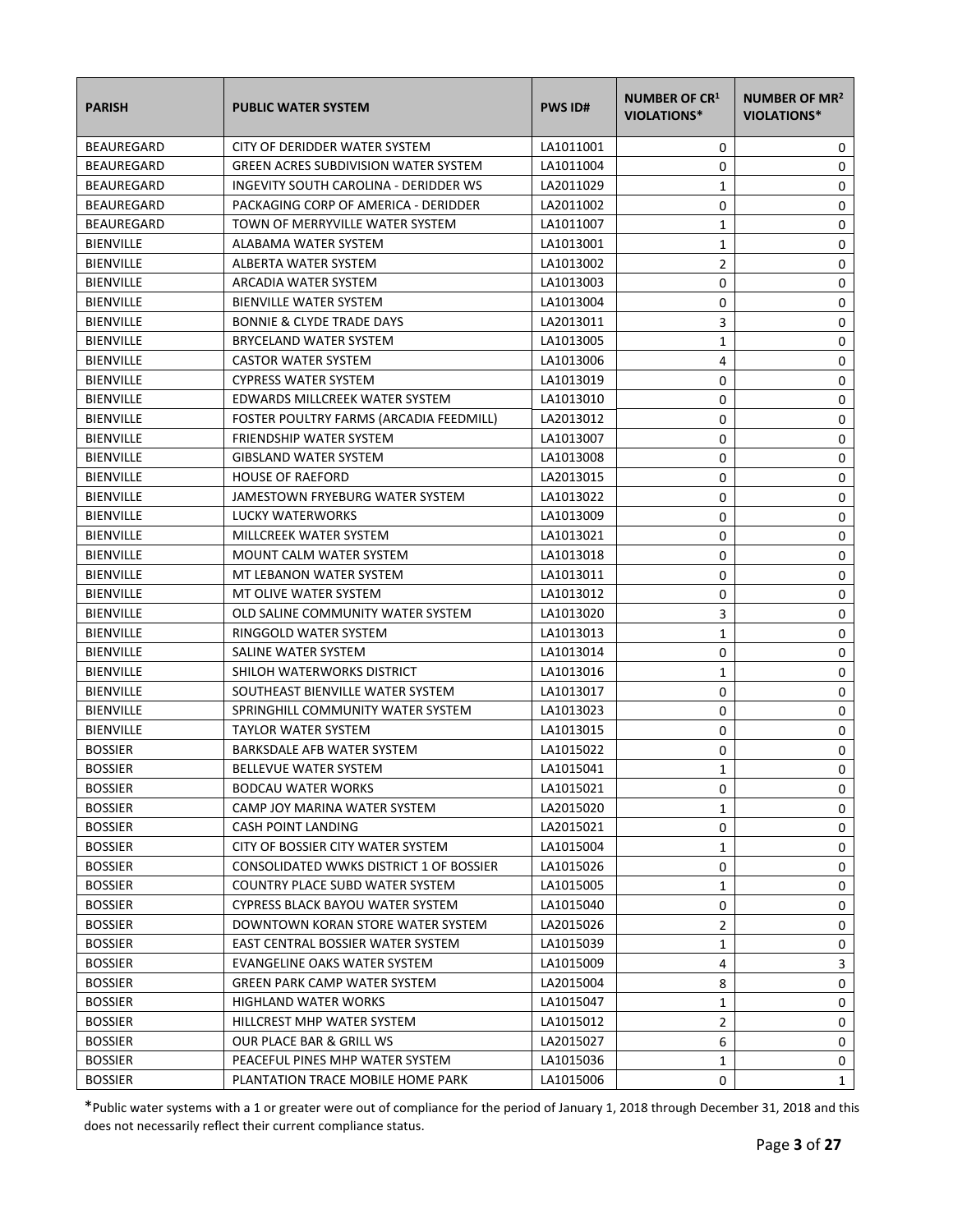| PARISH | PUBLIC WATER SYSTEM | PWS ID# | NUMBER OF CR[1] VIOLATIONS* | NUMBER OF MR[2] VIOLATIONS* |
|---|---|---|---|---|
| BEAUREGARD | CITY OF DERIDDER WATER SYSTEM | LA1011001 | 0 | 0 |
| BEAUREGARD | GREEN ACRES SUBDIVISION WATER SYSTEM | LA1011004 | 0 | 0 |
| BEAUREGARD | INGEVITY SOUTH CAROLINA - DERIDDER WS | LA2011029 | 1 | 0 |
| BEAUREGARD | PACKAGING CORP OF AMERICA - DERIDDER | LA2011002 | 0 | 0 |
| BEAUREGARD | TOWN OF MERRYVILLE WATER SYSTEM | LA1011007 | 1 | 0 |
| BIENVILLE | ALABAMA WATER SYSTEM | LA1013001 | 1 | 0 |
| BIENVILLE | ALBERTA WATER SYSTEM | LA1013002 | 2 | 0 |
| BIENVILLE | ARCADIA WATER SYSTEM | LA1013003 | 0 | 0 |
| BIENVILLE | BIENVILLE WATER SYSTEM | LA1013004 | 0 | 0 |
| BIENVILLE | BONNIE & CLYDE TRADE DAYS | LA2013011 | 3 | 0 |
| BIENVILLE | BRYCELAND WATER SYSTEM | LA1013005 | 1 | 0 |
| BIENVILLE | CASTOR WATER SYSTEM | LA1013006 | 4 | 0 |
| BIENVILLE | CYPRESS WATER SYSTEM | LA1013019 | 0 | 0 |
| BIENVILLE | EDWARDS MILLCREEK WATER SYSTEM | LA1013010 | 0 | 0 |
| BIENVILLE | FOSTER POULTRY FARMS (ARCADIA FEEDMILL) | LA2013012 | 0 | 0 |
| BIENVILLE | FRIENDSHIP WATER SYSTEM | LA1013007 | 0 | 0 |
| BIENVILLE | GIBSLAND WATER SYSTEM | LA1013008 | 0 | 0 |
| BIENVILLE | HOUSE OF RAEFORD | LA2013015 | 0 | 0 |
| BIENVILLE | JAMESTOWN FRYEBURG WATER SYSTEM | LA1013022 | 0 | 0 |
| BIENVILLE | LUCKY WATERWORKS | LA1013009 | 0 | 0 |
| BIENVILLE | MILLCREEK WATER SYSTEM | LA1013021 | 0 | 0 |
| BIENVILLE | MOUNT CALM WATER SYSTEM | LA1013018 | 0 | 0 |
| BIENVILLE | MT LEBANON WATER SYSTEM | LA1013011 | 0 | 0 |
| BIENVILLE | MT OLIVE WATER SYSTEM | LA1013012 | 0 | 0 |
| BIENVILLE | OLD SALINE COMMUNITY WATER SYSTEM | LA1013020 | 3 | 0 |
| BIENVILLE | RINGGOLD WATER SYSTEM | LA1013013 | 1 | 0 |
| BIENVILLE | SALINE WATER SYSTEM | LA1013014 | 0 | 0 |
| BIENVILLE | SHILOH WATERWORKS DISTRICT | LA1013016 | 1 | 0 |
| BIENVILLE | SOUTHEAST BIENVILLE WATER SYSTEM | LA1013017 | 0 | 0 |
| BIENVILLE | SPRINGHILL COMMUNITY WATER SYSTEM | LA1013023 | 0 | 0 |
| BIENVILLE | TAYLOR WATER SYSTEM | LA1013015 | 0 | 0 |
| BOSSIER | BARKSDALE AFB WATER SYSTEM | LA1015022 | 0 | 0 |
| BOSSIER | BELLEVUE WATER SYSTEM | LA1015041 | 1 | 0 |
| BOSSIER | BODCAU WATER WORKS | LA1015021 | 0 | 0 |
| BOSSIER | CAMP JOY MARINA WATER SYSTEM | LA2015020 | 1 | 0 |
| BOSSIER | CASH POINT LANDING | LA2015021 | 0 | 0 |
| BOSSIER | CITY OF BOSSIER CITY WATER SYSTEM | LA1015004 | 1 | 0 |
| BOSSIER | CONSOLIDATED WWKS DISTRICT 1 OF BOSSIER | LA1015026 | 0 | 0 |
| BOSSIER | COUNTRY PLACE SUBD WATER SYSTEM | LA1015005 | 1 | 0 |
| BOSSIER | CYPRESS BLACK BAYOU WATER SYSTEM | LA1015040 | 0 | 0 |
| BOSSIER | DOWNTOWN KORAN STORE WATER SYSTEM | LA2015026 | 2 | 0 |
| BOSSIER | EAST CENTRAL BOSSIER WATER SYSTEM | LA1015039 | 1 | 0 |
| BOSSIER | EVANGELINE OAKS WATER SYSTEM | LA1015009 | 4 | 3 |
| BOSSIER | GREEN PARK CAMP WATER SYSTEM | LA2015004 | 8 | 0 |
| BOSSIER | HIGHLAND WATER WORKS | LA1015047 | 1 | 0 |
| BOSSIER | HILLCREST MHP WATER SYSTEM | LA1015012 | 2 | 0 |
| BOSSIER | OUR PLACE BAR & GRILL WS | LA2015027 | 6 | 0 |
| BOSSIER | PEACEFUL PINES MHP WATER SYSTEM | LA1015036 | 1 | 0 |
| BOSSIER | PLANTATION TRACE MOBILE HOME PARK | LA1015006 | 0 | 1 |

*Public water systems with a 1 or greater were out of compliance for the period of January 1, 2018 through December 31, 2018 and this does not necessarily reflect their current compliance status.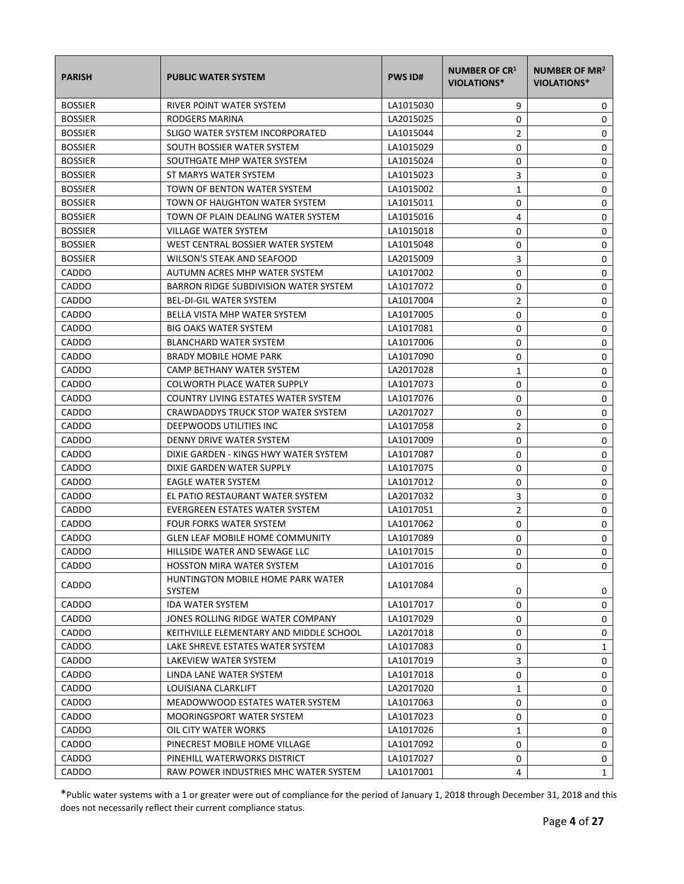| PARISH | PUBLIC WATER SYSTEM | PWS ID# | NUMBER OF CR[1] VIOLATIONS* | NUMBER OF MR[2] VIOLATIONS* |
|---|---|---|---|---|
| BOSSIER | RIVER POINT WATER SYSTEM | LA1015030 | 9 | 0 |
| BOSSIER | RODGERS MARINA | LA2015025 | 0 | 0 |
| BOSSIER | SLIGO WATER SYSTEM INCORPORATED | LA1015044 | 2 | 0 |
| BOSSIER | SOUTH BOSSIER WATER SYSTEM | LA1015029 | 0 | 0 |
| BOSSIER | SOUTHGATE MHP WATER SYSTEM | LA1015024 | 0 | 0 |
| BOSSIER | ST MARYS WATER SYSTEM | LA1015023 | 3 | 0 |
| BOSSIER | TOWN OF BENTON WATER SYSTEM | LA1015002 | 1 | 0 |
| BOSSIER | TOWN OF HAUGHTON WATER SYSTEM | LA1015011 | 0 | 0 |
| BOSSIER | TOWN OF PLAIN DEALING WATER SYSTEM | LA1015016 | 4 | 0 |
| BOSSIER | VILLAGE WATER SYSTEM | LA1015018 | 0 | 0 |
| BOSSIER | WEST CENTRAL BOSSIER WATER SYSTEM | LA1015048 | 0 | 0 |
| BOSSIER | WILSON'S STEAK AND SEAFOOD | LA2015009 | 3 | 0 |
| CADDO | AUTUMN ACRES MHP WATER SYSTEM | LA1017002 | 0 | 0 |
| CADDO | BARRON RIDGE SUBDIVISION WATER SYSTEM | LA1017072 | 0 | 0 |
| CADDO | BEL-DI-GIL WATER SYSTEM | LA1017004 | 2 | 0 |
| CADDO | BELLA VISTA MHP WATER SYSTEM | LA1017005 | 0 | 0 |
| CADDO | BIG OAKS WATER SYSTEM | LA1017081 | 0 | 0 |
| CADDO | BLANCHARD WATER SYSTEM | LA1017006 | 0 | 0 |
| CADDO | BRADY MOBILE HOME PARK | LA1017090 | 0 | 0 |
| CADDO | CAMP BETHANY WATER SYSTEM | LA2017028 | 1 | 0 |
| CADDO | COLWORTH PLACE WATER SUPPLY | LA1017073 | 0 | 0 |
| CADDO | COUNTRY LIVING ESTATES WATER SYSTEM | LA1017076 | 0 | 0 |
| CADDO | CRAWDADDYS TRUCK STOP WATER SYSTEM | LA2017027 | 0 | 0 |
| CADDO | DEEPWOODS UTILITIES INC | LA1017058 | 2 | 0 |
| CADDO | DENNY DRIVE WATER SYSTEM | LA1017009 | 0 | 0 |
| CADDO | DIXIE GARDEN - KINGS HWY WATER SYSTEM | LA1017087 | 0 | 0 |
| CADDO | DIXIE GARDEN WATER SUPPLY | LA1017075 | 0 | 0 |
| CADDO | EAGLE WATER SYSTEM | LA1017012 | 0 | 0 |
| CADDO | EL PATIO RESTAURANT WATER SYSTEM | LA2017032 | 3 | 0 |
| CADDO | EVERGREEN ESTATES WATER SYSTEM | LA1017051 | 2 | 0 |
| CADDO | FOUR FORKS WATER SYSTEM | LA1017062 | 0 | 0 |
| CADDO | GLEN LEAF MOBILE HOME COMMUNITY | LA1017089 | 0 | 0 |
| CADDO | HILLSIDE WATER AND SEWAGE LLC | LA1017015 | 0 | 0 |
| CADDO | HOSSTON MIRA WATER SYSTEM | LA1017016 | 0 | 0 |
| CADDO | HUNTINGTON MOBILE HOME PARK WATER SYSTEM | LA1017084 | 0 | 0 |
| CADDO | IDA WATER SYSTEM | LA1017017 | 0 | 0 |
| CADDO | JONES ROLLING RIDGE WATER COMPANY | LA1017029 | 0 | 0 |
| CADDO | KEITHVILLE ELEMENTARY AND MIDDLE SCHOOL | LA2017018 | 0 | 0 |
| CADDO | LAKE SHREVE ESTATES WATER SYSTEM | LA1017083 | 0 | 1 |
| CADDO | LAKEVIEW WATER SYSTEM | LA1017019 | 3 | 0 |
| CADDO | LINDA LANE WATER SYSTEM | LA1017018 | 0 | 0 |
| CADDO | LOUISIANA CLARKLIFT | LA2017020 | 1 | 0 |
| CADDO | MEADOWWOOD ESTATES WATER SYSTEM | LA1017063 | 0 | 0 |
| CADDO | MOORINGSPORT WATER SYSTEM | LA1017023 | 0 | 0 |
| CADDO | OIL CITY WATER WORKS | LA1017026 | 1 | 0 |
| CADDO | PINECREST MOBILE HOME VILLAGE | LA1017092 | 0 | 0 |
| CADDO | PINEHILL WATERWORKS DISTRICT | LA1017027 | 0 | 0 |
| CADDO | RAW POWER INDUSTRIES MHC WATER SYSTEM | LA1017001 | 4 | 1 |

*Public water systems with a 1 or greater were out of compliance for the period of January 1, 2018 through December 31, 2018 and this does not necessarily reflect their current compliance status.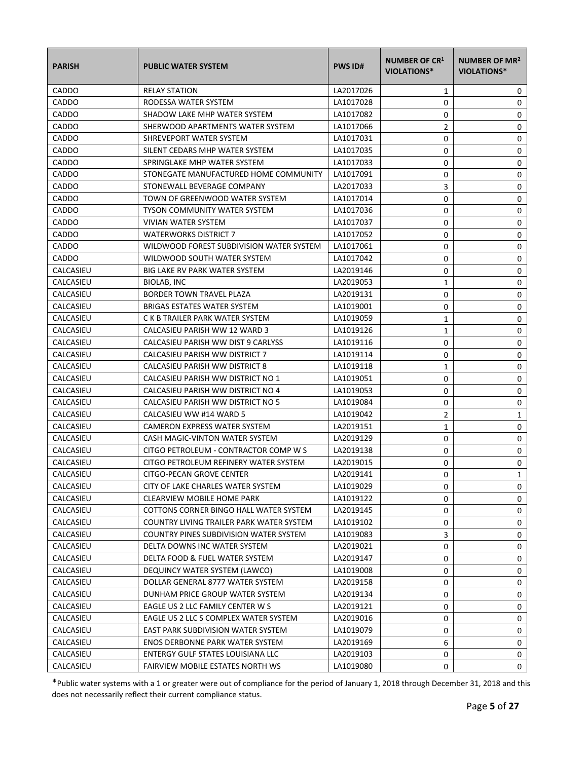| PARISH | PUBLIC WATER SYSTEM | PWS ID# | NUMBER OF CR[1] VIOLATIONS* | NUMBER OF MR[2] VIOLATIONS* |
|---|---|---|---|---|
| CADDO | RELAY STATION | LA2017026 | 1 | 0 |
| CADDO | RODESSA WATER SYSTEM | LA1017028 | 0 | 0 |
| CADDO | SHADOW LAKE MHP WATER SYSTEM | LA1017082 | 0 | 0 |
| CADDO | SHERWOOD APARTMENTS WATER SYSTEM | LA1017066 | 2 | 0 |
| CADDO | SHREVEPORT WATER SYSTEM | LA1017031 | 0 | 0 |
| CADDO | SILENT CEDARS MHP WATER SYSTEM | LA1017035 | 0 | 0 |
| CADDO | SPRINGLAKE MHP WATER SYSTEM | LA1017033 | 0 | 0 |
| CADDO | STONEGATE MANUFACTURED HOME COMMUNITY | LA1017091 | 0 | 0 |
| CADDO | STONEWALL BEVERAGE COMPANY | LA2017033 | 3 | 0 |
| CADDO | TOWN OF GREENWOOD WATER SYSTEM | LA1017014 | 0 | 0 |
| CADDO | TYSON COMMUNITY WATER SYSTEM | LA1017036 | 0 | 0 |
| CADDO | VIVIAN WATER SYSTEM | LA1017037 | 0 | 0 |
| CADDO | WATERWORKS DISTRICT 7 | LA1017052 | 0 | 0 |
| CADDO | WILDWOOD FOREST SUBDIVISION WATER SYSTEM | LA1017061 | 0 | 0 |
| CADDO | WILDWOOD SOUTH WATER SYSTEM | LA1017042 | 0 | 0 |
| CALCASIEU | BIG LAKE RV PARK WATER SYSTEM | LA2019146 | 0 | 0 |
| CALCASIEU | BIOLAB, INC | LA2019053 | 1 | 0 |
| CALCASIEU | BORDER TOWN TRAVEL PLAZA | LA2019131 | 0 | 0 |
| CALCASIEU | BRIGAS ESTATES WATER SYSTEM | LA1019001 | 0 | 0 |
| CALCASIEU | C K B TRAILER PARK WATER SYSTEM | LA1019059 | 1 | 0 |
| CALCASIEU | CALCASIEU PARISH WW 12 WARD 3 | LA1019126 | 1 | 0 |
| CALCASIEU | CALCASIEU PARISH WW DIST 9 CARLYSS | LA1019116 | 0 | 0 |
| CALCASIEU | CALCASIEU PARISH WW DISTRICT 7 | LA1019114 | 0 | 0 |
| CALCASIEU | CALCASIEU PARISH WW DISTRICT 8 | LA1019118 | 1 | 0 |
| CALCASIEU | CALCASIEU PARISH WW DISTRICT NO 1 | LA1019051 | 0 | 0 |
| CALCASIEU | CALCASIEU PARISH WW DISTRICT NO 4 | LA1019053 | 0 | 0 |
| CALCASIEU | CALCASIEU PARISH WW DISTRICT NO 5 | LA1019084 | 0 | 0 |
| CALCASIEU | CALCASIEU WW #14 WARD 5 | LA1019042 | 2 | 1 |
| CALCASIEU | CAMERON EXPRESS WATER SYSTEM | LA2019151 | 1 | 0 |
| CALCASIEU | CASH MAGIC-VINTON WATER SYSTEM | LA2019129 | 0 | 0 |
| CALCASIEU | CITGO PETROLEUM - CONTRACTOR COMP W S | LA2019138 | 0 | 0 |
| CALCASIEU | CITGO PETROLEUM REFINERY WATER SYSTEM | LA2019015 | 0 | 0 |
| CALCASIEU | CITGO-PECAN GROVE CENTER | LA2019141 | 0 | 1 |
| CALCASIEU | CITY OF LAKE CHARLES WATER SYSTEM | LA1019029 | 0 | 0 |
| CALCASIEU | CLEARVIEW MOBILE HOME PARK | LA1019122 | 0 | 0 |
| CALCASIEU | COTTONS CORNER BINGO HALL WATER SYSTEM | LA2019145 | 0 | 0 |
| CALCASIEU | COUNTRY LIVING TRAILER PARK WATER SYSTEM | LA1019102 | 0 | 0 |
| CALCASIEU | COUNTRY PINES SUBDIVISION WATER SYSTEM | LA1019083 | 3 | 0 |
| CALCASIEU | DELTA DOWNS INC WATER SYSTEM | LA2019021 | 0 | 0 |
| CALCASIEU | DELTA FOOD & FUEL WATER SYSTEM | LA2019147 | 0 | 0 |
| CALCASIEU | DEQUINCY WATER SYSTEM (LAWCO) | LA1019008 | 0 | 0 |
| CALCASIEU | DOLLAR GENERAL 8777 WATER SYSTEM | LA2019158 | 0 | 0 |
| CALCASIEU | DUNHAM PRICE GROUP WATER SYSTEM | LA2019134 | 0 | 0 |
| CALCASIEU | EAGLE US 2 LLC FAMILY CENTER W S | LA2019121 | 0 | 0 |
| CALCASIEU | EAGLE US 2 LLC S COMPLEX WATER SYSTEM | LA2019016 | 0 | 0 |
| CALCASIEU | EAST PARK SUBDIVISION WATER SYSTEM | LA1019079 | 0 | 0 |
| CALCASIEU | ENOS DERBONNE PARK WATER SYSTEM | LA2019169 | 6 | 0 |
| CALCASIEU | ENTERGY GULF STATES LOUISIANA LLC | LA2019103 | 0 | 0 |
| CALCASIEU | FAIRVIEW MOBILE ESTATES NORTH WS | LA1019080 | 0 | 0 |

*Public water systems with a 1 or greater were out of compliance for the period of January 1, 2018 through December 31, 2018 and this does not necessarily reflect their current compliance status.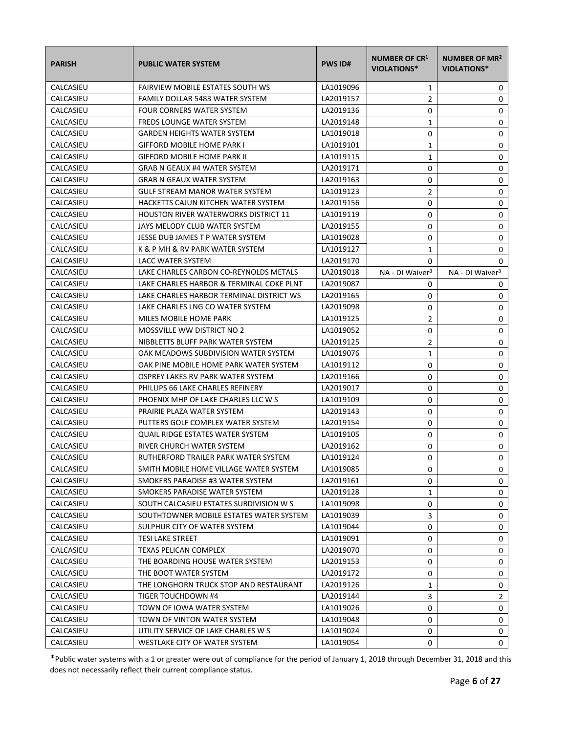| PARISH | PUBLIC WATER SYSTEM | PWS ID# | NUMBER OF CR[1] VIOLATIONS* | NUMBER OF MR[2] VIOLATIONS* |
|---|---|---|---|---|
| CALCASIEU | FAIRVIEW MOBILE ESTATES SOUTH WS | LA1019096 | 1 | 0 |
| CALCASIEU | FAMILY DOLLAR 5483 WATER SYSTEM | LA2019157 | 2 | 0 |
| CALCASIEU | FOUR CORNERS WATER SYSTEM | LA2019136 | 0 | 0 |
| CALCASIEU | FREDS LOUNGE WATER SYSTEM | LA2019148 | 1 | 0 |
| CALCASIEU | GARDEN HEIGHTS WATER SYSTEM | LA1019018 | 0 | 0 |
| CALCASIEU | GIFFORD MOBILE HOME PARK I | LA1019101 | 1 | 0 |
| CALCASIEU | GIFFORD MOBILE HOME PARK II | LA1019115 | 1 | 0 |
| CALCASIEU | GRAB N GEAUX #4 WATER SYSTEM | LA2019171 | 0 | 0 |
| CALCASIEU | GRAB N GEAUX WATER SYSTEM | LA2019163 | 0 | 0 |
| CALCASIEU | GULF STREAM MANOR WATER SYSTEM | LA1019123 | 2 | 0 |
| CALCASIEU | HACKETTS CAJUN KITCHEN WATER SYSTEM | LA2019156 | 0 | 0 |
| CALCASIEU | HOUSTON RIVER WATERWORKS DISTRICT 11 | LA1019119 | 0 | 0 |
| CALCASIEU | JAYS MELODY CLUB WATER SYSTEM | LA2019155 | 0 | 0 |
| CALCASIEU | JESSE DUB JAMES T P WATER SYSTEM | LA1019028 | 0 | 0 |
| CALCASIEU | K & P MH & RV PARK WATER SYSTEM | LA1019127 | 1 | 0 |
| CALCASIEU | LACC WATER SYSTEM | LA2019170 | 0 | 0 |
| CALCASIEU | LAKE CHARLES CARBON CO-REYNOLDS METALS | LA2019018 | NA - DI Waiver[3] | NA - DI Waiver[3] |
| CALCASIEU | LAKE CHARLES HARBOR & TERMINAL COKE PLNT | LA2019087 | 0 | 0 |
| CALCASIEU | LAKE CHARLES HARBOR TERMINAL DISTRICT WS | LA2019165 | 0 | 0 |
| CALCASIEU | LAKE CHARLES LNG CO WATER SYSTEM | LA2019098 | 0 | 0 |
| CALCASIEU | MILES MOBILE HOME PARK | LA1019125 | 2 | 0 |
| CALCASIEU | MOSSVILLE WW DISTRICT NO 2 | LA1019052 | 0 | 0 |
| CALCASIEU | NIBBLETTS BLUFF PARK WATER SYSTEM | LA2019125 | 2 | 0 |
| CALCASIEU | OAK MEADOWS SUBDIVISION WATER SYSTEM | LA1019076 | 1 | 0 |
| CALCASIEU | OAK PINE MOBILE HOME PARK WATER SYSTEM | LA1019112 | 0 | 0 |
| CALCASIEU | OSPREY LAKES RV PARK WATER SYSTEM | LA2019166 | 0 | 0 |
| CALCASIEU | PHILLIPS 66 LAKE CHARLES REFINERY | LA2019017 | 0 | 0 |
| CALCASIEU | PHOENIX MHP OF LAKE CHARLES LLC W S | LA1019109 | 0 | 0 |
| CALCASIEU | PRAIRIE PLAZA WATER SYSTEM | LA2019143 | 0 | 0 |
| CALCASIEU | PUTTERS GOLF COMPLEX WATER SYSTEM | LA2019154 | 0 | 0 |
| CALCASIEU | QUAIL RIDGE ESTATES WATER SYSTEM | LA1019105 | 0 | 0 |
| CALCASIEU | RIVER CHURCH WATER SYSTEM | LA2019162 | 0 | 0 |
| CALCASIEU | RUTHERFORD TRAILER PARK WATER SYSTEM | LA1019124 | 0 | 0 |
| CALCASIEU | SMITH MOBILE HOME VILLAGE WATER SYSTEM | LA1019085 | 0 | 0 |
| CALCASIEU | SMOKERS PARADISE #3 WATER SYSTEM | LA2019161 | 0 | 0 |
| CALCASIEU | SMOKERS PARADISE WATER SYSTEM | LA2019128 | 1 | 0 |
| CALCASIEU | SOUTH CALCASIEU ESTATES SUBDIVISION W S | LA1019098 | 0 | 0 |
| CALCASIEU | SOUTHTOWNER MOBILE ESTATES WATER SYSTEM | LA1019039 | 3 | 0 |
| CALCASIEU | SULPHUR CITY OF WATER SYSTEM | LA1019044 | 0 | 0 |
| CALCASIEU | TESI LAKE STREET | LA1019091 | 0 | 0 |
| CALCASIEU | TEXAS PELICAN COMPLEX | LA2019070 | 0 | 0 |
| CALCASIEU | THE BOARDING HOUSE WATER SYSTEM | LA2019153 | 0 | 0 |
| CALCASIEU | THE BOOT WATER SYSTEM | LA2019172 | 0 | 0 |
| CALCASIEU | THE LONGHORN TRUCK STOP AND RESTAURANT | LA2019126 | 1 | 0 |
| CALCASIEU | TIGER TOUCHDOWN #4 | LA2019144 | 3 | 2 |
| CALCASIEU | TOWN OF IOWA WATER SYSTEM | LA1019026 | 0 | 0 |
| CALCASIEU | TOWN OF VINTON WATER SYSTEM | LA1019048 | 0 | 0 |
| CALCASIEU | UTILITY SERVICE OF LAKE CHARLES W S | LA1019024 | 0 | 0 |
| CALCASIEU | WESTLAKE CITY OF WATER SYSTEM | LA1019054 | 0 | 0 |

*Public water systems with a 1 or greater were out of compliance for the period of January 1, 2018 through December 31, 2018 and this does not necessarily reflect their current compliance status.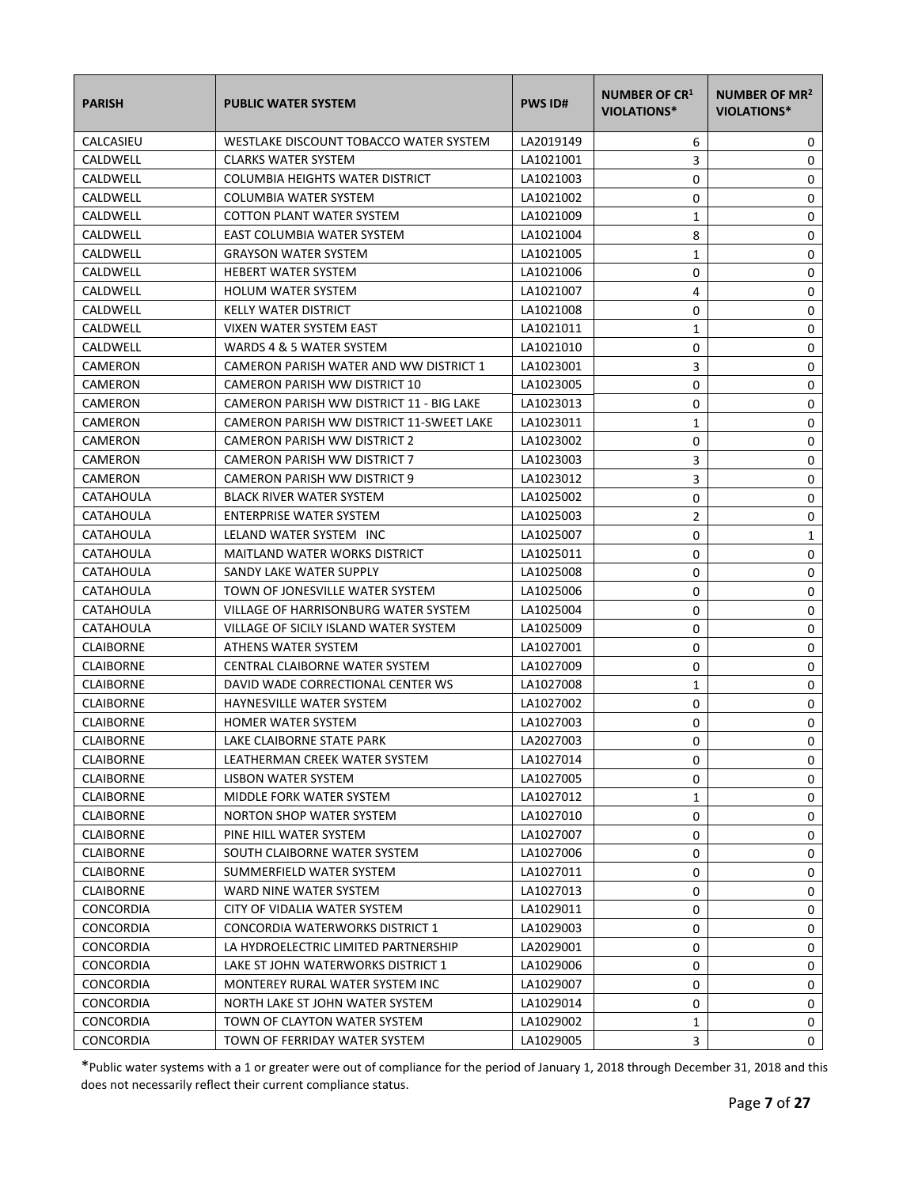| PARISH | PUBLIC WATER SYSTEM | PWS ID# | NUMBER OF CR[1] VIOLATIONS* | NUMBER OF MR[2] VIOLATIONS* |
|---|---|---|---|---|
| CALCASIEU | WESTLAKE DISCOUNT TOBACCO WATER SYSTEM | LA2019149 | 6 | 0 |
| CALDWELL | CLARKS WATER SYSTEM | LA1021001 | 3 | 0 |
| CALDWELL | COLUMBIA HEIGHTS WATER DISTRICT | LA1021003 | 0 | 0 |
| CALDWELL | COLUMBIA WATER SYSTEM | LA1021002 | 0 | 0 |
| CALDWELL | COTTON PLANT WATER SYSTEM | LA1021009 | 1 | 0 |
| CALDWELL | EAST COLUMBIA WATER SYSTEM | LA1021004 | 8 | 0 |
| CALDWELL | GRAYSON WATER SYSTEM | LA1021005 | 1 | 0 |
| CALDWELL | HEBERT WATER SYSTEM | LA1021006 | 0 | 0 |
| CALDWELL | HOLUM WATER SYSTEM | LA1021007 | 4 | 0 |
| CALDWELL | KELLY WATER DISTRICT | LA1021008 | 0 | 0 |
| CALDWELL | VIXEN WATER SYSTEM EAST | LA1021011 | 1 | 0 |
| CALDWELL | WARDS 4 & 5 WATER SYSTEM | LA1021010 | 0 | 0 |
| CAMERON | CAMERON PARISH WATER AND WW DISTRICT 1 | LA1023001 | 3 | 0 |
| CAMERON | CAMERON PARISH WW DISTRICT 10 | LA1023005 | 0 | 0 |
| CAMERON | CAMERON PARISH WW DISTRICT 11 - BIG LAKE | LA1023013 | 0 | 0 |
| CAMERON | CAMERON PARISH WW DISTRICT 11-SWEET LAKE | LA1023011 | 1 | 0 |
| CAMERON | CAMERON PARISH WW DISTRICT 2 | LA1023002 | 0 | 0 |
| CAMERON | CAMERON PARISH WW DISTRICT 7 | LA1023003 | 3 | 0 |
| CAMERON | CAMERON PARISH WW DISTRICT 9 | LA1023012 | 3 | 0 |
| CATAHOULA | BLACK RIVER WATER SYSTEM | LA1025002 | 0 | 0 |
| CATAHOULA | ENTERPRISE WATER SYSTEM | LA1025003 | 2 | 0 |
| CATAHOULA | LELAND WATER SYSTEM INC | LA1025007 | 0 | 1 |
| CATAHOULA | MAITLAND WATER WORKS DISTRICT | LA1025011 | 0 | 0 |
| CATAHOULA | SANDY LAKE WATER SUPPLY | LA1025008 | 0 | 0 |
| CATAHOULA | TOWN OF JONESVILLE WATER SYSTEM | LA1025006 | 0 | 0 |
| CATAHOULA | VILLAGE OF HARRISONBURG WATER SYSTEM | LA1025004 | 0 | 0 |
| CATAHOULA | VILLAGE OF SICILY ISLAND WATER SYSTEM | LA1025009 | 0 | 0 |
| CLAIBORNE | ATHENS WATER SYSTEM | LA1027001 | 0 | 0 |
| CLAIBORNE | CENTRAL CLAIBORNE WATER SYSTEM | LA1027009 | 0 | 0 |
| CLAIBORNE | DAVID WADE CORRECTIONAL CENTER WS | LA1027008 | 1 | 0 |
| CLAIBORNE | HAYNESVILLE WATER SYSTEM | LA1027002 | 0 | 0 |
| CLAIBORNE | HOMER WATER SYSTEM | LA1027003 | 0 | 0 |
| CLAIBORNE | LAKE CLAIBORNE STATE PARK | LA2027003 | 0 | 0 |
| CLAIBORNE | LEATHERMAN CREEK WATER SYSTEM | LA1027014 | 0 | 0 |
| CLAIBORNE | LISBON WATER SYSTEM | LA1027005 | 0 | 0 |
| CLAIBORNE | MIDDLE FORK WATER SYSTEM | LA1027012 | 1 | 0 |
| CLAIBORNE | NORTON SHOP WATER SYSTEM | LA1027010 | 0 | 0 |
| CLAIBORNE | PINE HILL WATER SYSTEM | LA1027007 | 0 | 0 |
| CLAIBORNE | SOUTH CLAIBORNE WATER SYSTEM | LA1027006 | 0 | 0 |
| CLAIBORNE | SUMMERFIELD WATER SYSTEM | LA1027011 | 0 | 0 |
| CLAIBORNE | WARD NINE WATER SYSTEM | LA1027013 | 0 | 0 |
| CONCORDIA | CITY OF VIDALIA WATER SYSTEM | LA1029011 | 0 | 0 |
| CONCORDIA | CONCORDIA WATERWORKS DISTRICT 1 | LA1029003 | 0 | 0 |
| CONCORDIA | LA HYDROELECTRIC LIMITED PARTNERSHIP | LA2029001 | 0 | 0 |
| CONCORDIA | LAKE ST JOHN WATERWORKS DISTRICT 1 | LA1029006 | 0 | 0 |
| CONCORDIA | MONTEREY RURAL WATER SYSTEM INC | LA1029007 | 0 | 0 |
| CONCORDIA | NORTH LAKE ST JOHN WATER SYSTEM | LA1029014 | 0 | 0 |
| CONCORDIA | TOWN OF CLAYTON WATER SYSTEM | LA1029002 | 1 | 0 |
| CONCORDIA | TOWN OF FERRIDAY WATER SYSTEM | LA1029005 | 3 | 0 |

*Public water systems with a 1 or greater were out of compliance for the period of January 1, 2018 through December 31, 2018 and this does not necessarily reflect their current compliance status.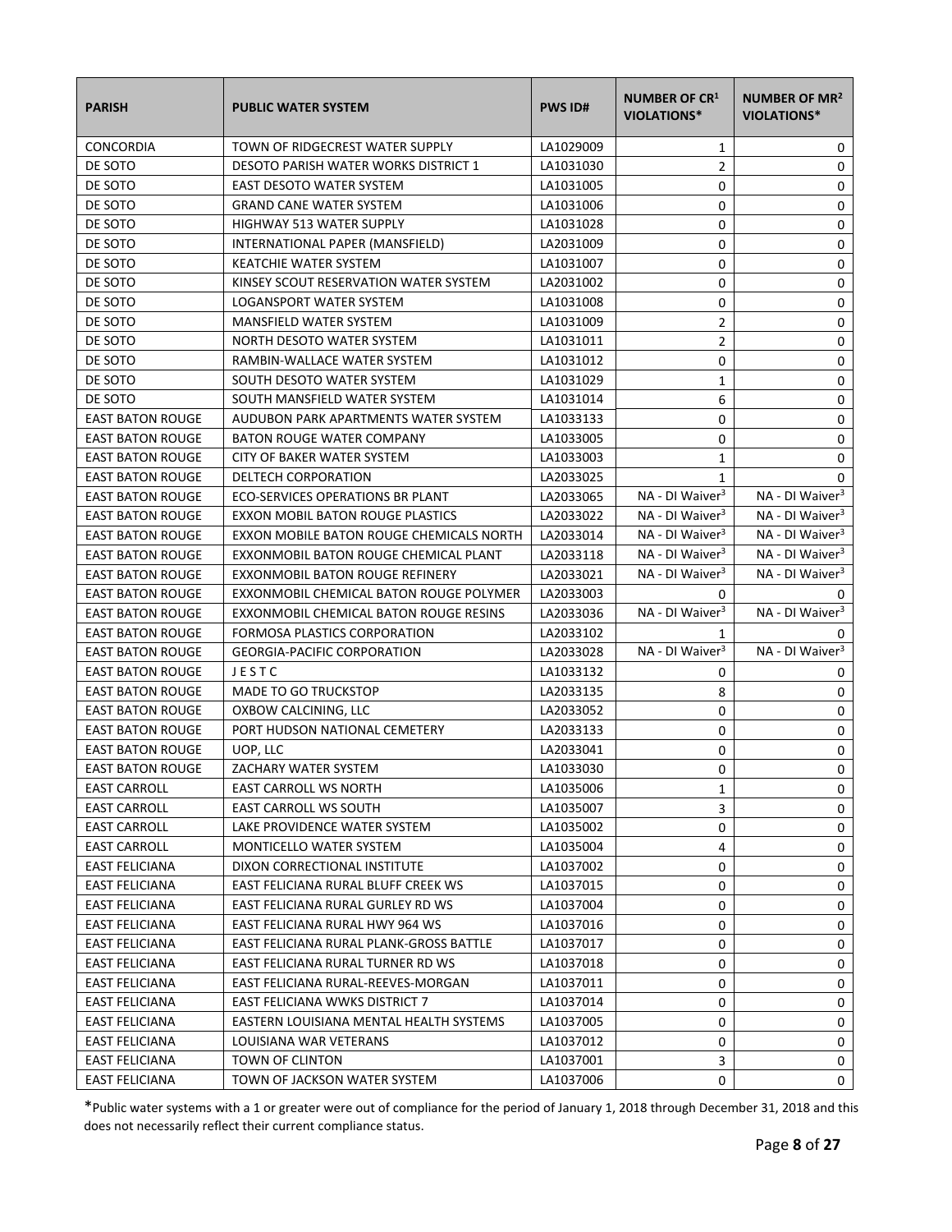| PARISH | PUBLIC WATER SYSTEM | PWS ID# | NUMBER OF CR[1] VIOLATIONS* | NUMBER OF MR[2] VIOLATIONS* |
|---|---|---|---|---|
| CONCORDIA | TOWN OF RIDGECREST WATER SUPPLY | LA1029009 | 1 | 0 |
| DE SOTO | DESOTO PARISH WATER WORKS DISTRICT 1 | LA1031030 | 2 | 0 |
| DE SOTO | EAST DESOTO WATER SYSTEM | LA1031005 | 0 | 0 |
| DE SOTO | GRAND CANE WATER SYSTEM | LA1031006 | 0 | 0 |
| DE SOTO | HIGHWAY 513 WATER SUPPLY | LA1031028 | 0 | 0 |
| DE SOTO | INTERNATIONAL PAPER (MANSFIELD) | LA2031009 | 0 | 0 |
| DE SOTO | KEATCHIE WATER SYSTEM | LA1031007 | 0 | 0 |
| DE SOTO | KINSEY SCOUT RESERVATION WATER SYSTEM | LA2031002 | 0 | 0 |
| DE SOTO | LOGANSPORT WATER SYSTEM | LA1031008 | 0 | 0 |
| DE SOTO | MANSFIELD WATER SYSTEM | LA1031009 | 2 | 0 |
| DE SOTO | NORTH DESOTO WATER SYSTEM | LA1031011 | 2 | 0 |
| DE SOTO | RAMBIN-WALLACE WATER SYSTEM | LA1031012 | 0 | 0 |
| DE SOTO | SOUTH DESOTO WATER SYSTEM | LA1031029 | 1 | 0 |
| DE SOTO | SOUTH MANSFIELD WATER SYSTEM | LA1031014 | 6 | 0 |
| EAST BATON ROUGE | AUDUBON PARK APARTMENTS WATER SYSTEM | LA1033133 | 0 | 0 |
| EAST BATON ROUGE | BATON ROUGE WATER COMPANY | LA1033005 | 0 | 0 |
| EAST BATON ROUGE | CITY OF BAKER WATER SYSTEM | LA1033003 | 1 | 0 |
| EAST BATON ROUGE | DELTECH CORPORATION | LA2033025 | 1 | 0 |
| EAST BATON ROUGE | ECO-SERVICES OPERATIONS BR PLANT | LA2033065 | NA - DI Waiver[3] | NA - DI Waiver[3] |
| EAST BATON ROUGE | EXXON MOBIL BATON ROUGE PLASTICS | LA2033022 | NA - DI Waiver[3] | NA - DI Waiver[3] |
| EAST BATON ROUGE | EXXON MOBILE BATON ROUGE CHEMICALS NORTH | LA2033014 | NA - DI Waiver[3] | NA - DI Waiver[3] |
| EAST BATON ROUGE | EXXONMOBIL BATON ROUGE CHEMICAL PLANT | LA2033118 | NA - DI Waiver[3] | NA - DI Waiver[3] |
| EAST BATON ROUGE | EXXONMOBIL BATON ROUGE REFINERY | LA2033021 | NA - DI Waiver[3] | NA - DI Waiver[3] |
| EAST BATON ROUGE | EXXONMOBIL CHEMICAL BATON ROUGE POLYMER | LA2033003 | 0 | 0 |
| EAST BATON ROUGE | EXXONMOBIL CHEMICAL BATON ROUGE RESINS | LA2033036 | NA - DI Waiver[3] | NA - DI Waiver[3] |
| EAST BATON ROUGE | FORMOSA PLASTICS CORPORATION | LA2033102 | 1 | 0 |
| EAST BATON ROUGE | GEORGIA-PACIFIC CORPORATION | LA2033028 | NA - DI Waiver[3] | NA - DI Waiver[3] |
| EAST BATON ROUGE | J E S T C | LA1033132 | 0 | 0 |
| EAST BATON ROUGE | MADE TO GO TRUCKSTOP | LA2033135 | 8 | 0 |
| EAST BATON ROUGE | OXBOW CALCINING, LLC | LA2033052 | 0 | 0 |
| EAST BATON ROUGE | PORT HUDSON NATIONAL CEMETERY | LA2033133 | 0 | 0 |
| EAST BATON ROUGE | UOP, LLC | LA2033041 | 0 | 0 |
| EAST BATON ROUGE | ZACHARY WATER SYSTEM | LA1033030 | 0 | 0 |
| EAST CARROLL | EAST CARROLL WS NORTH | LA1035006 | 1 | 0 |
| EAST CARROLL | EAST CARROLL WS SOUTH | LA1035007 | 3 | 0 |
| EAST CARROLL | LAKE PROVIDENCE WATER SYSTEM | LA1035002 | 0 | 0 |
| EAST CARROLL | MONTICELLO WATER SYSTEM | LA1035004 | 4 | 0 |
| EAST FELICIANA | DIXON CORRECTIONAL INSTITUTE | LA1037002 | 0 | 0 |
| EAST FELICIANA | EAST FELICIANA RURAL BLUFF CREEK WS | LA1037015 | 0 | 0 |
| EAST FELICIANA | EAST FELICIANA RURAL GURLEY RD WS | LA1037004 | 0 | 0 |
| EAST FELICIANA | EAST FELICIANA RURAL HWY 964 WS | LA1037016 | 0 | 0 |
| EAST FELICIANA | EAST FELICIANA RURAL PLANK-GROSS BATTLE | LA1037017 | 0 | 0 |
| EAST FELICIANA | EAST FELICIANA RURAL TURNER RD WS | LA1037018 | 0 | 0 |
| EAST FELICIANA | EAST FELICIANA RURAL-REEVES-MORGAN | LA1037011 | 0 | 0 |
| EAST FELICIANA | EAST FELICIANA WWKS DISTRICT 7 | LA1037014 | 0 | 0 |
| EAST FELICIANA | EASTERN LOUISIANA MENTAL HEALTH SYSTEMS | LA1037005 | 0 | 0 |
| EAST FELICIANA | LOUISIANA WAR VETERANS | LA1037012 | 0 | 0 |
| EAST FELICIANA | TOWN OF CLINTON | LA1037001 | 3 | 0 |
| EAST FELICIANA | TOWN OF JACKSON WATER SYSTEM | LA1037006 | 0 | 0 |

*Public water systems with a 1 or greater were out of compliance for the period of January 1, 2018 through December 31, 2018 and this does not necessarily reflect their current compliance status.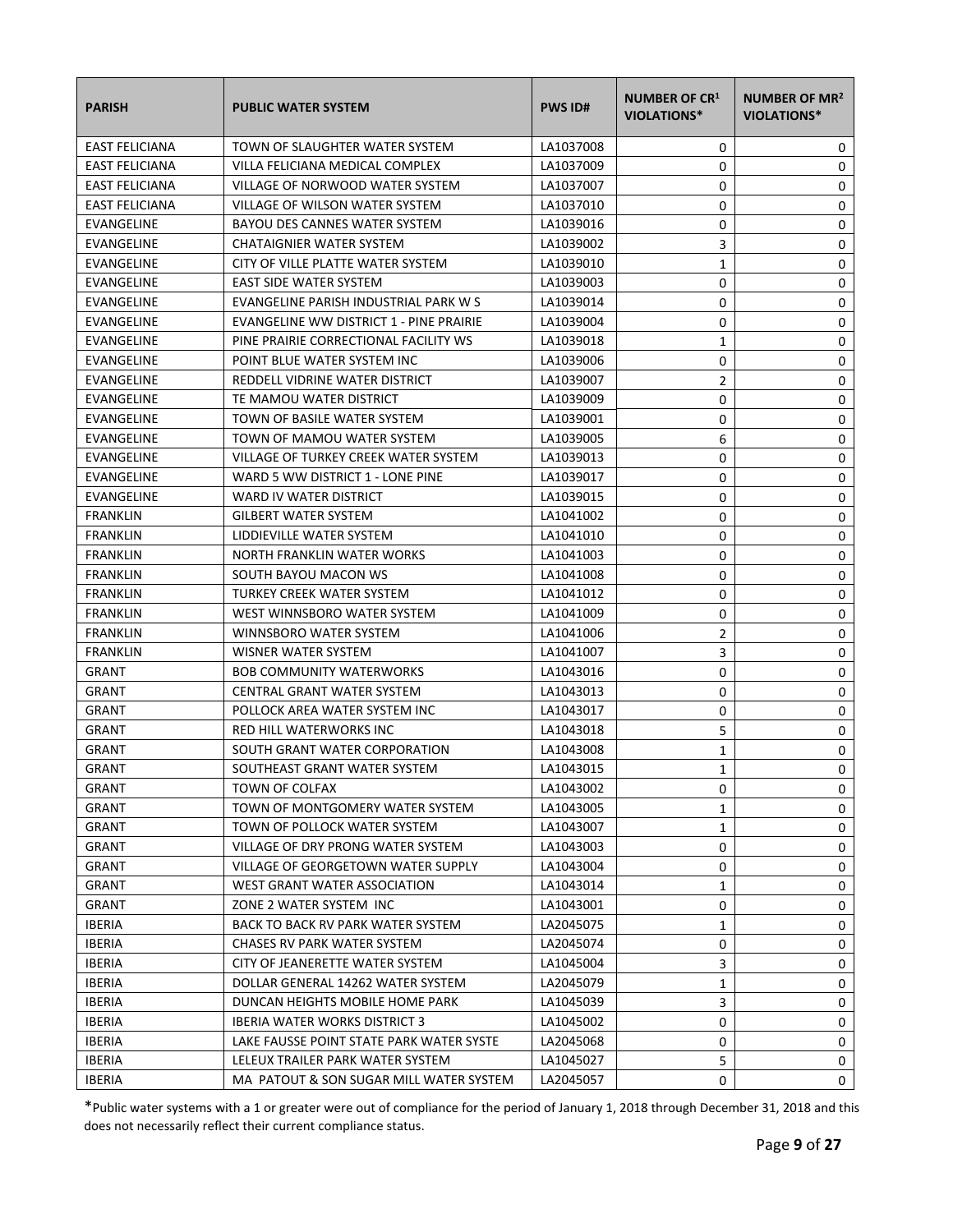| PARISH | PUBLIC WATER SYSTEM | PWS ID# | NUMBER OF CR[1] VIOLATIONS* | NUMBER OF MR[2] VIOLATIONS* |
|---|---|---|---|---|
| EAST FELICIANA | TOWN OF SLAUGHTER WATER SYSTEM | LA1037008 | 0 | 0 |
| EAST FELICIANA | VILLA FELICIANA MEDICAL COMPLEX | LA1037009 | 0 | 0 |
| EAST FELICIANA | VILLAGE OF NORWOOD WATER SYSTEM | LA1037007 | 0 | 0 |
| EAST FELICIANA | VILLAGE OF WILSON WATER SYSTEM | LA1037010 | 0 | 0 |
| EVANGELINE | BAYOU DES CANNES WATER SYSTEM | LA1039016 | 0 | 0 |
| EVANGELINE | CHATAIGNIER WATER SYSTEM | LA1039002 | 3 | 0 |
| EVANGELINE | CITY OF VILLE PLATTE WATER SYSTEM | LA1039010 | 1 | 0 |
| EVANGELINE | EAST SIDE WATER SYSTEM | LA1039003 | 0 | 0 |
| EVANGELINE | EVANGELINE PARISH INDUSTRIAL PARK W S | LA1039014 | 0 | 0 |
| EVANGELINE | EVANGELINE WW DISTRICT 1 - PINE PRAIRIE | LA1039004 | 0 | 0 |
| EVANGELINE | PINE PRAIRIE CORRECTIONAL FACILITY WS | LA1039018 | 1 | 0 |
| EVANGELINE | POINT BLUE WATER SYSTEM INC | LA1039006 | 0 | 0 |
| EVANGELINE | REDDELL VIDRINE WATER DISTRICT | LA1039007 | 2 | 0 |
| EVANGELINE | TE MAMOU WATER DISTRICT | LA1039009 | 0 | 0 |
| EVANGELINE | TOWN OF BASILE WATER SYSTEM | LA1039001 | 0 | 0 |
| EVANGELINE | TOWN OF MAMOU WATER SYSTEM | LA1039005 | 6 | 0 |
| EVANGELINE | VILLAGE OF TURKEY CREEK WATER SYSTEM | LA1039013 | 0 | 0 |
| EVANGELINE | WARD 5 WW DISTRICT 1 - LONE PINE | LA1039017 | 0 | 0 |
| EVANGELINE | WARD IV WATER DISTRICT | LA1039015 | 0 | 0 |
| FRANKLIN | GILBERT WATER SYSTEM | LA1041002 | 0 | 0 |
| FRANKLIN | LIDDIEVILLE WATER SYSTEM | LA1041010 | 0 | 0 |
| FRANKLIN | NORTH FRANKLIN WATER WORKS | LA1041003 | 0 | 0 |
| FRANKLIN | SOUTH BAYOU MACON WS | LA1041008 | 0 | 0 |
| FRANKLIN | TURKEY CREEK WATER SYSTEM | LA1041012 | 0 | 0 |
| FRANKLIN | WEST WINNSBORO WATER SYSTEM | LA1041009 | 0 | 0 |
| FRANKLIN | WINNSBORO WATER SYSTEM | LA1041006 | 2 | 0 |
| FRANKLIN | WISNER WATER SYSTEM | LA1041007 | 3 | 0 |
| GRANT | BOB COMMUNITY WATERWORKS | LA1043016 | 0 | 0 |
| GRANT | CENTRAL GRANT WATER SYSTEM | LA1043013 | 0 | 0 |
| GRANT | POLLOCK AREA WATER SYSTEM INC | LA1043017 | 0 | 0 |
| GRANT | RED HILL WATERWORKS INC | LA1043018 | 5 | 0 |
| GRANT | SOUTH GRANT WATER CORPORATION | LA1043008 | 1 | 0 |
| GRANT | SOUTHEAST GRANT WATER SYSTEM | LA1043015 | 1 | 0 |
| GRANT | TOWN OF COLFAX | LA1043002 | 0 | 0 |
| GRANT | TOWN OF MONTGOMERY WATER SYSTEM | LA1043005 | 1 | 0 |
| GRANT | TOWN OF POLLOCK WATER SYSTEM | LA1043007 | 1 | 0 |
| GRANT | VILLAGE OF DRY PRONG WATER SYSTEM | LA1043003 | 0 | 0 |
| GRANT | VILLAGE OF GEORGETOWN WATER SUPPLY | LA1043004 | 0 | 0 |
| GRANT | WEST GRANT WATER ASSOCIATION | LA1043014 | 1 | 0 |
| GRANT | ZONE 2 WATER SYSTEM INC | LA1043001 | 0 | 0 |
| IBERIA | BACK TO BACK RV PARK WATER SYSTEM | LA2045075 | 1 | 0 |
| IBERIA | CHASES RV PARK WATER SYSTEM | LA2045074 | 0 | 0 |
| IBERIA | CITY OF JEANERETTE WATER SYSTEM | LA1045004 | 3 | 0 |
| IBERIA | DOLLAR GENERAL 14262 WATER SYSTEM | LA2045079 | 1 | 0 |
| IBERIA | DUNCAN HEIGHTS MOBILE HOME PARK | LA1045039 | 3 | 0 |
| IBERIA | IBERIA WATER WORKS DISTRICT 3 | LA1045002 | 0 | 0 |
| IBERIA | LAKE FAUSSE POINT STATE PARK WATER SYSTE | LA2045068 | 0 | 0 |
| IBERIA | LELEUX TRAILER PARK WATER SYSTEM | LA1045027 | 5 | 0 |
| IBERIA | MA PATOUT & SON SUGAR MILL WATER SYSTEM | LA2045057 | 0 | 0 |

*Public water systems with a 1 or greater were out of compliance for the period of January 1, 2018 through December 31, 2018 and this does not necessarily reflect their current compliance status.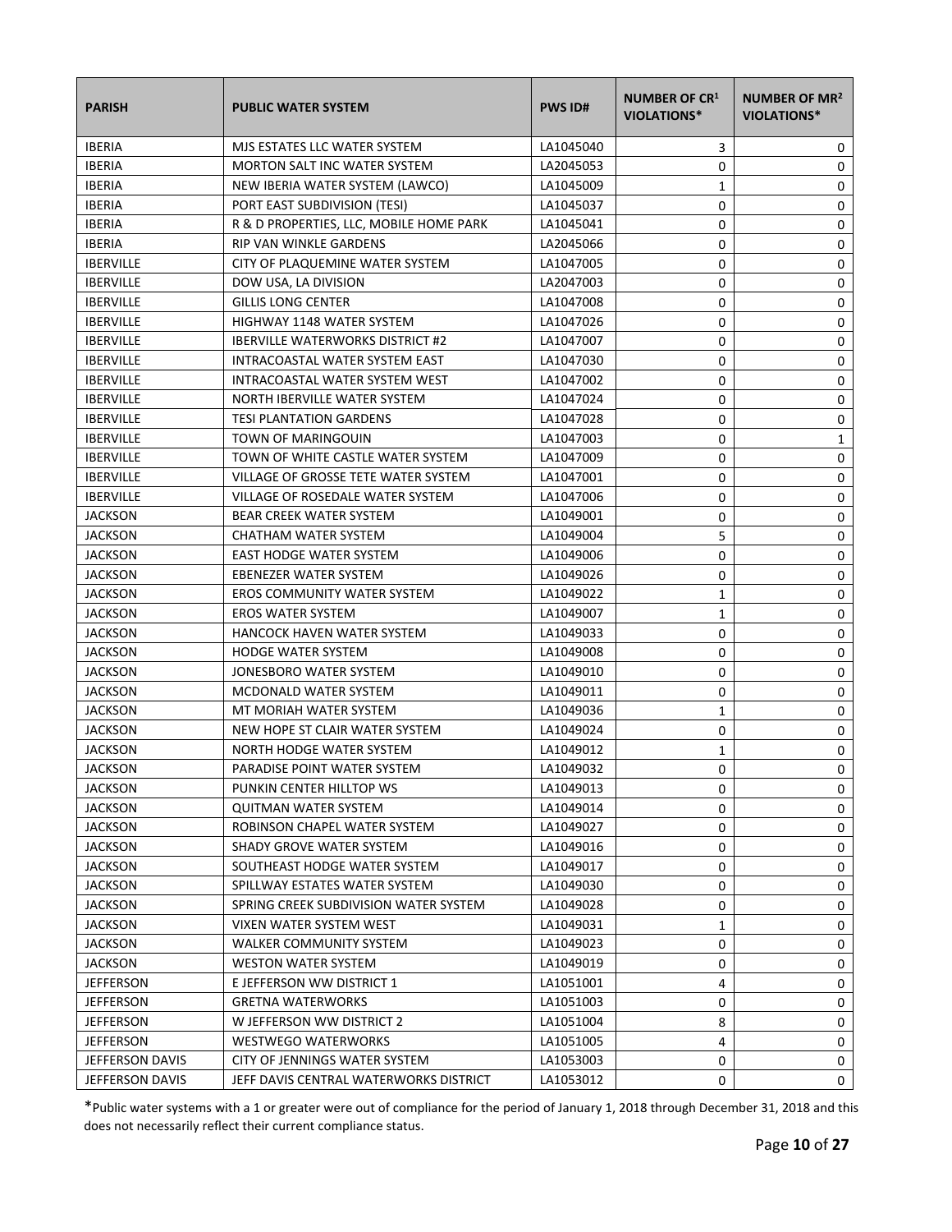| PARISH | PUBLIC WATER SYSTEM | PWS ID# | NUMBER OF CR[1] VIOLATIONS* | NUMBER OF MR[2] VIOLATIONS* |
|---|---|---|---|---|
| IBERIA | MJS ESTATES LLC WATER SYSTEM | LA1045040 | 3 | 0 |
| IBERIA | MORTON SALT INC WATER SYSTEM | LA2045053 | 0 | 0 |
| IBERIA | NEW IBERIA WATER SYSTEM (LAWCO) | LA1045009 | 1 | 0 |
| IBERIA | PORT EAST SUBDIVISION (TESI) | LA1045037 | 0 | 0 |
| IBERIA | R & D PROPERTIES, LLC, MOBILE HOME PARK | LA1045041 | 0 | 0 |
| IBERIA | RIP VAN WINKLE GARDENS | LA2045066 | 0 | 0 |
| IBERVILLE | CITY OF PLAQUEMINE WATER SYSTEM | LA1047005 | 0 | 0 |
| IBERVILLE | DOW USA, LA DIVISION | LA2047003 | 0 | 0 |
| IBERVILLE | GILLIS LONG CENTER | LA1047008 | 0 | 0 |
| IBERVILLE | HIGHWAY 1148 WATER SYSTEM | LA1047026 | 0 | 0 |
| IBERVILLE | IBERVILLE WATERWORKS DISTRICT #2 | LA1047007 | 0 | 0 |
| IBERVILLE | INTRACOASTAL WATER SYSTEM EAST | LA1047030 | 0 | 0 |
| IBERVILLE | INTRACOASTAL WATER SYSTEM WEST | LA1047002 | 0 | 0 |
| IBERVILLE | NORTH IBERVILLE WATER SYSTEM | LA1047024 | 0 | 0 |
| IBERVILLE | TESI PLANTATION GARDENS | LA1047028 | 0 | 0 |
| IBERVILLE | TOWN OF MARINGOUIN | LA1047003 | 0 | 1 |
| IBERVILLE | TOWN OF WHITE CASTLE WATER SYSTEM | LA1047009 | 0 | 0 |
| IBERVILLE | VILLAGE OF GROSSE TETE WATER SYSTEM | LA1047001 | 0 | 0 |
| IBERVILLE | VILLAGE OF ROSEDALE WATER SYSTEM | LA1047006 | 0 | 0 |
| JACKSON | BEAR CREEK WATER SYSTEM | LA1049001 | 0 | 0 |
| JACKSON | CHATHAM WATER SYSTEM | LA1049004 | 5 | 0 |
| JACKSON | EAST HODGE WATER SYSTEM | LA1049006 | 0 | 0 |
| JACKSON | EBENEZER WATER SYSTEM | LA1049026 | 0 | 0 |
| JACKSON | EROS COMMUNITY WATER SYSTEM | LA1049022 | 1 | 0 |
| JACKSON | EROS WATER SYSTEM | LA1049007 | 1 | 0 |
| JACKSON | HANCOCK HAVEN WATER SYSTEM | LA1049033 | 0 | 0 |
| JACKSON | HODGE WATER SYSTEM | LA1049008 | 0 | 0 |
| JACKSON | JONESBORO WATER SYSTEM | LA1049010 | 0 | 0 |
| JACKSON | MCDONALD WATER SYSTEM | LA1049011 | 0 | 0 |
| JACKSON | MT MORIAH WATER SYSTEM | LA1049036 | 1 | 0 |
| JACKSON | NEW HOPE ST CLAIR WATER SYSTEM | LA1049024 | 0 | 0 |
| JACKSON | NORTH HODGE WATER SYSTEM | LA1049012 | 1 | 0 |
| JACKSON | PARADISE POINT WATER SYSTEM | LA1049032 | 0 | 0 |
| JACKSON | PUNKIN CENTER HILLTOP WS | LA1049013 | 0 | 0 |
| JACKSON | QUITMAN WATER SYSTEM | LA1049014 | 0 | 0 |
| JACKSON | ROBINSON CHAPEL WATER SYSTEM | LA1049027 | 0 | 0 |
| JACKSON | SHADY GROVE WATER SYSTEM | LA1049016 | 0 | 0 |
| JACKSON | SOUTHEAST HODGE WATER SYSTEM | LA1049017 | 0 | 0 |
| JACKSON | SPILLWAY ESTATES WATER SYSTEM | LA1049030 | 0 | 0 |
| JACKSON | SPRING CREEK SUBDIVISION WATER SYSTEM | LA1049028 | 0 | 0 |
| JACKSON | VIXEN WATER SYSTEM WEST | LA1049031 | 1 | 0 |
| JACKSON | WALKER COMMUNITY SYSTEM | LA1049023 | 0 | 0 |
| JACKSON | WESTON WATER SYSTEM | LA1049019 | 0 | 0 |
| JEFFERSON | E JEFFERSON WW DISTRICT 1 | LA1051001 | 4 | 0 |
| JEFFERSON | GRETNA WATERWORKS | LA1051003 | 0 | 0 |
| JEFFERSON | W JEFFERSON WW DISTRICT 2 | LA1051004 | 8 | 0 |
| JEFFERSON | WESTWEGO WATERWORKS | LA1051005 | 4 | 0 |
| JEFFERSON DAVIS | CITY OF JENNINGS WATER SYSTEM | LA1053003 | 0 | 0 |
| JEFFERSON DAVIS | JEFF DAVIS CENTRAL WATERWORKS DISTRICT | LA1053012 | 0 | 0 |

*Public water systems with a 1 or greater were out of compliance for the period of January 1, 2018 through December 31, 2018 and this does not necessarily reflect their current compliance status.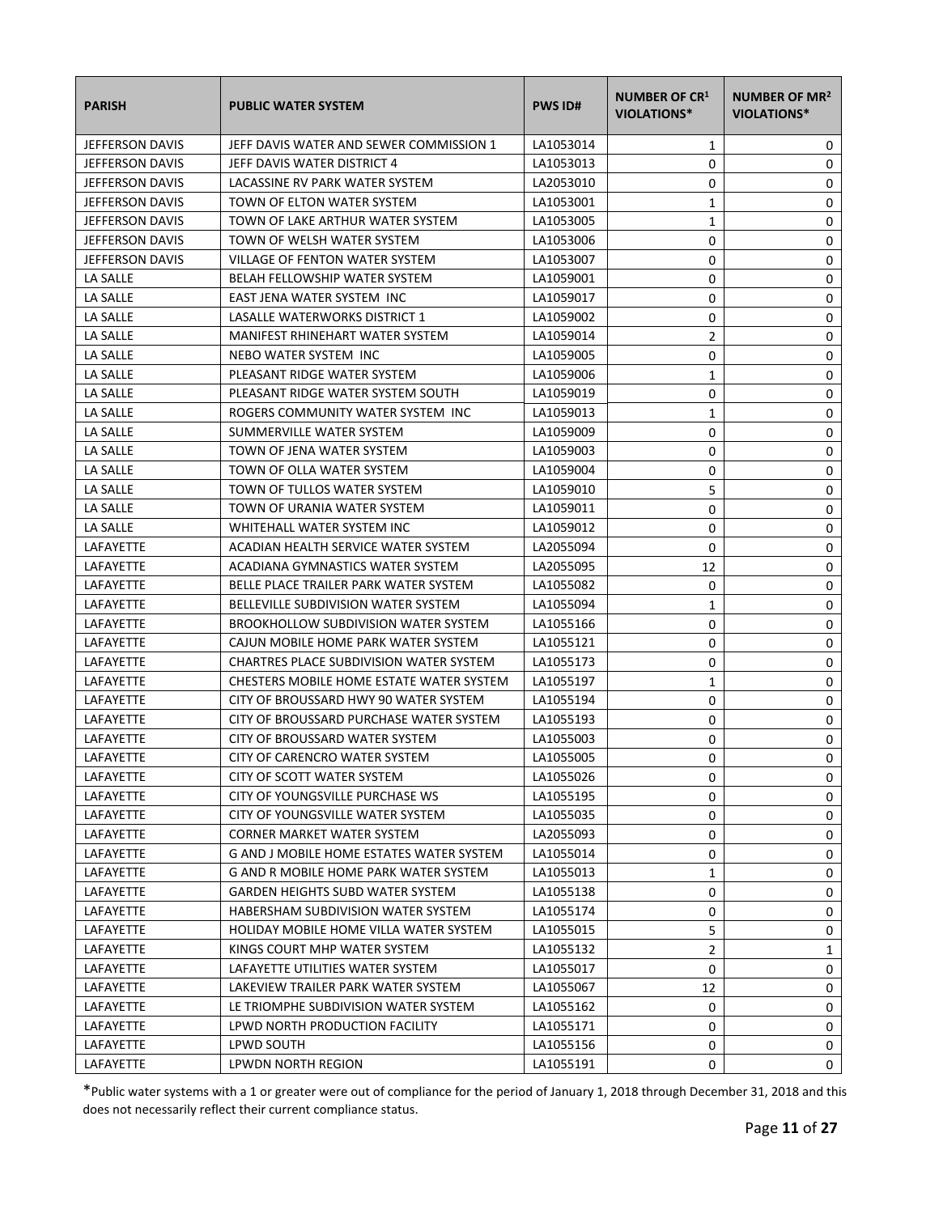| PARISH | PUBLIC WATER SYSTEM | PWS ID# | NUMBER OF CR[1] VIOLATIONS* | NUMBER OF MR[2] VIOLATIONS* |
|---|---|---|---|---|
| JEFFERSON DAVIS | JEFF DAVIS WATER AND SEWER COMMISSION 1 | LA1053014 | 1 | 0 |
| JEFFERSON DAVIS | JEFF DAVIS WATER DISTRICT 4 | LA1053013 | 0 | 0 |
| JEFFERSON DAVIS | LACASSINE RV PARK WATER SYSTEM | LA2053010 | 0 | 0 |
| JEFFERSON DAVIS | TOWN OF ELTON WATER SYSTEM | LA1053001 | 1 | 0 |
| JEFFERSON DAVIS | TOWN OF LAKE ARTHUR WATER SYSTEM | LA1053005 | 1 | 0 |
| JEFFERSON DAVIS | TOWN OF WELSH WATER SYSTEM | LA1053006 | 0 | 0 |
| JEFFERSON DAVIS | VILLAGE OF FENTON WATER SYSTEM | LA1053007 | 0 | 0 |
| LA SALLE | BELAH FELLOWSHIP WATER SYSTEM | LA1059001 | 0 | 0 |
| LA SALLE | EAST JENA WATER SYSTEM INC | LA1059017 | 0 | 0 |
| LA SALLE | LASALLE WATERWORKS DISTRICT 1 | LA1059002 | 0 | 0 |
| LA SALLE | MANIFEST RHINEHART WATER SYSTEM | LA1059014 | 2 | 0 |
| LA SALLE | NEBO WATER SYSTEM INC | LA1059005 | 0 | 0 |
| LA SALLE | PLEASANT RIDGE WATER SYSTEM | LA1059006 | 1 | 0 |
| LA SALLE | PLEASANT RIDGE WATER SYSTEM SOUTH | LA1059019 | 0 | 0 |
| LA SALLE | ROGERS COMMUNITY WATER SYSTEM INC | LA1059013 | 1 | 0 |
| LA SALLE | SUMMERVILLE WATER SYSTEM | LA1059009 | 0 | 0 |
| LA SALLE | TOWN OF JENA WATER SYSTEM | LA1059003 | 0 | 0 |
| LA SALLE | TOWN OF OLLA WATER SYSTEM | LA1059004 | 0 | 0 |
| LA SALLE | TOWN OF TULLOS WATER SYSTEM | LA1059010 | 5 | 0 |
| LA SALLE | TOWN OF URANIA WATER SYSTEM | LA1059011 | 0 | 0 |
| LA SALLE | WHITEHALL WATER SYSTEM INC | LA1059012 | 0 | 0 |
| LAFAYETTE | ACADIAN HEALTH SERVICE WATER SYSTEM | LA2055094 | 0 | 0 |
| LAFAYETTE | ACADIANA GYMNASTICS WATER SYSTEM | LA2055095 | 12 | 0 |
| LAFAYETTE | BELLE PLACE TRAILER PARK WATER SYSTEM | LA1055082 | 0 | 0 |
| LAFAYETTE | BELLEVILLE SUBDIVISION WATER SYSTEM | LA1055094 | 1 | 0 |
| LAFAYETTE | BROOKHOLLOW SUBDIVISION WATER SYSTEM | LA1055166 | 0 | 0 |
| LAFAYETTE | CAJUN MOBILE HOME PARK WATER SYSTEM | LA1055121 | 0 | 0 |
| LAFAYETTE | CHARTRES PLACE SUBDIVISION WATER SYSTEM | LA1055173 | 0 | 0 |
| LAFAYETTE | CHESTERS MOBILE HOME ESTATE WATER SYSTEM | LA1055197 | 1 | 0 |
| LAFAYETTE | CITY OF BROUSSARD HWY 90 WATER SYSTEM | LA1055194 | 0 | 0 |
| LAFAYETTE | CITY OF BROUSSARD PURCHASE WATER SYSTEM | LA1055193 | 0 | 0 |
| LAFAYETTE | CITY OF BROUSSARD WATER SYSTEM | LA1055003 | 0 | 0 |
| LAFAYETTE | CITY OF CARENCRO WATER SYSTEM | LA1055005 | 0 | 0 |
| LAFAYETTE | CITY OF SCOTT WATER SYSTEM | LA1055026 | 0 | 0 |
| LAFAYETTE | CITY OF YOUNGSVILLE PURCHASE WS | LA1055195 | 0 | 0 |
| LAFAYETTE | CITY OF YOUNGSVILLE WATER SYSTEM | LA1055035 | 0 | 0 |
| LAFAYETTE | CORNER MARKET WATER SYSTEM | LA2055093 | 0 | 0 |
| LAFAYETTE | G AND J MOBILE HOME ESTATES WATER SYSTEM | LA1055014 | 0 | 0 |
| LAFAYETTE | G AND R MOBILE HOME PARK WATER SYSTEM | LA1055013 | 1 | 0 |
| LAFAYETTE | GARDEN HEIGHTS SUBD WATER SYSTEM | LA1055138 | 0 | 0 |
| LAFAYETTE | HABERSHAM SUBDIVISION WATER SYSTEM | LA1055174 | 0 | 0 |
| LAFAYETTE | HOLIDAY MOBILE HOME VILLA WATER SYSTEM | LA1055015 | 5 | 0 |
| LAFAYETTE | KINGS COURT MHP WATER SYSTEM | LA1055132 | 2 | 1 |
| LAFAYETTE | LAFAYETTE UTILITIES WATER SYSTEM | LA1055017 | 0 | 0 |
| LAFAYETTE | LAKEVIEW TRAILER PARK WATER SYSTEM | LA1055067 | 12 | 0 |
| LAFAYETTE | LE TRIOMPHE SUBDIVISION WATER SYSTEM | LA1055162 | 0 | 0 |
| LAFAYETTE | LPWD NORTH PRODUCTION FACILITY | LA1055171 | 0 | 0 |
| LAFAYETTE | LPWD SOUTH | LA1055156 | 0 | 0 |
| LAFAYETTE | LPWDN NORTH REGION | LA1055191 | 0 | 0 |

*Public water systems with a 1 or greater were out of compliance for the period of January 1, 2018 through December 31, 2018 and this does not necessarily reflect their current compliance status.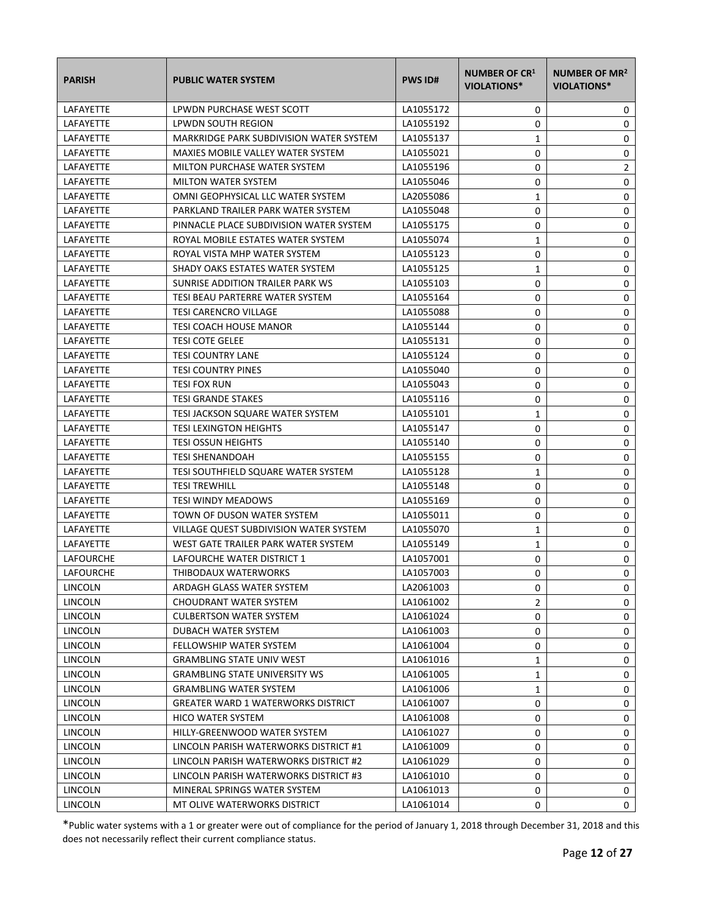| PARISH | PUBLIC WATER SYSTEM | PWS ID# | NUMBER OF CR[1] VIOLATIONS* | NUMBER OF MR[2] VIOLATIONS* |
|---|---|---|---|---|
| LAFAYETTE | LPWDN PURCHASE WEST SCOTT | LA1055172 | 0 | 0 |
| LAFAYETTE | LPWDN SOUTH REGION | LA1055192 | 0 | 0 |
| LAFAYETTE | MARKRIDGE PARK SUBDIVISION WATER SYSTEM | LA1055137 | 1 | 0 |
| LAFAYETTE | MAXIES MOBILE VALLEY WATER SYSTEM | LA1055021 | 0 | 0 |
| LAFAYETTE | MILTON PURCHASE WATER SYSTEM | LA1055196 | 0 | 2 |
| LAFAYETTE | MILTON WATER SYSTEM | LA1055046 | 0 | 0 |
| LAFAYETTE | OMNI GEOPHYSICAL LLC WATER SYSTEM | LA2055086 | 1 | 0 |
| LAFAYETTE | PARKLAND TRAILER PARK WATER SYSTEM | LA1055048 | 0 | 0 |
| LAFAYETTE | PINNACLE PLACE SUBDIVISION WATER SYSTEM | LA1055175 | 0 | 0 |
| LAFAYETTE | ROYAL MOBILE ESTATES WATER SYSTEM | LA1055074 | 1 | 0 |
| LAFAYETTE | ROYAL VISTA MHP WATER SYSTEM | LA1055123 | 0 | 0 |
| LAFAYETTE | SHADY OAKS ESTATES WATER SYSTEM | LA1055125 | 1 | 0 |
| LAFAYETTE | SUNRISE ADDITION TRAILER PARK WS | LA1055103 | 0 | 0 |
| LAFAYETTE | TESI BEAU PARTERRE WATER SYSTEM | LA1055164 | 0 | 0 |
| LAFAYETTE | TESI CARENCRO VILLAGE | LA1055088 | 0 | 0 |
| LAFAYETTE | TESI COACH HOUSE MANOR | LA1055144 | 0 | 0 |
| LAFAYETTE | TESI COTE GELEE | LA1055131 | 0 | 0 |
| LAFAYETTE | TESI COUNTRY LANE | LA1055124 | 0 | 0 |
| LAFAYETTE | TESI COUNTRY PINES | LA1055040 | 0 | 0 |
| LAFAYETTE | TESI FOX RUN | LA1055043 | 0 | 0 |
| LAFAYETTE | TESI GRANDE STAKES | LA1055116 | 0 | 0 |
| LAFAYETTE | TESI JACKSON SQUARE WATER SYSTEM | LA1055101 | 1 | 0 |
| LAFAYETTE | TESI LEXINGTON HEIGHTS | LA1055147 | 0 | 0 |
| LAFAYETTE | TESI OSSUN HEIGHTS | LA1055140 | 0 | 0 |
| LAFAYETTE | TESI SHENANDOAH | LA1055155 | 0 | 0 |
| LAFAYETTE | TESI SOUTHFIELD SQUARE WATER SYSTEM | LA1055128 | 1 | 0 |
| LAFAYETTE | TESI TREWHILL | LA1055148 | 0 | 0 |
| LAFAYETTE | TESI WINDY MEADOWS | LA1055169 | 0 | 0 |
| LAFAYETTE | TOWN OF DUSON WATER SYSTEM | LA1055011 | 0 | 0 |
| LAFAYETTE | VILLAGE QUEST SUBDIVISION WATER SYSTEM | LA1055070 | 1 | 0 |
| LAFAYETTE | WEST GATE TRAILER PARK WATER SYSTEM | LA1055149 | 1 | 0 |
| LAFOURCHE | LAFOURCHE WATER DISTRICT 1 | LA1057001 | 0 | 0 |
| LAFOURCHE | THIBODAUX WATERWORKS | LA1057003 | 0 | 0 |
| LINCOLN | ARDAGH GLASS WATER SYSTEM | LA2061003 | 0 | 0 |
| LINCOLN | CHOUDRANT WATER SYSTEM | LA1061002 | 2 | 0 |
| LINCOLN | CULBERTSON WATER SYSTEM | LA1061024 | 0 | 0 |
| LINCOLN | DUBACH WATER SYSTEM | LA1061003 | 0 | 0 |
| LINCOLN | FELLOWSHIP WATER SYSTEM | LA1061004 | 0 | 0 |
| LINCOLN | GRAMBLING STATE UNIV WEST | LA1061016 | 1 | 0 |
| LINCOLN | GRAMBLING STATE UNIVERSITY WS | LA1061005 | 1 | 0 |
| LINCOLN | GRAMBLING WATER SYSTEM | LA1061006 | 1 | 0 |
| LINCOLN | GREATER WARD 1 WATERWORKS DISTRICT | LA1061007 | 0 | 0 |
| LINCOLN | HICO WATER SYSTEM | LA1061008 | 0 | 0 |
| LINCOLN | HILLY-GREENWOOD WATER SYSTEM | LA1061027 | 0 | 0 |
| LINCOLN | LINCOLN PARISH WATERWORKS DISTRICT #1 | LA1061009 | 0 | 0 |
| LINCOLN | LINCOLN PARISH WATERWORKS DISTRICT #2 | LA1061029 | 0 | 0 |
| LINCOLN | LINCOLN PARISH WATERWORKS DISTRICT #3 | LA1061010 | 0 | 0 |
| LINCOLN | MINERAL SPRINGS WATER SYSTEM | LA1061013 | 0 | 0 |
| LINCOLN | MT OLIVE WATERWORKS DISTRICT | LA1061014 | 0 | 0 |

*Public water systems with a 1 or greater were out of compliance for the period of January 1, 2018 through December 31, 2018 and this does not necessarily reflect their current compliance status.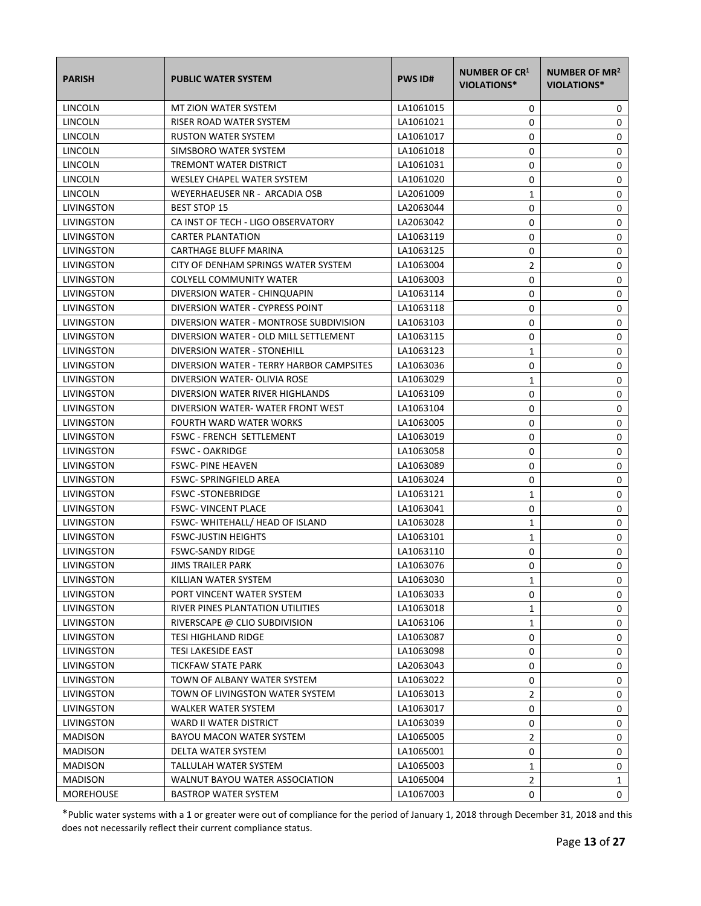| PARISH | PUBLIC WATER SYSTEM | PWS ID# | NUMBER OF CR[1] VIOLATIONS* | NUMBER OF MR[2] VIOLATIONS* |
| --- | --- | --- | --- | --- |
| LINCOLN | MT ZION WATER SYSTEM | LA1061015 | 0 | 0 |
| LINCOLN | RISER ROAD WATER SYSTEM | LA1061021 | 0 | 0 |
| LINCOLN | RUSTON WATER SYSTEM | LA1061017 | 0 | 0 |
| LINCOLN | SIMSBORO WATER SYSTEM | LA1061018 | 0 | 0 |
| LINCOLN | TREMONT WATER DISTRICT | LA1061031 | 0 | 0 |
| LINCOLN | WESLEY CHAPEL WATER SYSTEM | LA1061020 | 0 | 0 |
| LINCOLN | WEYERHAEUSER NR - ARCADIA OSB | LA2061009 | 1 | 0 |
| LIVINGSTON | BEST STOP 15 | LA2063044 | 0 | 0 |
| LIVINGSTON | CA INST OF TECH - LIGO OBSERVATORY | LA2063042 | 0 | 0 |
| LIVINGSTON | CARTER PLANTATION | LA1063119 | 0 | 0 |
| LIVINGSTON | CARTHAGE BLUFF MARINA | LA1063125 | 0 | 0 |
| LIVINGSTON | CITY OF DENHAM SPRINGS WATER SYSTEM | LA1063004 | 2 | 0 |
| LIVINGSTON | COLYELL COMMUNITY WATER | LA1063003 | 0 | 0 |
| LIVINGSTON | DIVERSION WATER - CHINQUAPIN | LA1063114 | 0 | 0 |
| LIVINGSTON | DIVERSION WATER - CYPRESS POINT | LA1063118 | 0 | 0 |
| LIVINGSTON | DIVERSION WATER - MONTROSE SUBDIVISION | LA1063103 | 0 | 0 |
| LIVINGSTON | DIVERSION WATER - OLD MILL SETTLEMENT | LA1063115 | 0 | 0 |
| LIVINGSTON | DIVERSION WATER - STONEHILL | LA1063123 | 1 | 0 |
| LIVINGSTON | DIVERSION WATER - TERRY HARBOR CAMPSITES | LA1063036 | 0 | 0 |
| LIVINGSTON | DIVERSION WATER- OLIVIA ROSE | LA1063029 | 1 | 0 |
| LIVINGSTON | DIVERSION WATER RIVER HIGHLANDS | LA1063109 | 0 | 0 |
| LIVINGSTON | DIVERSION WATER- WATER FRONT WEST | LA1063104 | 0 | 0 |
| LIVINGSTON | FOURTH WARD WATER WORKS | LA1063005 | 0 | 0 |
| LIVINGSTON | FSWC - FRENCH SETTLEMENT | LA1063019 | 0 | 0 |
| LIVINGSTON | FSWC - OAKRIDGE | LA1063058 | 0 | 0 |
| LIVINGSTON | FSWC- PINE HEAVEN | LA1063089 | 0 | 0 |
| LIVINGSTON | FSWC- SPRINGFIELD AREA | LA1063024 | 0 | 0 |
| LIVINGSTON | FSWC -STONEBRIDGE | LA1063121 | 1 | 0 |
| LIVINGSTON | FSWC- VINCENT PLACE | LA1063041 | 0 | 0 |
| LIVINGSTON | FSWC- WHITEHALL/ HEAD OF ISLAND | LA1063028 | 1 | 0 |
| LIVINGSTON | FSWC-JUSTIN HEIGHTS | LA1063101 | 1 | 0 |
| LIVINGSTON | FSWC-SANDY RIDGE | LA1063110 | 0 | 0 |
| LIVINGSTON | JIMS TRAILER PARK | LA1063076 | 0 | 0 |
| LIVINGSTON | KILLIAN WATER SYSTEM | LA1063030 | 1 | 0 |
| LIVINGSTON | PORT VINCENT WATER SYSTEM | LA1063033 | 0 | 0 |
| LIVINGSTON | RIVER PINES PLANTATION UTILITIES | LA1063018 | 1 | 0 |
| LIVINGSTON | RIVERSCAPE @ CLIO SUBDIVISION | LA1063106 | 1 | 0 |
| LIVINGSTON | TESI HIGHLAND RIDGE | LA1063087 | 0 | 0 |
| LIVINGSTON | TESI LAKESIDE EAST | LA1063098 | 0 | 0 |
| LIVINGSTON | TICKFAW STATE PARK | LA2063043 | 0 | 0 |
| LIVINGSTON | TOWN OF ALBANY WATER SYSTEM | LA1063022 | 0 | 0 |
| LIVINGSTON | TOWN OF LIVINGSTON WATER SYSTEM | LA1063013 | 2 | 0 |
| LIVINGSTON | WALKER WATER SYSTEM | LA1063017 | 0 | 0 |
| LIVINGSTON | WARD II WATER DISTRICT | LA1063039 | 0 | 0 |
| MADISON | BAYOU MACON WATER SYSTEM | LA1065005 | 2 | 0 |
| MADISON | DELTA WATER SYSTEM | LA1065001 | 0 | 0 |
| MADISON | TALLULAH WATER SYSTEM | LA1065003 | 1 | 0 |
| MADISON | WALNUT BAYOU WATER ASSOCIATION | LA1065004 | 2 | 1 |
| MOREHOUSE | BASTROP WATER SYSTEM | LA1067003 | 0 | 0 |

*Public water systems with a 1 or greater were out of compliance for the period of January 1, 2018 through December 31, 2018 and this does not necessarily reflect their current compliance status.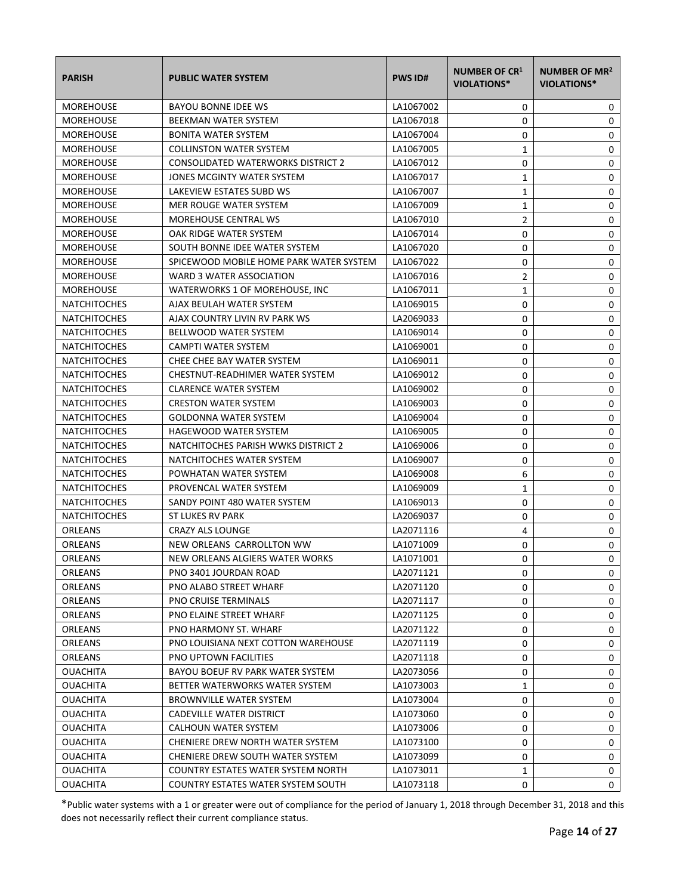| PARISH | PUBLIC WATER SYSTEM | PWS ID# | NUMBER OF CR[1] VIOLATIONS* | NUMBER OF MR[2] VIOLATIONS* |
|---|---|---|---|---|
| MOREHOUSE | BAYOU BONNE IDEE WS | LA1067002 | 0 | 0 |
| MOREHOUSE | BEEKMAN WATER SYSTEM | LA1067018 | 0 | 0 |
| MOREHOUSE | BONITA WATER SYSTEM | LA1067004 | 0 | 0 |
| MOREHOUSE | COLLINSTON WATER SYSTEM | LA1067005 | 1 | 0 |
| MOREHOUSE | CONSOLIDATED WATERWORKS DISTRICT 2 | LA1067012 | 0 | 0 |
| MOREHOUSE | JONES MCGINTY WATER SYSTEM | LA1067017 | 1 | 0 |
| MOREHOUSE | LAKEVIEW ESTATES SUBD WS | LA1067007 | 1 | 0 |
| MOREHOUSE | MER ROUGE WATER SYSTEM | LA1067009 | 1 | 0 |
| MOREHOUSE | MOREHOUSE CENTRAL WS | LA1067010 | 2 | 0 |
| MOREHOUSE | OAK RIDGE WATER SYSTEM | LA1067014 | 0 | 0 |
| MOREHOUSE | SOUTH BONNE IDEE WATER SYSTEM | LA1067020 | 0 | 0 |
| MOREHOUSE | SPICEWOOD MOBILE HOME PARK WATER SYSTEM | LA1067022 | 0 | 0 |
| MOREHOUSE | WARD 3 WATER ASSOCIATION | LA1067016 | 2 | 0 |
| MOREHOUSE | WATERWORKS 1 OF MOREHOUSE, INC | LA1067011 | 1 | 0 |
| NATCHITOCHES | AJAX BEULAH WATER SYSTEM | LA1069015 | 0 | 0 |
| NATCHITOCHES | AJAX COUNTRY LIVIN RV PARK WS | LA2069033 | 0 | 0 |
| NATCHITOCHES | BELLWOOD WATER SYSTEM | LA1069014 | 0 | 0 |
| NATCHITOCHES | CAMPTI WATER SYSTEM | LA1069001 | 0 | 0 |
| NATCHITOCHES | CHEE CHEE BAY WATER SYSTEM | LA1069011 | 0 | 0 |
| NATCHITOCHES | CHESTNUT-READHIMER WATER SYSTEM | LA1069012 | 0 | 0 |
| NATCHITOCHES | CLARENCE WATER SYSTEM | LA1069002 | 0 | 0 |
| NATCHITOCHES | CRESTON WATER SYSTEM | LA1069003 | 0 | 0 |
| NATCHITOCHES | GOLDONNA WATER SYSTEM | LA1069004 | 0 | 0 |
| NATCHITOCHES | HAGEWOOD WATER SYSTEM | LA1069005 | 0 | 0 |
| NATCHITOCHES | NATCHITOCHES PARISH WWKS DISTRICT 2 | LA1069006 | 0 | 0 |
| NATCHITOCHES | NATCHITOCHES WATER SYSTEM | LA1069007 | 0 | 0 |
| NATCHITOCHES | POWHATAN WATER SYSTEM | LA1069008 | 6 | 0 |
| NATCHITOCHES | PROVENCAL WATER SYSTEM | LA1069009 | 1 | 0 |
| NATCHITOCHES | SANDY POINT 480 WATER SYSTEM | LA1069013 | 0 | 0 |
| NATCHITOCHES | ST LUKES RV PARK | LA2069037 | 0 | 0 |
| ORLEANS | CRAZY ALS LOUNGE | LA2071116 | 4 | 0 |
| ORLEANS | NEW ORLEANS CARROLLTON WW | LA1071009 | 0 | 0 |
| ORLEANS | NEW ORLEANS ALGIERS WATER WORKS | LA1071001 | 0 | 0 |
| ORLEANS | PNO 3401 JOURDAN ROAD | LA2071121 | 0 | 0 |
| ORLEANS | PNO ALABO STREET WHARF | LA2071120 | 0 | 0 |
| ORLEANS | PNO CRUISE TERMINALS | LA2071117 | 0 | 0 |
| ORLEANS | PNO ELAINE STREET WHARF | LA2071125 | 0 | 0 |
| ORLEANS | PNO HARMONY ST. WHARF | LA2071122 | 0 | 0 |
| ORLEANS | PNO LOUISIANA NEXT COTTON WAREHOUSE | LA2071119 | 0 | 0 |
| ORLEANS | PNO UPTOWN FACILITIES | LA2071118 | 0 | 0 |
| OUACHITA | BAYOU BOEUF RV PARK WATER SYSTEM | LA2073056 | 0 | 0 |
| OUACHITA | BETTER WATERWORKS WATER SYSTEM | LA1073003 | 1 | 0 |
| OUACHITA | BROWNVILLE WATER SYSTEM | LA1073004 | 0 | 0 |
| OUACHITA | CADEVILLE WATER DISTRICT | LA1073060 | 0 | 0 |
| OUACHITA | CALHOUN WATER SYSTEM | LA1073006 | 0 | 0 |
| OUACHITA | CHENIERE DREW NORTH WATER SYSTEM | LA1073100 | 0 | 0 |
| OUACHITA | CHENIERE DREW SOUTH WATER SYSTEM | LA1073099 | 0 | 0 |
| OUACHITA | COUNTRY ESTATES WATER SYSTEM NORTH | LA1073011 | 1 | 0 |
| OUACHITA | COUNTRY ESTATES WATER SYSTEM SOUTH | LA1073118 | 0 | 0 |

*Public water systems with a 1 or greater were out of compliance for the period of January 1, 2018 through December 31, 2018 and this does not necessarily reflect their current compliance status.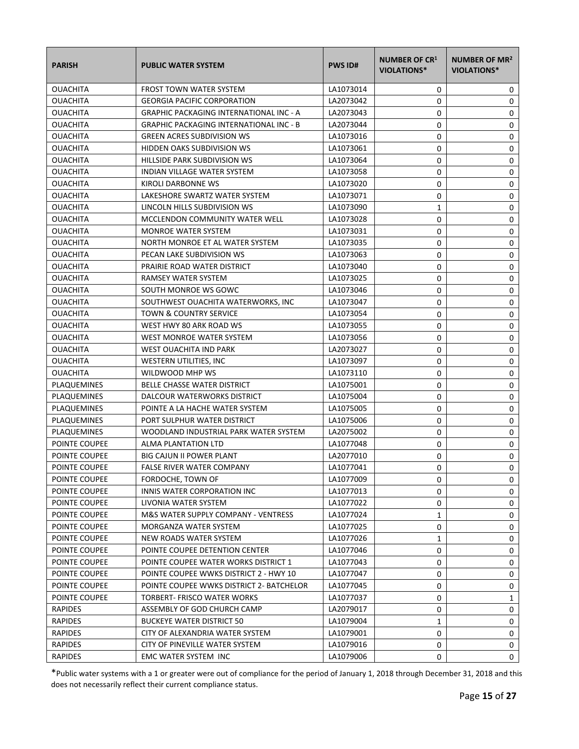| PARISH | PUBLIC WATER SYSTEM | PWS ID# | NUMBER OF CR[1] VIOLATIONS* | NUMBER OF MR[2] VIOLATIONS* |
|---|---|---|---|---|
| OUACHITA | FROST TOWN WATER SYSTEM | LA1073014 | 0 | 0 |
| OUACHITA | GEORGIA PACIFIC CORPORATION | LA2073042 | 0 | 0 |
| OUACHITA | GRAPHIC PACKAGING INTERNATIONAL INC - A | LA2073043 | 0 | 0 |
| OUACHITA | GRAPHIC PACKAGING INTERNATIONAL INC - B | LA2073044 | 0 | 0 |
| OUACHITA | GREEN ACRES SUBDIVISION WS | LA1073016 | 0 | 0 |
| OUACHITA | HIDDEN OAKS SUBDIVISION WS | LA1073061 | 0 | 0 |
| OUACHITA | HILLSIDE PARK SUBDIVISION WS | LA1073064 | 0 | 0 |
| OUACHITA | INDIAN VILLAGE WATER SYSTEM | LA1073058 | 0 | 0 |
| OUACHITA | KIROLI DARBONNE WS | LA1073020 | 0 | 0 |
| OUACHITA | LAKESHORE SWARTZ WATER SYSTEM | LA1073071 | 0 | 0 |
| OUACHITA | LINCOLN HILLS SUBDIVISION WS | LA1073090 | 1 | 0 |
| OUACHITA | MCCLENDON COMMUNITY WATER WELL | LA1073028 | 0 | 0 |
| OUACHITA | MONROE WATER SYSTEM | LA1073031 | 0 | 0 |
| OUACHITA | NORTH MONROE ET AL WATER SYSTEM | LA1073035 | 0 | 0 |
| OUACHITA | PECAN LAKE SUBDIVISION WS | LA1073063 | 0 | 0 |
| OUACHITA | PRAIRIE ROAD WATER DISTRICT | LA1073040 | 0 | 0 |
| OUACHITA | RAMSEY WATER SYSTEM | LA1073025 | 0 | 0 |
| OUACHITA | SOUTH MONROE WS GOWC | LA1073046 | 0 | 0 |
| OUACHITA | SOUTHWEST OUACHITA WATERWORKS, INC | LA1073047 | 0 | 0 |
| OUACHITA | TOWN & COUNTRY SERVICE | LA1073054 | 0 | 0 |
| OUACHITA | WEST HWY 80 ARK ROAD WS | LA1073055 | 0 | 0 |
| OUACHITA | WEST MONROE WATER SYSTEM | LA1073056 | 0 | 0 |
| OUACHITA | WEST OUACHITA IND PARK | LA2073027 | 0 | 0 |
| OUACHITA | WESTERN UTILITIES, INC | LA1073097 | 0 | 0 |
| OUACHITA | WILDWOOD MHP WS | LA1073110 | 0 | 0 |
| PLAQUEMINES | BELLE CHASSE WATER DISTRICT | LA1075001 | 0 | 0 |
| PLAQUEMINES | DALCOUR WATERWORKS DISTRICT | LA1075004 | 0 | 0 |
| PLAQUEMINES | POINTE A LA HACHE WATER SYSTEM | LA1075005 | 0 | 0 |
| PLAQUEMINES | PORT SULPHUR WATER DISTRICT | LA1075006 | 0 | 0 |
| PLAQUEMINES | WOODLAND INDUSTRIAL PARK WATER SYSTEM | LA2075002 | 0 | 0 |
| POINTE COUPEE | ALMA PLANTATION LTD | LA1077048 | 0 | 0 |
| POINTE COUPEE | BIG CAJUN II POWER PLANT | LA2077010 | 0 | 0 |
| POINTE COUPEE | FALSE RIVER WATER COMPANY | LA1077041 | 0 | 0 |
| POINTE COUPEE | FORDOCHE, TOWN OF | LA1077009 | 0 | 0 |
| POINTE COUPEE | INNIS WATER CORPORATION INC | LA1077013 | 0 | 0 |
| POINTE COUPEE | LIVONIA WATER SYSTEM | LA1077022 | 0 | 0 |
| POINTE COUPEE | M&S WATER SUPPLY COMPANY - VENTRESS | LA1077024 | 1 | 0 |
| POINTE COUPEE | MORGANZA WATER SYSTEM | LA1077025 | 0 | 0 |
| POINTE COUPEE | NEW ROADS WATER SYSTEM | LA1077026 | 1 | 0 |
| POINTE COUPEE | POINTE COUPEE DETENTION CENTER | LA1077046 | 0 | 0 |
| POINTE COUPEE | POINTE COUPEE WATER WORKS DISTRICT 1 | LA1077043 | 0 | 0 |
| POINTE COUPEE | POINTE COUPEE WWKS DISTRICT 2 - HWY 10 | LA1077047 | 0 | 0 |
| POINTE COUPEE | POINTE COUPEE WWKS DISTRICT 2- BATCHELOR | LA1077045 | 0 | 0 |
| POINTE COUPEE | TORBERT- FRISCO WATER WORKS | LA1077037 | 0 | 1 |
| RAPIDES | ASSEMBLY OF GOD CHURCH CAMP | LA2079017 | 0 | 0 |
| RAPIDES | BUCKEYE WATER DISTRICT 50 | LA1079004 | 1 | 0 |
| RAPIDES | CITY OF ALEXANDRIA WATER SYSTEM | LA1079001 | 0 | 0 |
| RAPIDES | CITY OF PINEVILLE WATER SYSTEM | LA1079016 | 0 | 0 |
| RAPIDES | EMC WATER SYSTEM INC | LA1079006 | 0 | 0 |

*Public water systems with a 1 or greater were out of compliance for the period of January 1, 2018 through December 31, 2018 and this does not necessarily reflect their current compliance status.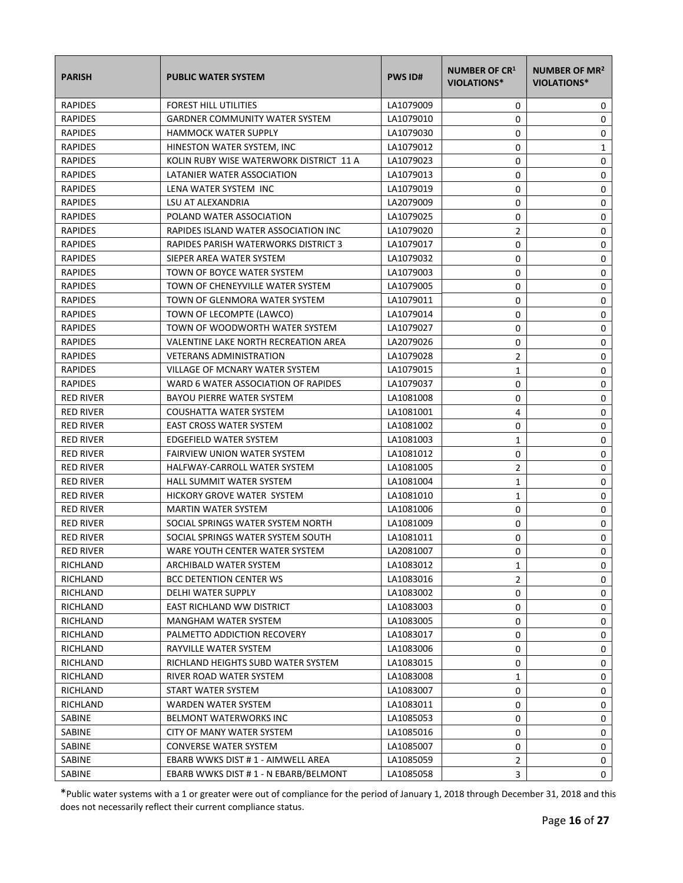| PARISH | PUBLIC WATER SYSTEM | PWS ID# | NUMBER OF CR[1] VIOLATIONS* | NUMBER OF MR[2] VIOLATIONS* |
|---|---|---|---|---|
| RAPIDES | FOREST HILL UTILITIES | LA1079009 | 0 | 0 |
| RAPIDES | GARDNER COMMUNITY WATER SYSTEM | LA1079010 | 0 | 0 |
| RAPIDES | HAMMOCK WATER SUPPLY | LA1079030 | 0 | 0 |
| RAPIDES | HINESTON WATER SYSTEM, INC | LA1079012 | 0 | 1 |
| RAPIDES | KOLIN RUBY WISE WATERWORK DISTRICT 11 A | LA1079023 | 0 | 0 |
| RAPIDES | LATANIER WATER ASSOCIATION | LA1079013 | 0 | 0 |
| RAPIDES | LENA WATER SYSTEM INC | LA1079019 | 0 | 0 |
| RAPIDES | LSU AT ALEXANDRIA | LA2079009 | 0 | 0 |
| RAPIDES | POLAND WATER ASSOCIATION | LA1079025 | 0 | 0 |
| RAPIDES | RAPIDES ISLAND WATER ASSOCIATION INC | LA1079020 | 2 | 0 |
| RAPIDES | RAPIDES PARISH WATERWORKS DISTRICT 3 | LA1079017 | 0 | 0 |
| RAPIDES | SIEPER AREA WATER SYSTEM | LA1079032 | 0 | 0 |
| RAPIDES | TOWN OF BOYCE WATER SYSTEM | LA1079003 | 0 | 0 |
| RAPIDES | TOWN OF CHENEYVILLE WATER SYSTEM | LA1079005 | 0 | 0 |
| RAPIDES | TOWN OF GLENMORA WATER SYSTEM | LA1079011 | 0 | 0 |
| RAPIDES | TOWN OF LECOMPTE (LAWCO) | LA1079014 | 0 | 0 |
| RAPIDES | TOWN OF WOODWORTH WATER SYSTEM | LA1079027 | 0 | 0 |
| RAPIDES | VALENTINE LAKE NORTH RECREATION AREA | LA2079026 | 0 | 0 |
| RAPIDES | VETERANS ADMINISTRATION | LA1079028 | 2 | 0 |
| RAPIDES | VILLAGE OF MCNARY WATER SYSTEM | LA1079015 | 1 | 0 |
| RAPIDES | WARD 6 WATER ASSOCIATION OF RAPIDES | LA1079037 | 0 | 0 |
| RED RIVER | BAYOU PIERRE WATER SYSTEM | LA1081008 | 0 | 0 |
| RED RIVER | COUSHATTA WATER SYSTEM | LA1081001 | 4 | 0 |
| RED RIVER | EAST CROSS WATER SYSTEM | LA1081002 | 0 | 0 |
| RED RIVER | EDGEFIELD WATER SYSTEM | LA1081003 | 1 | 0 |
| RED RIVER | FAIRVIEW UNION WATER SYSTEM | LA1081012 | 0 | 0 |
| RED RIVER | HALFWAY-CARROLL WATER SYSTEM | LA1081005 | 2 | 0 |
| RED RIVER | HALL SUMMIT WATER SYSTEM | LA1081004 | 1 | 0 |
| RED RIVER | HICKORY GROVE WATER SYSTEM | LA1081010 | 1 | 0 |
| RED RIVER | MARTIN WATER SYSTEM | LA1081006 | 0 | 0 |
| RED RIVER | SOCIAL SPRINGS WATER SYSTEM NORTH | LA1081009 | 0 | 0 |
| RED RIVER | SOCIAL SPRINGS WATER SYSTEM SOUTH | LA1081011 | 0 | 0 |
| RED RIVER | WARE YOUTH CENTER WATER SYSTEM | LA2081007 | 0 | 0 |
| RICHLAND | ARCHIBALD WATER SYSTEM | LA1083012 | 1 | 0 |
| RICHLAND | BCC DETENTION CENTER WS | LA1083016 | 2 | 0 |
| RICHLAND | DELHI WATER SUPPLY | LA1083002 | 0 | 0 |
| RICHLAND | EAST RICHLAND WW DISTRICT | LA1083003 | 0 | 0 |
| RICHLAND | MANGHAM WATER SYSTEM | LA1083005 | 0 | 0 |
| RICHLAND | PALMETTO ADDICTION RECOVERY | LA1083017 | 0 | 0 |
| RICHLAND | RAYVILLE WATER SYSTEM | LA1083006 | 0 | 0 |
| RICHLAND | RICHLAND HEIGHTS SUBD WATER SYSTEM | LA1083015 | 0 | 0 |
| RICHLAND | RIVER ROAD WATER SYSTEM | LA1083008 | 1 | 0 |
| RICHLAND | START WATER SYSTEM | LA1083007 | 0 | 0 |
| RICHLAND | WARDEN WATER SYSTEM | LA1083011 | 0 | 0 |
| SABINE | BELMONT WATERWORKS INC | LA1085053 | 0 | 0 |
| SABINE | CITY OF MANY WATER SYSTEM | LA1085016 | 0 | 0 |
| SABINE | CONVERSE WATER SYSTEM | LA1085007 | 0 | 0 |
| SABINE | EBARB WWKS DIST # 1 - AIMWELL AREA | LA1085059 | 2 | 0 |
| SABINE | EBARB WWKS DIST # 1 - N EBARB/BELMONT | LA1085058 | 3 | 0 |

*Public water systems with a 1 or greater were out of compliance for the period of January 1, 2018 through December 31, 2018 and this does not necessarily reflect their current compliance status.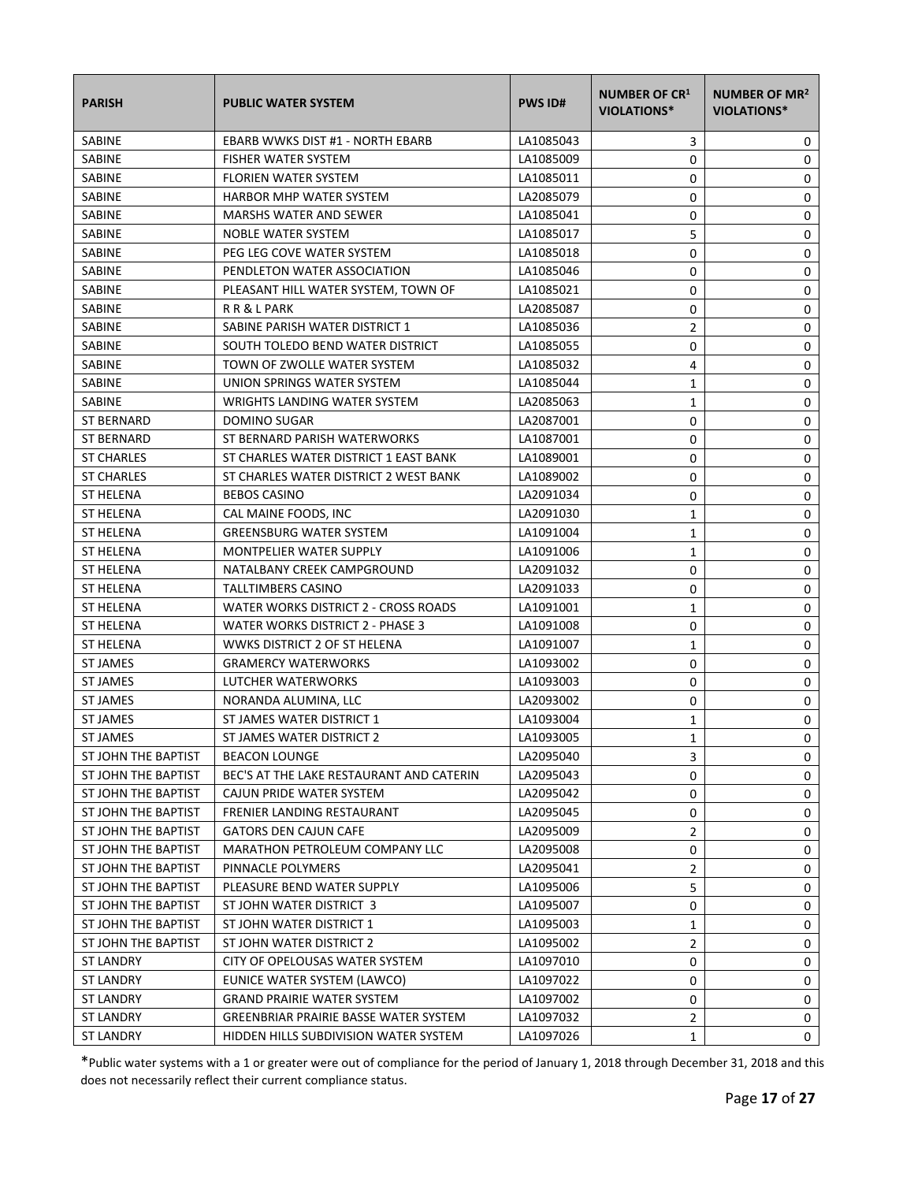| PARISH | PUBLIC WATER SYSTEM | PWS ID# | NUMBER OF CR[1] VIOLATIONS* | NUMBER OF MR[2] VIOLATIONS* |
|---|---|---|---|---|
| SABINE | EBARB WWKS DIST #1 - NORTH EBARB | LA1085043 | 3 | 0 |
| SABINE | FISHER WATER SYSTEM | LA1085009 | 0 | 0 |
| SABINE | FLORIEN WATER SYSTEM | LA1085011 | 0 | 0 |
| SABINE | HARBOR MHP WATER SYSTEM | LA2085079 | 0 | 0 |
| SABINE | MARSHS WATER AND SEWER | LA1085041 | 0 | 0 |
| SABINE | NOBLE WATER SYSTEM | LA1085017 | 5 | 0 |
| SABINE | PEG LEG COVE WATER SYSTEM | LA1085018 | 0 | 0 |
| SABINE | PENDLETON WATER ASSOCIATION | LA1085046 | 0 | 0 |
| SABINE | PLEASANT HILL WATER SYSTEM, TOWN OF | LA1085021 | 0 | 0 |
| SABINE | R R & L PARK | LA2085087 | 0 | 0 |
| SABINE | SABINE PARISH WATER DISTRICT 1 | LA1085036 | 2 | 0 |
| SABINE | SOUTH TOLEDO BEND WATER DISTRICT | LA1085055 | 0 | 0 |
| SABINE | TOWN OF ZWOLLE WATER SYSTEM | LA1085032 | 4 | 0 |
| SABINE | UNION SPRINGS WATER SYSTEM | LA1085044 | 1 | 0 |
| SABINE | WRIGHTS LANDING WATER SYSTEM | LA2085063 | 1 | 0 |
| ST BERNARD | DOMINO SUGAR | LA2087001 | 0 | 0 |
| ST BERNARD | ST BERNARD PARISH WATERWORKS | LA1087001 | 0 | 0 |
| ST CHARLES | ST CHARLES WATER DISTRICT 1 EAST BANK | LA1089001 | 0 | 0 |
| ST CHARLES | ST CHARLES WATER DISTRICT 2 WEST BANK | LA1089002 | 0 | 0 |
| ST HELENA | BEBOS CASINO | LA2091034 | 0 | 0 |
| ST HELENA | CAL MAINE FOODS, INC | LA2091030 | 1 | 0 |
| ST HELENA | GREENSBURG WATER SYSTEM | LA1091004 | 1 | 0 |
| ST HELENA | MONTPELIER WATER SUPPLY | LA1091006 | 1 | 0 |
| ST HELENA | NATALBANY CREEK CAMPGROUND | LA2091032 | 0 | 0 |
| ST HELENA | TALLTIMBERS CASINO | LA2091033 | 0 | 0 |
| ST HELENA | WATER WORKS DISTRICT 2 - CROSS ROADS | LA1091001 | 1 | 0 |
| ST HELENA | WATER WORKS DISTRICT 2 - PHASE 3 | LA1091008 | 0 | 0 |
| ST HELENA | WWKS DISTRICT 2 OF ST HELENA | LA1091007 | 1 | 0 |
| ST JAMES | GRAMERCY WATERWORKS | LA1093002 | 0 | 0 |
| ST JAMES | LUTCHER WATERWORKS | LA1093003 | 0 | 0 |
| ST JAMES | NORANDA ALUMINA, LLC | LA2093002 | 0 | 0 |
| ST JAMES | ST JAMES WATER DISTRICT 1 | LA1093004 | 1 | 0 |
| ST JAMES | ST JAMES WATER DISTRICT 2 | LA1093005 | 1 | 0 |
| ST JOHN THE BAPTIST | BEACON LOUNGE | LA2095040 | 3 | 0 |
| ST JOHN THE BAPTIST | BEC'S AT THE LAKE RESTAURANT AND CATERIN | LA2095043 | 0 | 0 |
| ST JOHN THE BAPTIST | CAJUN PRIDE WATER SYSTEM | LA2095042 | 0 | 0 |
| ST JOHN THE BAPTIST | FRENIER LANDING RESTAURANT | LA2095045 | 0 | 0 |
| ST JOHN THE BAPTIST | GATORS DEN CAJUN CAFE | LA2095009 | 2 | 0 |
| ST JOHN THE BAPTIST | MARATHON PETROLEUM COMPANY LLC | LA2095008 | 0 | 0 |
| ST JOHN THE BAPTIST | PINNACLE POLYMERS | LA2095041 | 2 | 0 |
| ST JOHN THE BAPTIST | PLEASURE BEND WATER SUPPLY | LA1095006 | 5 | 0 |
| ST JOHN THE BAPTIST | ST JOHN WATER DISTRICT 3 | LA1095007 | 0 | 0 |
| ST JOHN THE BAPTIST | ST JOHN WATER DISTRICT 1 | LA1095003 | 1 | 0 |
| ST JOHN THE BAPTIST | ST JOHN WATER DISTRICT 2 | LA1095002 | 2 | 0 |
| ST LANDRY | CITY OF OPELOUSAS WATER SYSTEM | LA1097010 | 0 | 0 |
| ST LANDRY | EUNICE WATER SYSTEM (LAWCO) | LA1097022 | 0 | 0 |
| ST LANDRY | GRAND PRAIRIE WATER SYSTEM | LA1097002 | 0 | 0 |
| ST LANDRY | GREENBRIAR PRAIRIE BASSE WATER SYSTEM | LA1097032 | 2 | 0 |
| ST LANDRY | HIDDEN HILLS SUBDIVISION WATER SYSTEM | LA1097026 | 1 | 0 |

*Public water systems with a 1 or greater were out of compliance for the period of January 1, 2018 through December 31, 2018 and this does not necessarily reflect their current compliance status.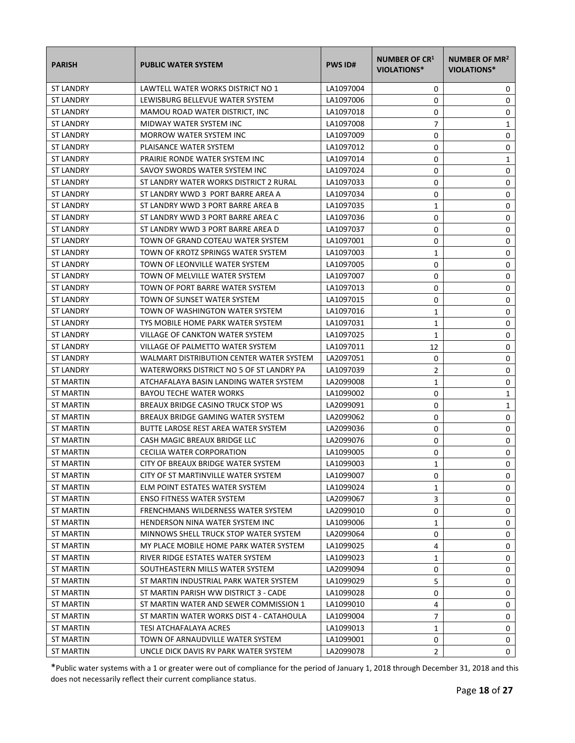| PARISH | PUBLIC WATER SYSTEM | PWS ID# | NUMBER OF CR[1] VIOLATIONS* | NUMBER OF MR[2] VIOLATIONS* |
| --- | --- | --- | --- | --- |
| ST LANDRY | LAWTELL WATER WORKS DISTRICT NO 1 | LA1097004 | 0 | 0 |
| ST LANDRY | LEWISBURG BELLEVUE WATER SYSTEM | LA1097006 | 0 | 0 |
| ST LANDRY | MAMOU ROAD WATER DISTRICT, INC | LA1097018 | 0 | 0 |
| ST LANDRY | MIDWAY WATER SYSTEM INC | LA1097008 | 7 | 1 |
| ST LANDRY | MORROW WATER SYSTEM INC | LA1097009 | 0 | 0 |
| ST LANDRY | PLAISANCE WATER SYSTEM | LA1097012 | 0 | 0 |
| ST LANDRY | PRAIRIE RONDE WATER SYSTEM INC | LA1097014 | 0 | 1 |
| ST LANDRY | SAVOY SWORDS WATER SYSTEM INC | LA1097024 | 0 | 0 |
| ST LANDRY | ST LANDRY WATER WORKS DISTRICT 2 RURAL | LA1097033 | 0 | 0 |
| ST LANDRY | ST LANDRY WWD 3 PORT BARRE AREA A | LA1097034 | 0 | 0 |
| ST LANDRY | ST LANDRY WWD 3 PORT BARRE AREA B | LA1097035 | 1 | 0 |
| ST LANDRY | ST LANDRY WWD 3 PORT BARRE AREA C | LA1097036 | 0 | 0 |
| ST LANDRY | ST LANDRY WWD 3 PORT BARRE AREA D | LA1097037 | 0 | 0 |
| ST LANDRY | TOWN OF GRAND COTEAU WATER SYSTEM | LA1097001 | 0 | 0 |
| ST LANDRY | TOWN OF KROTZ SPRINGS WATER SYSTEM | LA1097003 | 1 | 0 |
| ST LANDRY | TOWN OF LEONVILLE WATER SYSTEM | LA1097005 | 0 | 0 |
| ST LANDRY | TOWN OF MELVILLE WATER SYSTEM | LA1097007 | 0 | 0 |
| ST LANDRY | TOWN OF PORT BARRE WATER SYSTEM | LA1097013 | 0 | 0 |
| ST LANDRY | TOWN OF SUNSET WATER SYSTEM | LA1097015 | 0 | 0 |
| ST LANDRY | TOWN OF WASHINGTON WATER SYSTEM | LA1097016 | 1 | 0 |
| ST LANDRY | TYS MOBILE HOME PARK WATER SYSTEM | LA1097031 | 1 | 0 |
| ST LANDRY | VILLAGE OF CANKTON WATER SYSTEM | LA1097025 | 1 | 0 |
| ST LANDRY | VILLAGE OF PALMETTO WATER SYSTEM | LA1097011 | 12 | 0 |
| ST LANDRY | WALMART DISTRIBUTION CENTER WATER SYSTEM | LA2097051 | 0 | 0 |
| ST LANDRY | WATERWORKS DISTRICT NO 5 OF ST LANDRY PA | LA1097039 | 2 | 0 |
| ST MARTIN | ATCHAFALAYA BASIN LANDING WATER SYSTEM | LA2099008 | 1 | 0 |
| ST MARTIN | BAYOU TECHE WATER WORKS | LA1099002 | 0 | 1 |
| ST MARTIN | BREAUX BRIDGE CASINO TRUCK STOP WS | LA2099091 | 0 | 1 |
| ST MARTIN | BREAUX BRIDGE GAMING WATER SYSTEM | LA2099062 | 0 | 0 |
| ST MARTIN | BUTTE LAROSE REST AREA WATER SYSTEM | LA2099036 | 0 | 0 |
| ST MARTIN | CASH MAGIC BREAUX BRIDGE LLC | LA2099076 | 0 | 0 |
| ST MARTIN | CECILIA WATER CORPORATION | LA1099005 | 0 | 0 |
| ST MARTIN | CITY OF BREAUX BRIDGE WATER SYSTEM | LA1099003 | 1 | 0 |
| ST MARTIN | CITY OF ST MARTINVILLE WATER SYSTEM | LA1099007 | 0 | 0 |
| ST MARTIN | ELM POINT ESTATES WATER SYSTEM | LA1099024 | 1 | 0 |
| ST MARTIN | ENSO FITNESS WATER SYSTEM | LA2099067 | 3 | 0 |
| ST MARTIN | FRENCHMANS WILDERNESS WATER SYSTEM | LA2099010 | 0 | 0 |
| ST MARTIN | HENDERSON NINA WATER SYSTEM INC | LA1099006 | 1 | 0 |
| ST MARTIN | MINNOWS SHELL TRUCK STOP WATER SYSTEM | LA2099064 | 0 | 0 |
| ST MARTIN | MY PLACE MOBILE HOME PARK WATER SYSTEM | LA1099025 | 4 | 0 |
| ST MARTIN | RIVER RIDGE ESTATES WATER SYSTEM | LA1099023 | 1 | 0 |
| ST MARTIN | SOUTHEASTERN MILLS WATER SYSTEM | LA2099094 | 0 | 0 |
| ST MARTIN | ST MARTIN INDUSTRIAL PARK WATER SYSTEM | LA1099029 | 5 | 0 |
| ST MARTIN | ST MARTIN PARISH WW DISTRICT 3 - CADE | LA1099028 | 0 | 0 |
| ST MARTIN | ST MARTIN WATER AND SEWER COMMISSION 1 | LA1099010 | 4 | 0 |
| ST MARTIN | ST MARTIN WATER WORKS DIST 4 - CATAHOULA | LA1099004 | 7 | 0 |
| ST MARTIN | TESI ATCHAFALAYA ACRES | LA1099013 | 1 | 0 |
| ST MARTIN | TOWN OF ARNAUDVILLE WATER SYSTEM | LA1099001 | 0 | 0 |
| ST MARTIN | UNCLE DICK DAVIS RV PARK WATER SYSTEM | LA2099078 | 2 | 0 |

*Public water systems with a 1 or greater were out of compliance for the period of January 1, 2018 through December 31, 2018 and this does not necessarily reflect their current compliance status.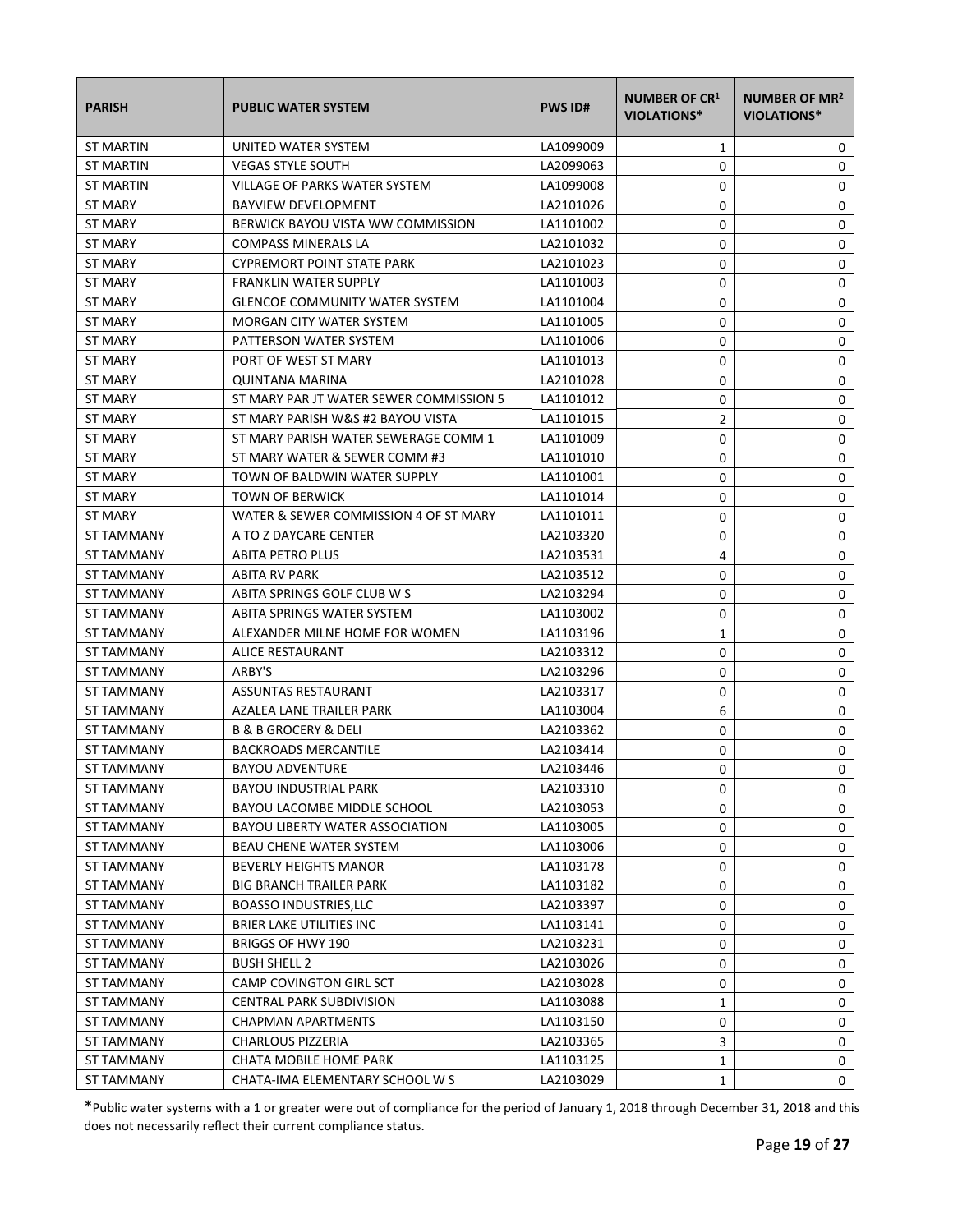| PARISH | PUBLIC WATER SYSTEM | PWS ID# | NUMBER OF CR[1] VIOLATIONS* | NUMBER OF MR[2] VIOLATIONS* |
|---|---|---|---|---|
| ST MARTIN | UNITED WATER SYSTEM | LA1099009 | 1 | 0 |
| ST MARTIN | VEGAS STYLE SOUTH | LA2099063 | 0 | 0 |
| ST MARTIN | VILLAGE OF PARKS WATER SYSTEM | LA1099008 | 0 | 0 |
| ST MARY | BAYVIEW DEVELOPMENT | LA2101026 | 0 | 0 |
| ST MARY | BERWICK BAYOU VISTA WW COMMISSION | LA1101002 | 0 | 0 |
| ST MARY | COMPASS MINERALS LA | LA2101032 | 0 | 0 |
| ST MARY | CYPREMORT POINT STATE PARK | LA2101023 | 0 | 0 |
| ST MARY | FRANKLIN WATER SUPPLY | LA1101003 | 0 | 0 |
| ST MARY | GLENCOE COMMUNITY WATER SYSTEM | LA1101004 | 0 | 0 |
| ST MARY | MORGAN CITY WATER SYSTEM | LA1101005 | 0 | 0 |
| ST MARY | PATTERSON WATER SYSTEM | LA1101006 | 0 | 0 |
| ST MARY | PORT OF WEST ST MARY | LA1101013 | 0 | 0 |
| ST MARY | QUINTANA MARINA | LA2101028 | 0 | 0 |
| ST MARY | ST MARY PAR JT WATER SEWER COMMISSION 5 | LA1101012 | 0 | 0 |
| ST MARY | ST MARY PARISH W&S #2 BAYOU VISTA | LA1101015 | 2 | 0 |
| ST MARY | ST MARY PARISH WATER SEWERAGE COMM 1 | LA1101009 | 0 | 0 |
| ST MARY | ST MARY WATER & SEWER COMM #3 | LA1101010 | 0 | 0 |
| ST MARY | TOWN OF BALDWIN WATER SUPPLY | LA1101001 | 0 | 0 |
| ST MARY | TOWN OF BERWICK | LA1101014 | 0 | 0 |
| ST MARY | WATER & SEWER COMMISSION 4 OF ST MARY | LA1101011 | 0 | 0 |
| ST TAMMANY | A TO Z DAYCARE CENTER | LA2103320 | 0 | 0 |
| ST TAMMANY | ABITA PETRO PLUS | LA2103531 | 4 | 0 |
| ST TAMMANY | ABITA RV PARK | LA2103512 | 0 | 0 |
| ST TAMMANY | ABITA SPRINGS GOLF CLUB W S | LA2103294 | 0 | 0 |
| ST TAMMANY | ABITA SPRINGS WATER SYSTEM | LA1103002 | 0 | 0 |
| ST TAMMANY | ALEXANDER MILNE HOME FOR WOMEN | LA1103196 | 1 | 0 |
| ST TAMMANY | ALICE RESTAURANT | LA2103312 | 0 | 0 |
| ST TAMMANY | ARBY'S | LA2103296 | 0 | 0 |
| ST TAMMANY | ASSUNTAS RESTAURANT | LA2103317 | 0 | 0 |
| ST TAMMANY | AZALEA LANE TRAILER PARK | LA1103004 | 6 | 0 |
| ST TAMMANY | B & B GROCERY & DELI | LA2103362 | 0 | 0 |
| ST TAMMANY | BACKROADS MERCANTILE | LA2103414 | 0 | 0 |
| ST TAMMANY | BAYOU ADVENTURE | LA2103446 | 0 | 0 |
| ST TAMMANY | BAYOU INDUSTRIAL PARK | LA2103310 | 0 | 0 |
| ST TAMMANY | BAYOU LACOMBE MIDDLE SCHOOL | LA2103053 | 0 | 0 |
| ST TAMMANY | BAYOU LIBERTY WATER ASSOCIATION | LA1103005 | 0 | 0 |
| ST TAMMANY | BEAU CHENE WATER SYSTEM | LA1103006 | 0 | 0 |
| ST TAMMANY | BEVERLY HEIGHTS MANOR | LA1103178 | 0 | 0 |
| ST TAMMANY | BIG BRANCH TRAILER PARK | LA1103182 | 0 | 0 |
| ST TAMMANY | BOASSO INDUSTRIES,LLC | LA2103397 | 0 | 0 |
| ST TAMMANY | BRIER LAKE UTILITIES INC | LA1103141 | 0 | 0 |
| ST TAMMANY | BRIGGS OF HWY 190 | LA2103231 | 0 | 0 |
| ST TAMMANY | BUSH SHELL 2 | LA2103026 | 0 | 0 |
| ST TAMMANY | CAMP COVINGTON GIRL SCT | LA2103028 | 0 | 0 |
| ST TAMMANY | CENTRAL PARK SUBDIVISION | LA1103088 | 1 | 0 |
| ST TAMMANY | CHAPMAN APARTMENTS | LA1103150 | 0 | 0 |
| ST TAMMANY | CHARLOUS PIZZERIA | LA2103365 | 3 | 0 |
| ST TAMMANY | CHATA MOBILE HOME PARK | LA1103125 | 1 | 0 |
| ST TAMMANY | CHATA-IMA ELEMENTARY SCHOOL W S | LA2103029 | 1 | 0 |

*Public water systems with a 1 or greater were out of compliance for the period of January 1, 2018 through December 31, 2018 and this does not necessarily reflect their current compliance status.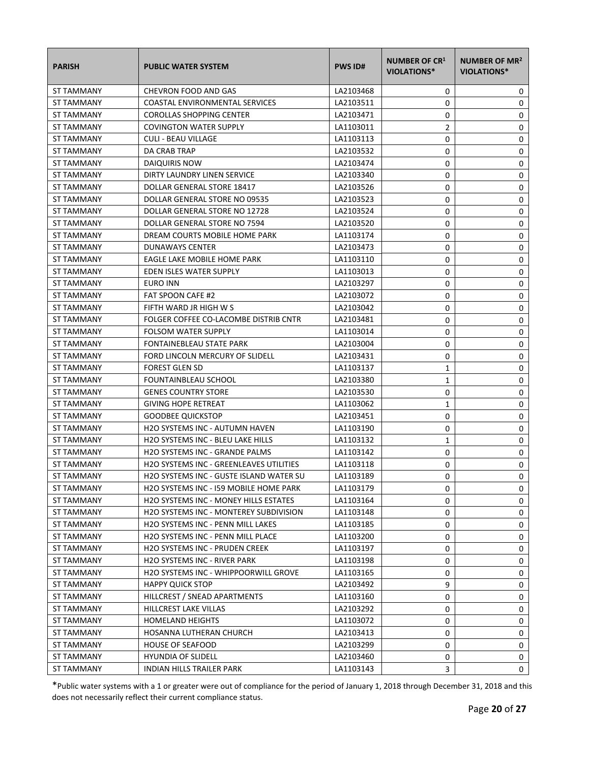| PARISH | PUBLIC WATER SYSTEM | PWS ID# | NUMBER OF CR[1] VIOLATIONS* | NUMBER OF MR[2] VIOLATIONS* |
|---|---|---|---|---|
| ST TAMMANY | CHEVRON FOOD AND GAS | LA2103468 | 0 | 0 |
| ST TAMMANY | COASTAL ENVIRONMENTAL SERVICES | LA2103511 | 0 | 0 |
| ST TAMMANY | COROLLAS SHOPPING CENTER | LA2103471 | 0 | 0 |
| ST TAMMANY | COVINGTON WATER SUPPLY | LA1103011 | 2 | 0 |
| ST TAMMANY | CULI - BEAU VILLAGE | LA1103113 | 0 | 0 |
| ST TAMMANY | DA CRAB TRAP | LA2103532 | 0 | 0 |
| ST TAMMANY | DAIQUIRIS NOW | LA2103474 | 0 | 0 |
| ST TAMMANY | DIRTY LAUNDRY LINEN SERVICE | LA2103340 | 0 | 0 |
| ST TAMMANY | DOLLAR GENERAL STORE 18417 | LA2103526 | 0 | 0 |
| ST TAMMANY | DOLLAR GENERAL STORE NO 09535 | LA2103523 | 0 | 0 |
| ST TAMMANY | DOLLAR GENERAL STORE NO 12728 | LA2103524 | 0 | 0 |
| ST TAMMANY | DOLLAR GENERAL STORE NO 7594 | LA2103520 | 0 | 0 |
| ST TAMMANY | DREAM COURTS MOBILE HOME PARK | LA1103174 | 0 | 0 |
| ST TAMMANY | DUNAWAYS CENTER | LA2103473 | 0 | 0 |
| ST TAMMANY | EAGLE LAKE MOBILE HOME PARK | LA1103110 | 0 | 0 |
| ST TAMMANY | EDEN ISLES WATER SUPPLY | LA1103013 | 0 | 0 |
| ST TAMMANY | EURO INN | LA2103297 | 0 | 0 |
| ST TAMMANY | FAT SPOON CAFE #2 | LA2103072 | 0 | 0 |
| ST TAMMANY | FIFTH WARD JR HIGH W S | LA2103042 | 0 | 0 |
| ST TAMMANY | FOLGER COFFEE CO-LACOMBE DISTRIB CNTR | LA2103481 | 0 | 0 |
| ST TAMMANY | FOLSOM WATER SUPPLY | LA1103014 | 0 | 0 |
| ST TAMMANY | FONTAINEBLEAU STATE PARK | LA2103004 | 0 | 0 |
| ST TAMMANY | FORD LINCOLN MERCURY OF SLIDELL | LA2103431 | 0 | 0 |
| ST TAMMANY | FOREST GLEN SD | LA1103137 | 1 | 0 |
| ST TAMMANY | FOUNTAINBLEAU SCHOOL | LA2103380 | 1 | 0 |
| ST TAMMANY | GENES COUNTRY STORE | LA2103530 | 0 | 0 |
| ST TAMMANY | GIVING HOPE RETREAT | LA1103062 | 1 | 0 |
| ST TAMMANY | GOODBEE QUICKSTOP | LA2103451 | 0 | 0 |
| ST TAMMANY | H2O SYSTEMS INC - AUTUMN HAVEN | LA1103190 | 0 | 0 |
| ST TAMMANY | H2O SYSTEMS INC - BLEU LAKE HILLS | LA1103132 | 1 | 0 |
| ST TAMMANY | H2O SYSTEMS INC - GRANDE PALMS | LA1103142 | 0 | 0 |
| ST TAMMANY | H2O SYSTEMS INC - GREENLEAVES UTILITIES | LA1103118 | 0 | 0 |
| ST TAMMANY | H2O SYSTEMS INC - GUSTE ISLAND WATER SU | LA1103189 | 0 | 0 |
| ST TAMMANY | H2O SYSTEMS INC - I59 MOBILE HOME PARK | LA1103179 | 0 | 0 |
| ST TAMMANY | H2O SYSTEMS INC - MONEY HILLS ESTATES | LA1103164 | 0 | 0 |
| ST TAMMANY | H2O SYSTEMS INC - MONTEREY SUBDIVISION | LA1103148 | 0 | 0 |
| ST TAMMANY | H2O SYSTEMS INC - PENN MILL LAKES | LA1103185 | 0 | 0 |
| ST TAMMANY | H2O SYSTEMS INC - PENN MILL PLACE | LA1103200 | 0 | 0 |
| ST TAMMANY | H2O SYSTEMS INC - PRUDEN CREEK | LA1103197 | 0 | 0 |
| ST TAMMANY | H2O SYSTEMS INC - RIVER PARK | LA1103198 | 0 | 0 |
| ST TAMMANY | H2O SYSTEMS INC - WHIPPOORWILL GROVE | LA1103165 | 0 | 0 |
| ST TAMMANY | HAPPY QUICK STOP | LA2103492 | 9 | 0 |
| ST TAMMANY | HILLCREST / SNEAD APARTMENTS | LA1103160 | 0 | 0 |
| ST TAMMANY | HILLCREST LAKE VILLAS | LA2103292 | 0 | 0 |
| ST TAMMANY | HOMELAND HEIGHTS | LA1103072 | 0 | 0 |
| ST TAMMANY | HOSANNA LUTHERAN CHURCH | LA2103413 | 0 | 0 |
| ST TAMMANY | HOUSE OF SEAFOOD | LA2103299 | 0 | 0 |
| ST TAMMANY | HYUNDIA OF SLIDELL | LA2103460 | 0 | 0 |
| ST TAMMANY | INDIAN HILLS TRAILER PARK | LA1103143 | 3 | 0 |

*Public water systems with a 1 or greater were out of compliance for the period of January 1, 2018 through December 31, 2018 and this does not necessarily reflect their current compliance status.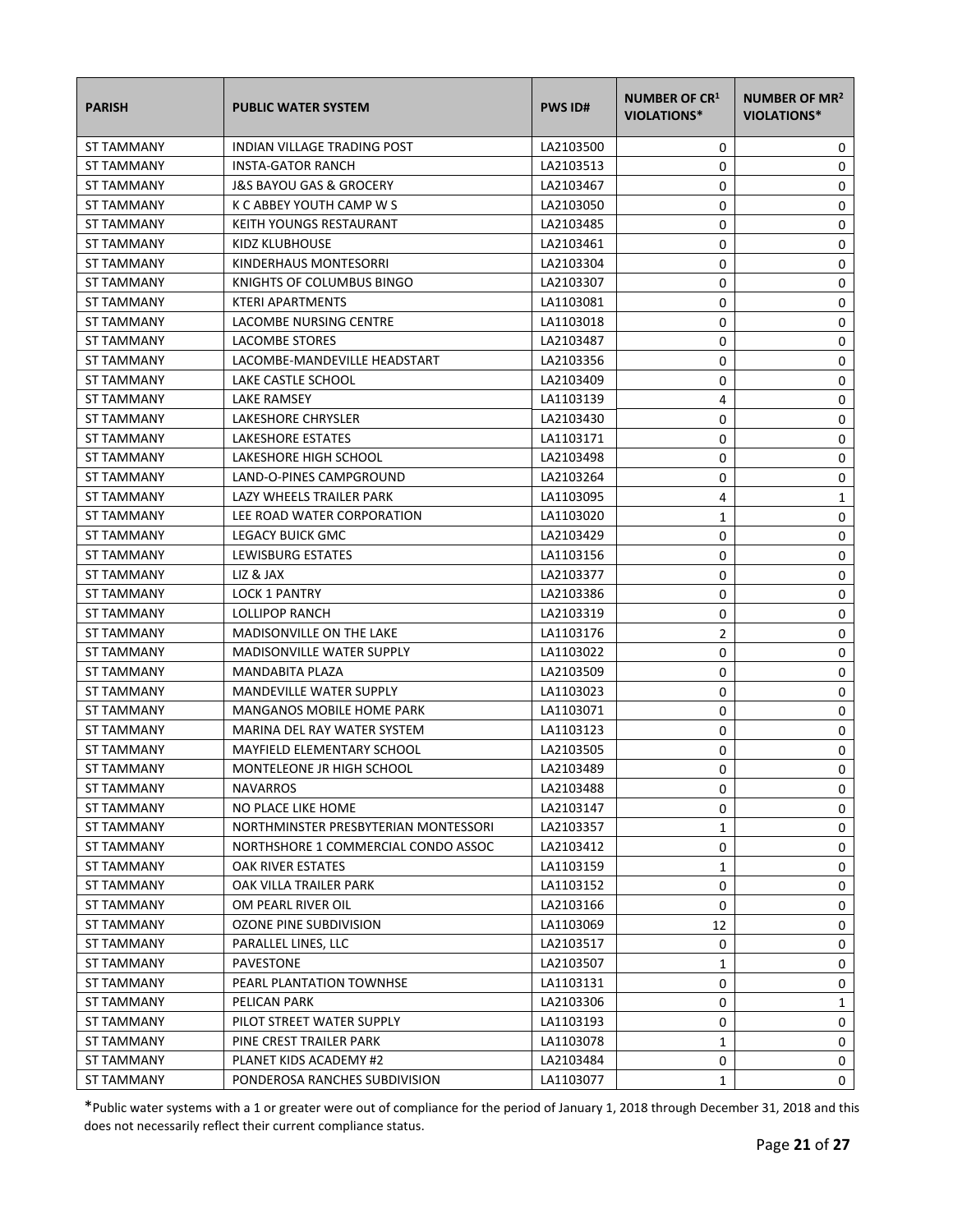| PARISH | PUBLIC WATER SYSTEM | PWS ID# | NUMBER OF CR[1] VIOLATIONS* | NUMBER OF MR[2] VIOLATIONS* |
|---|---|---|---|---|
| ST TAMMANY | INDIAN VILLAGE TRADING POST | LA2103500 | 0 | 0 |
| ST TAMMANY | INSTA-GATOR RANCH | LA2103513 | 0 | 0 |
| ST TAMMANY | J&S BAYOU GAS & GROCERY | LA2103467 | 0 | 0 |
| ST TAMMANY | K C ABBEY YOUTH CAMP W S | LA2103050 | 0 | 0 |
| ST TAMMANY | KEITH YOUNGS RESTAURANT | LA2103485 | 0 | 0 |
| ST TAMMANY | KIDZ KLUBHOUSE | LA2103461 | 0 | 0 |
| ST TAMMANY | KINDERHAUS MONTESORRI | LA2103304 | 0 | 0 |
| ST TAMMANY | KNIGHTS OF COLUMBUS BINGO | LA2103307 | 0 | 0 |
| ST TAMMANY | KTERI APARTMENTS | LA1103081 | 0 | 0 |
| ST TAMMANY | LACOMBE NURSING CENTRE | LA1103018 | 0 | 0 |
| ST TAMMANY | LACOMBE STORES | LA2103487 | 0 | 0 |
| ST TAMMANY | LACOMBE-MANDEVILLE HEADSTART | LA2103356 | 0 | 0 |
| ST TAMMANY | LAKE CASTLE SCHOOL | LA2103409 | 0 | 0 |
| ST TAMMANY | LAKE RAMSEY | LA1103139 | 4 | 0 |
| ST TAMMANY | LAKESHORE CHRYSLER | LA2103430 | 0 | 0 |
| ST TAMMANY | LAKESHORE ESTATES | LA1103171 | 0 | 0 |
| ST TAMMANY | LAKESHORE HIGH SCHOOL | LA2103498 | 0 | 0 |
| ST TAMMANY | LAND-O-PINES CAMPGROUND | LA2103264 | 0 | 0 |
| ST TAMMANY | LAZY WHEELS TRAILER PARK | LA1103095 | 4 | 1 |
| ST TAMMANY | LEE ROAD WATER CORPORATION | LA1103020 | 1 | 0 |
| ST TAMMANY | LEGACY BUICK GMC | LA2103429 | 0 | 0 |
| ST TAMMANY | LEWISBURG ESTATES | LA1103156 | 0 | 0 |
| ST TAMMANY | LIZ & JAX | LA2103377 | 0 | 0 |
| ST TAMMANY | LOCK 1 PANTRY | LA2103386 | 0 | 0 |
| ST TAMMANY | LOLLIPOP RANCH | LA2103319 | 0 | 0 |
| ST TAMMANY | MADISONVILLE ON THE LAKE | LA1103176 | 2 | 0 |
| ST TAMMANY | MADISONVILLE WATER SUPPLY | LA1103022 | 0 | 0 |
| ST TAMMANY | MANDABITA PLAZA | LA2103509 | 0 | 0 |
| ST TAMMANY | MANDEVILLE WATER SUPPLY | LA1103023 | 0 | 0 |
| ST TAMMANY | MANGANOS MOBILE HOME PARK | LA1103071 | 0 | 0 |
| ST TAMMANY | MARINA DEL RAY WATER SYSTEM | LA1103123 | 0 | 0 |
| ST TAMMANY | MAYFIELD ELEMENTARY SCHOOL | LA2103505 | 0 | 0 |
| ST TAMMANY | MONTELEONE JR HIGH SCHOOL | LA2103489 | 0 | 0 |
| ST TAMMANY | NAVARROS | LA2103488 | 0 | 0 |
| ST TAMMANY | NO PLACE LIKE HOME | LA2103147 | 0 | 0 |
| ST TAMMANY | NORTHMINSTER PRESBYTERIAN MONTESSORI | LA2103357 | 1 | 0 |
| ST TAMMANY | NORTHSHORE 1 COMMERCIAL CONDO ASSOC | LA2103412 | 0 | 0 |
| ST TAMMANY | OAK RIVER ESTATES | LA1103159 | 1 | 0 |
| ST TAMMANY | OAK VILLA TRAILER PARK | LA1103152 | 0 | 0 |
| ST TAMMANY | OM PEARL RIVER OIL | LA2103166 | 0 | 0 |
| ST TAMMANY | OZONE PINE SUBDIVISION | LA1103069 | 12 | 0 |
| ST TAMMANY | PARALLEL LINES, LLC | LA2103517 | 0 | 0 |
| ST TAMMANY | PAVESTONE | LA2103507 | 1 | 0 |
| ST TAMMANY | PEARL PLANTATION TOWNHSE | LA1103131 | 0 | 0 |
| ST TAMMANY | PELICAN PARK | LA2103306 | 0 | 1 |
| ST TAMMANY | PILOT STREET WATER SUPPLY | LA1103193 | 0 | 0 |
| ST TAMMANY | PINE CREST TRAILER PARK | LA1103078 | 1 | 0 |
| ST TAMMANY | PLANET KIDS ACADEMY #2 | LA2103484 | 0 | 0 |
| ST TAMMANY | PONDEROSA RANCHES SUBDIVISION | LA1103077 | 1 | 0 |

*Public water systems with a 1 or greater were out of compliance for the period of January 1, 2018 through December 31, 2018 and this does not necessarily reflect their current compliance status.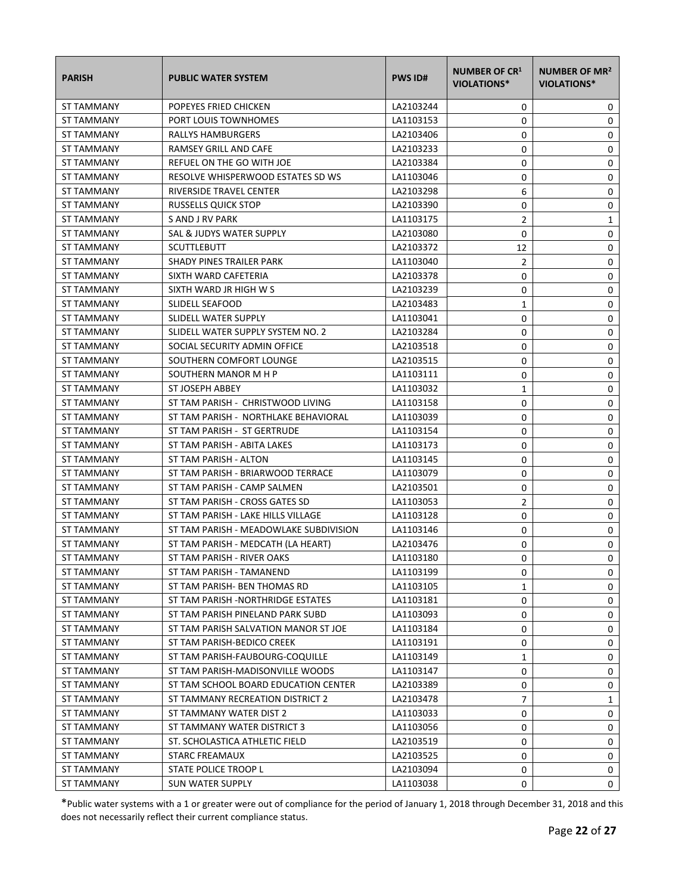| PARISH | PUBLIC WATER SYSTEM | PWS ID# | NUMBER OF CR[1] VIOLATIONS* | NUMBER OF MR[2] VIOLATIONS* |
|---|---|---|---|---|
| ST TAMMANY | POPEYES FRIED CHICKEN | LA2103244 | 0 | 0 |
| ST TAMMANY | PORT LOUIS TOWNHOMES | LA1103153 | 0 | 0 |
| ST TAMMANY | RALLYS HAMBURGERS | LA2103406 | 0 | 0 |
| ST TAMMANY | RAMSEY GRILL AND CAFE | LA2103233 | 0 | 0 |
| ST TAMMANY | REFUEL ON THE GO WITH JOE | LA2103384 | 0 | 0 |
| ST TAMMANY | RESOLVE WHISPERWOOD ESTATES SD WS | LA1103046 | 0 | 0 |
| ST TAMMANY | RIVERSIDE TRAVEL CENTER | LA2103298 | 6 | 0 |
| ST TAMMANY | RUSSELLS QUICK STOP | LA2103390 | 0 | 0 |
| ST TAMMANY | S AND J RV PARK | LA1103175 | 2 | 1 |
| ST TAMMANY | SAL & JUDYS WATER SUPPLY | LA2103080 | 0 | 0 |
| ST TAMMANY | SCUTTLEBUTT | LA2103372 | 12 | 0 |
| ST TAMMANY | SHADY PINES TRAILER PARK | LA1103040 | 2 | 0 |
| ST TAMMANY | SIXTH WARD CAFETERIA | LA2103378 | 0 | 0 |
| ST TAMMANY | SIXTH WARD JR HIGH W S | LA2103239 | 0 | 0 |
| ST TAMMANY | SLIDELL SEAFOOD | LA2103483 | 1 | 0 |
| ST TAMMANY | SLIDELL WATER SUPPLY | LA1103041 | 0 | 0 |
| ST TAMMANY | SLIDELL WATER SUPPLY SYSTEM NO. 2 | LA2103284 | 0 | 0 |
| ST TAMMANY | SOCIAL SECURITY ADMIN OFFICE | LA2103518 | 0 | 0 |
| ST TAMMANY | SOUTHERN COMFORT LOUNGE | LA2103515 | 0 | 0 |
| ST TAMMANY | SOUTHERN MANOR M H P | LA1103111 | 0 | 0 |
| ST TAMMANY | ST JOSEPH ABBEY | LA1103032 | 1 | 0 |
| ST TAMMANY | ST TAM PARISH - CHRISTWOOD LIVING | LA1103158 | 0 | 0 |
| ST TAMMANY | ST TAM PARISH - NORTHLAKE BEHAVIORAL | LA1103039 | 0 | 0 |
| ST TAMMANY | ST TAM PARISH - ST GERTRUDE | LA1103154 | 0 | 0 |
| ST TAMMANY | ST TAM PARISH - ABITA LAKES | LA1103173 | 0 | 0 |
| ST TAMMANY | ST TAM PARISH - ALTON | LA1103145 | 0 | 0 |
| ST TAMMANY | ST TAM PARISH - BRIARWOOD TERRACE | LA1103079 | 0 | 0 |
| ST TAMMANY | ST TAM PARISH - CAMP SALMEN | LA2103501 | 0 | 0 |
| ST TAMMANY | ST TAM PARISH - CROSS GATES SD | LA1103053 | 2 | 0 |
| ST TAMMANY | ST TAM PARISH - LAKE HILLS VILLAGE | LA1103128 | 0 | 0 |
| ST TAMMANY | ST TAM PARISH - MEADOWLAKE SUBDIVISION | LA1103146 | 0 | 0 |
| ST TAMMANY | ST TAM PARISH - MEDCATH (LA HEART) | LA2103476 | 0 | 0 |
| ST TAMMANY | ST TAM PARISH - RIVER OAKS | LA1103180 | 0 | 0 |
| ST TAMMANY | ST TAM PARISH - TAMANEND | LA1103199 | 0 | 0 |
| ST TAMMANY | ST TAM PARISH- BEN THOMAS RD | LA1103105 | 1 | 0 |
| ST TAMMANY | ST TAM PARISH -NORTHRIDGE ESTATES | LA1103181 | 0 | 0 |
| ST TAMMANY | ST TAM PARISH PINELAND PARK SUBD | LA1103093 | 0 | 0 |
| ST TAMMANY | ST TAM PARISH SALVATION MANOR ST JOE | LA1103184 | 0 | 0 |
| ST TAMMANY | ST TAM PARISH-BEDICO CREEK | LA1103191 | 0 | 0 |
| ST TAMMANY | ST TAM PARISH-FAUBOURG-COQUILLE | LA1103149 | 1 | 0 |
| ST TAMMANY | ST TAM PARISH-MADISONVILLE WOODS | LA1103147 | 0 | 0 |
| ST TAMMANY | ST TAM SCHOOL BOARD EDUCATION CENTER | LA2103389 | 0 | 0 |
| ST TAMMANY | ST TAMMANY RECREATION DISTRICT 2 | LA2103478 | 7 | 1 |
| ST TAMMANY | ST TAMMANY WATER DIST 2 | LA1103033 | 0 | 0 |
| ST TAMMANY | ST TAMMANY WATER DISTRICT 3 | LA1103056 | 0 | 0 |
| ST TAMMANY | ST. SCHOLASTICA ATHLETIC FIELD | LA2103519 | 0 | 0 |
| ST TAMMANY | STARC FREAMAUX | LA2103525 | 0 | 0 |
| ST TAMMANY | STATE POLICE TROOP L | LA2103094 | 0 | 0 |
| ST TAMMANY | SUN WATER SUPPLY | LA1103038 | 0 | 0 |

*Public water systems with a 1 or greater were out of compliance for the period of January 1, 2018 through December 31, 2018 and this does not necessarily reflect their current compliance status.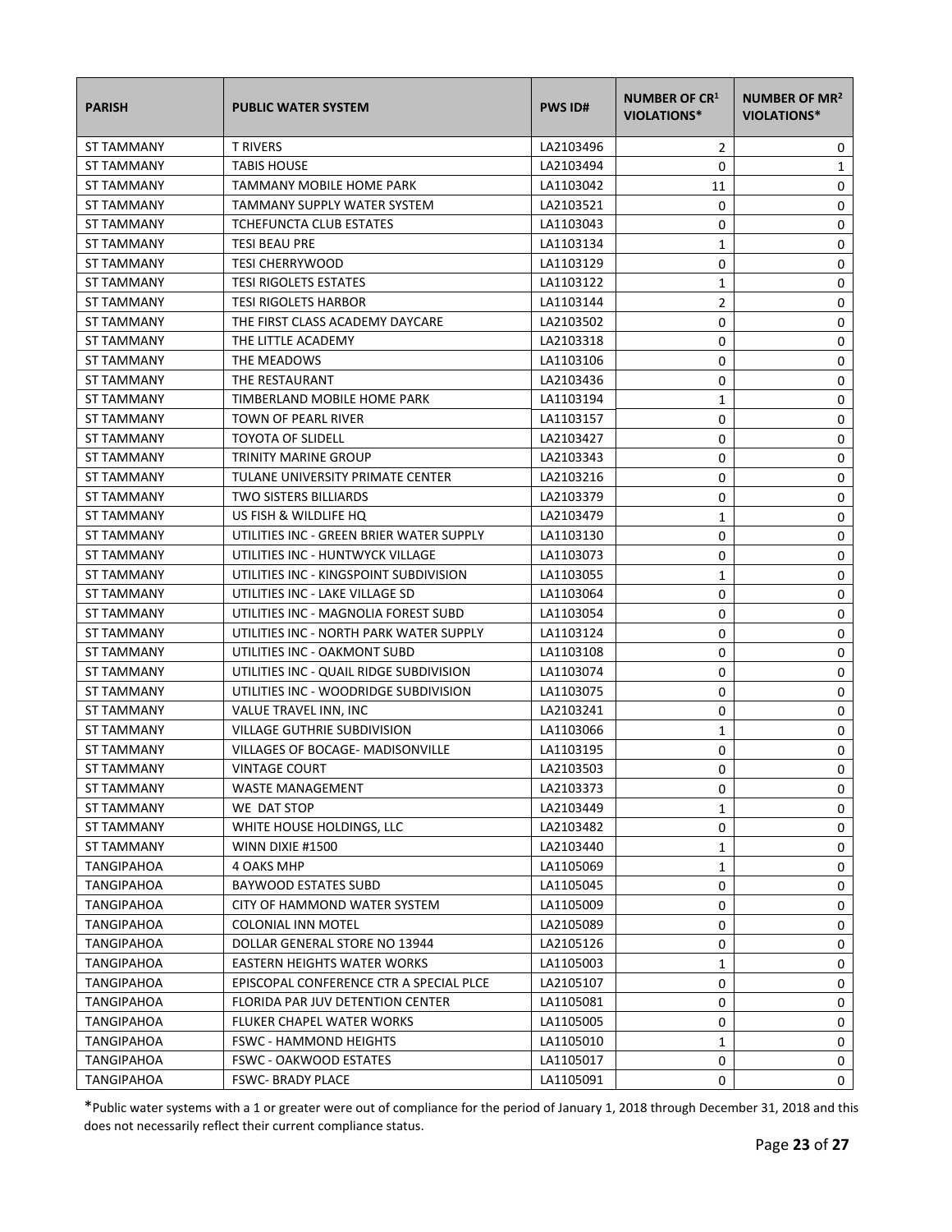| PARISH | PUBLIC WATER SYSTEM | PWS ID# | NUMBER OF CR[1] VIOLATIONS* | NUMBER OF MR[2] VIOLATIONS* |
|---|---|---|---|---|
| ST TAMMANY | T RIVERS | LA2103496 | 2 | 0 |
| ST TAMMANY | TABIS HOUSE | LA2103494 | 0 | 1 |
| ST TAMMANY | TAMMANY MOBILE HOME PARK | LA1103042 | 11 | 0 |
| ST TAMMANY | TAMMANY SUPPLY WATER SYSTEM | LA2103521 | 0 | 0 |
| ST TAMMANY | TCHEFUNCTA CLUB ESTATES | LA1103043 | 0 | 0 |
| ST TAMMANY | TESI BEAU PRE | LA1103134 | 1 | 0 |
| ST TAMMANY | TESI CHERRYWOOD | LA1103129 | 0 | 0 |
| ST TAMMANY | TESI RIGOLETS ESTATES | LA1103122 | 1 | 0 |
| ST TAMMANY | TESI RIGOLETS HARBOR | LA1103144 | 2 | 0 |
| ST TAMMANY | THE FIRST CLASS ACADEMY DAYCARE | LA2103502 | 0 | 0 |
| ST TAMMANY | THE LITTLE ACADEMY | LA2103318 | 0 | 0 |
| ST TAMMANY | THE MEADOWS | LA1103106 | 0 | 0 |
| ST TAMMANY | THE RESTAURANT | LA2103436 | 0 | 0 |
| ST TAMMANY | TIMBERLAND MOBILE HOME PARK | LA1103194 | 1 | 0 |
| ST TAMMANY | TOWN OF PEARL RIVER | LA1103157 | 0 | 0 |
| ST TAMMANY | TOYOTA OF SLIDELL | LA2103427 | 0 | 0 |
| ST TAMMANY | TRINITY MARINE GROUP | LA2103343 | 0 | 0 |
| ST TAMMANY | TULANE UNIVERSITY PRIMATE CENTER | LA2103216 | 0 | 0 |
| ST TAMMANY | TWO SISTERS BILLIARDS | LA2103379 | 0 | 0 |
| ST TAMMANY | US FISH & WILDLIFE HQ | LA2103479 | 1 | 0 |
| ST TAMMANY | UTILITIES INC - GREEN BRIER WATER SUPPLY | LA1103130 | 0 | 0 |
| ST TAMMANY | UTILITIES INC - HUNTWYCK VILLAGE | LA1103073 | 0 | 0 |
| ST TAMMANY | UTILITIES INC - KINGSPOINT SUBDIVISION | LA1103055 | 1 | 0 |
| ST TAMMANY | UTILITIES INC - LAKE VILLAGE SD | LA1103064 | 0 | 0 |
| ST TAMMANY | UTILITIES INC - MAGNOLIA FOREST SUBD | LA1103054 | 0 | 0 |
| ST TAMMANY | UTILITIES INC - NORTH PARK WATER SUPPLY | LA1103124 | 0 | 0 |
| ST TAMMANY | UTILITIES INC - OAKMONT SUBD | LA1103108 | 0 | 0 |
| ST TAMMANY | UTILITIES INC - QUAIL RIDGE SUBDIVISION | LA1103074 | 0 | 0 |
| ST TAMMANY | UTILITIES INC - WOODRIDGE SUBDIVISION | LA1103075 | 0 | 0 |
| ST TAMMANY | VALUE TRAVEL INN, INC | LA2103241 | 0 | 0 |
| ST TAMMANY | VILLAGE GUTHRIE SUBDIVISION | LA1103066 | 1 | 0 |
| ST TAMMANY | VILLAGES OF BOCAGE- MADISONVILLE | LA1103195 | 0 | 0 |
| ST TAMMANY | VINTAGE COURT | LA2103503 | 0 | 0 |
| ST TAMMANY | WASTE MANAGEMENT | LA2103373 | 0 | 0 |
| ST TAMMANY | WE DAT STOP | LA2103449 | 1 | 0 |
| ST TAMMANY | WHITE HOUSE HOLDINGS, LLC | LA2103482 | 0 | 0 |
| ST TAMMANY | WINN DIXIE #1500 | LA2103440 | 1 | 0 |
| TANGIPAHOA | 4 OAKS MHP | LA1105069 | 1 | 0 |
| TANGIPAHOA | BAYWOOD ESTATES SUBD | LA1105045 | 0 | 0 |
| TANGIPAHOA | CITY OF HAMMOND WATER SYSTEM | LA1105009 | 0 | 0 |
| TANGIPAHOA | COLONIAL INN MOTEL | LA2105089 | 0 | 0 |
| TANGIPAHOA | DOLLAR GENERAL STORE NO 13944 | LA2105126 | 0 | 0 |
| TANGIPAHOA | EASTERN HEIGHTS WATER WORKS | LA1105003 | 1 | 0 |
| TANGIPAHOA | EPISCOPAL CONFERENCE CTR A SPECIAL PLCE | LA2105107 | 0 | 0 |
| TANGIPAHOA | FLORIDA PAR JUV DETENTION CENTER | LA1105081 | 0 | 0 |
| TANGIPAHOA | FLUKER CHAPEL WATER WORKS | LA1105005 | 0 | 0 |
| TANGIPAHOA | FSWC - HAMMOND HEIGHTS | LA1105010 | 1 | 0 |
| TANGIPAHOA | FSWC - OAKWOOD ESTATES | LA1105017 | 0 | 0 |
| TANGIPAHOA | FSWC- BRADY PLACE | LA1105091 | 0 | 0 |

*Public water systems with a 1 or greater were out of compliance for the period of January 1, 2018 through December 31, 2018 and this does not necessarily reflect their current compliance status.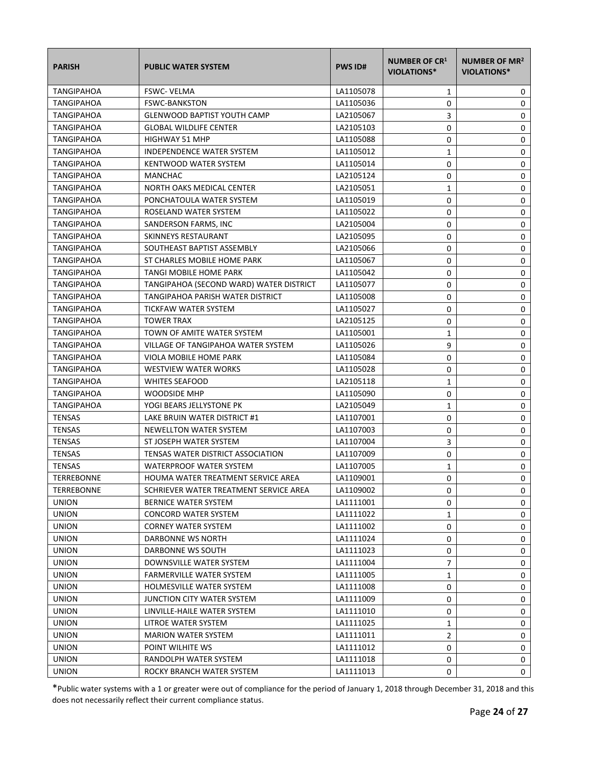| PARISH | PUBLIC WATER SYSTEM | PWS ID# | NUMBER OF CR[1] VIOLATIONS* | NUMBER OF MR[2] VIOLATIONS* |
|---|---|---|---|---|
| TANGIPAHOA | FSWC- VELMA | LA1105078 | 1 | 0 |
| TANGIPAHOA | FSWC-BANKSTON | LA1105036 | 0 | 0 |
| TANGIPAHOA | GLENWOOD BAPTIST YOUTH CAMP | LA2105067 | 3 | 0 |
| TANGIPAHOA | GLOBAL WILDLIFE CENTER | LA2105103 | 0 | 0 |
| TANGIPAHOA | HIGHWAY 51 MHP | LA1105088 | 0 | 0 |
| TANGIPAHOA | INDEPENDENCE WATER SYSTEM | LA1105012 | 1 | 0 |
| TANGIPAHOA | KENTWOOD WATER SYSTEM | LA1105014 | 0 | 0 |
| TANGIPAHOA | MANCHAC | LA2105124 | 0 | 0 |
| TANGIPAHOA | NORTH OAKS MEDICAL CENTER | LA2105051 | 1 | 0 |
| TANGIPAHOA | PONCHATOULA WATER SYSTEM | LA1105019 | 0 | 0 |
| TANGIPAHOA | ROSELAND WATER SYSTEM | LA1105022 | 0 | 0 |
| TANGIPAHOA | SANDERSON FARMS, INC | LA2105004 | 0 | 0 |
| TANGIPAHOA | SKINNEYS RESTAURANT | LA2105095 | 0 | 0 |
| TANGIPAHOA | SOUTHEAST BAPTIST ASSEMBLY | LA2105066 | 0 | 0 |
| TANGIPAHOA | ST CHARLES MOBILE HOME PARK | LA1105067 | 0 | 0 |
| TANGIPAHOA | TANGI MOBILE HOME PARK | LA1105042 | 0 | 0 |
| TANGIPAHOA | TANGIPAHOA (SECOND WARD) WATER DISTRICT | LA1105077 | 0 | 0 |
| TANGIPAHOA | TANGIPAHOA PARISH WATER DISTRICT | LA1105008 | 0 | 0 |
| TANGIPAHOA | TICKFAW WATER SYSTEM | LA1105027 | 0 | 0 |
| TANGIPAHOA | TOWER TRAX | LA2105125 | 0 | 0 |
| TANGIPAHOA | TOWN OF AMITE WATER SYSTEM | LA1105001 | 1 | 0 |
| TANGIPAHOA | VILLAGE OF TANGIPAHOA WATER SYSTEM | LA1105026 | 9 | 0 |
| TANGIPAHOA | VIOLA MOBILE HOME PARK | LA1105084 | 0 | 0 |
| TANGIPAHOA | WESTVIEW WATER WORKS | LA1105028 | 0 | 0 |
| TANGIPAHOA | WHITES SEAFOOD | LA2105118 | 1 | 0 |
| TANGIPAHOA | WOODSIDE MHP | LA1105090 | 0 | 0 |
| TANGIPAHOA | YOGI BEARS JELLYSTONE PK | LA2105049 | 1 | 0 |
| TENSAS | LAKE BRUIN WATER DISTRICT #1 | LA1107001 | 0 | 0 |
| TENSAS | NEWELLTON WATER SYSTEM | LA1107003 | 0 | 0 |
| TENSAS | ST JOSEPH WATER SYSTEM | LA1107004 | 3 | 0 |
| TENSAS | TENSAS WATER DISTRICT ASSOCIATION | LA1107009 | 0 | 0 |
| TENSAS | WATERPROOF WATER SYSTEM | LA1107005 | 1 | 0 |
| TERREBONNE | HOUMA WATER TREATMENT SERVICE AREA | LA1109001 | 0 | 0 |
| TERREBONNE | SCHRIEVER WATER TREATMENT SERVICE AREA | LA1109002 | 0 | 0 |
| UNION | BERNICE WATER SYSTEM | LA1111001 | 0 | 0 |
| UNION | CONCORD WATER SYSTEM | LA1111022 | 1 | 0 |
| UNION | CORNEY WATER SYSTEM | LA1111002 | 0 | 0 |
| UNION | DARBONNE WS NORTH | LA1111024 | 0 | 0 |
| UNION | DARBONNE WS SOUTH | LA1111023 | 0 | 0 |
| UNION | DOWNSVILLE WATER SYSTEM | LA1111004 | 7 | 0 |
| UNION | FARMERVILLE WATER SYSTEM | LA1111005 | 1 | 0 |
| UNION | HOLMESVILLE WATER SYSTEM | LA1111008 | 0 | 0 |
| UNION | JUNCTION CITY WATER SYSTEM | LA1111009 | 0 | 0 |
| UNION | LINVILLE-HAILE WATER SYSTEM | LA1111010 | 0 | 0 |
| UNION | LITROE WATER SYSTEM | LA1111025 | 1 | 0 |
| UNION | MARION WATER SYSTEM | LA1111011 | 2 | 0 |
| UNION | POINT WILHITE WS | LA1111012 | 0 | 0 |
| UNION | RANDOLPH WATER SYSTEM | LA1111018 | 0 | 0 |
| UNION | ROCKY BRANCH WATER SYSTEM | LA1111013 | 0 | 0 |

*Public water systems with a 1 or greater were out of compliance for the period of January 1, 2018 through December 31, 2018 and this does not necessarily reflect their current compliance status.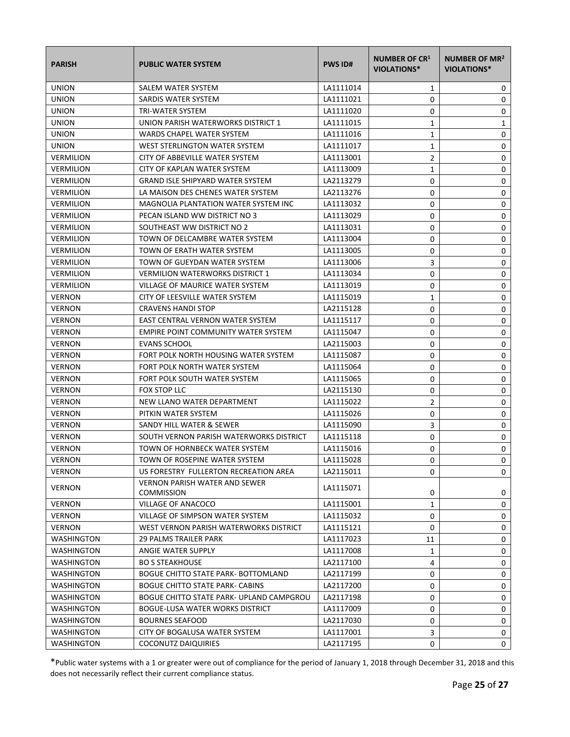| PARISH | PUBLIC WATER SYSTEM | PWS ID# | NUMBER OF CR[1] VIOLATIONS* | NUMBER OF MR[2] VIOLATIONS* |
|---|---|---|---|---|
| UNION | SALEM WATER SYSTEM | LA1111014 | 1 | 0 |
| UNION | SARDIS WATER SYSTEM | LA1111021 | 0 | 0 |
| UNION | TRI-WATER SYSTEM | LA1111020 | 0 | 0 |
| UNION | UNION PARISH WATERWORKS DISTRICT 1 | LA1111015 | 1 | 1 |
| UNION | WARDS CHAPEL WATER SYSTEM | LA1111016 | 1 | 0 |
| UNION | WEST STERLINGTON WATER SYSTEM | LA1111017 | 1 | 0 |
| VERMILION | CITY OF ABBEVILLE WATER SYSTEM | LA1113001 | 2 | 0 |
| VERMILION | CITY OF KAPLAN WATER SYSTEM | LA1113009 | 1 | 0 |
| VERMILION | GRAND ISLE SHIPYARD WATER SYSTEM | LA2113279 | 0 | 0 |
| VERMILION | LA MAISON DES CHENES WATER SYSTEM | LA2113276 | 0 | 0 |
| VERMILION | MAGNOLIA PLANTATION WATER SYSTEM INC | LA1113032 | 0 | 0 |
| VERMILION | PECAN ISLAND WW DISTRICT NO 3 | LA1113029 | 0 | 0 |
| VERMILION | SOUTHEAST WW DISTRICT NO 2 | LA1113031 | 0 | 0 |
| VERMILION | TOWN OF DELCAMBRE WATER SYSTEM | LA1113004 | 0 | 0 |
| VERMILION | TOWN OF ERATH WATER SYSTEM | LA1113005 | 0 | 0 |
| VERMILION | TOWN OF GUEYDAN WATER SYSTEM | LA1113006 | 3 | 0 |
| VERMILION | VERMILION WATERWORKS DISTRICT 1 | LA1113034 | 0 | 0 |
| VERMILION | VILLAGE OF MAURICE WATER SYSTEM | LA1113019 | 0 | 0 |
| VERNON | CITY OF LEESVILLE WATER SYSTEM | LA1115019 | 1 | 0 |
| VERNON | CRAVENS HANDI STOP | LA2115128 | 0 | 0 |
| VERNON | EAST CENTRAL VERNON WATER SYSTEM | LA1115117 | 0 | 0 |
| VERNON | EMPIRE POINT COMMUNITY WATER SYSTEM | LA1115047 | 0 | 0 |
| VERNON | EVANS SCHOOL | LA2115003 | 0 | 0 |
| VERNON | FORT POLK NORTH HOUSING WATER SYSTEM | LA1115087 | 0 | 0 |
| VERNON | FORT POLK NORTH WATER SYSTEM | LA1115064 | 0 | 0 |
| VERNON | FORT POLK SOUTH WATER SYSTEM | LA1115065 | 0 | 0 |
| VERNON | FOX STOP LLC | LA2115130 | 0 | 0 |
| VERNON | NEW LLANO WATER DEPARTMENT | LA1115022 | 2 | 0 |
| VERNON | PITKIN WATER SYSTEM | LA1115026 | 0 | 0 |
| VERNON | SANDY HILL WATER & SEWER | LA1115090 | 3 | 0 |
| VERNON | SOUTH VERNON PARISH WATERWORKS DISTRICT | LA1115118 | 0 | 0 |
| VERNON | TOWN OF HORNBECK WATER SYSTEM | LA1115016 | 0 | 0 |
| VERNON | TOWN OF ROSEPINE WATER SYSTEM | LA1115028 | 0 | 0 |
| VERNON | US FORESTRY FULLERTON RECREATION AREA | LA2115011 | 0 | 0 |
| VERNON | VERNON PARISH WATER AND SEWER COMMISSION | LA1115071 | 0 | 0 |
| VERNON | VILLAGE OF ANACOCO | LA1115001 | 1 | 0 |
| VERNON | VILLAGE OF SIMPSON WATER SYSTEM | LA1115032 | 0 | 0 |
| VERNON | WEST VERNON PARISH WATERWORKS DISTRICT | LA1115121 | 0 | 0 |
| WASHINGTON | 29 PALMS TRAILER PARK | LA1117023 | 11 | 0 |
| WASHINGTON | ANGIE WATER SUPPLY | LA1117008 | 1 | 0 |
| WASHINGTON | BO S STEAKHOUSE | LA2117100 | 4 | 0 |
| WASHINGTON | BOGUE CHITTO STATE PARK- BOTTOMLAND | LA2117199 | 0 | 0 |
| WASHINGTON | BOGUE CHITTO STATE PARK- CABINS | LA2117200 | 0 | 0 |
| WASHINGTON | BOGUE CHITTO STATE PARK- UPLAND CAMPGROU | LA2117198 | 0 | 0 |
| WASHINGTON | BOGUE-LUSA WATER WORKS DISTRICT | LA1117009 | 0 | 0 |
| WASHINGTON | BOURNES SEAFOOD | LA2117030 | 0 | 0 |
| WASHINGTON | CITY OF BOGALUSA WATER SYSTEM | LA1117001 | 3 | 0 |
| WASHINGTON | COCONUTZ DAIQUIRIES | LA2117195 | 0 | 0 |

*Public water systems with a 1 or greater were out of compliance for the period of January 1, 2018 through December 31, 2018 and this does not necessarily reflect their current compliance status.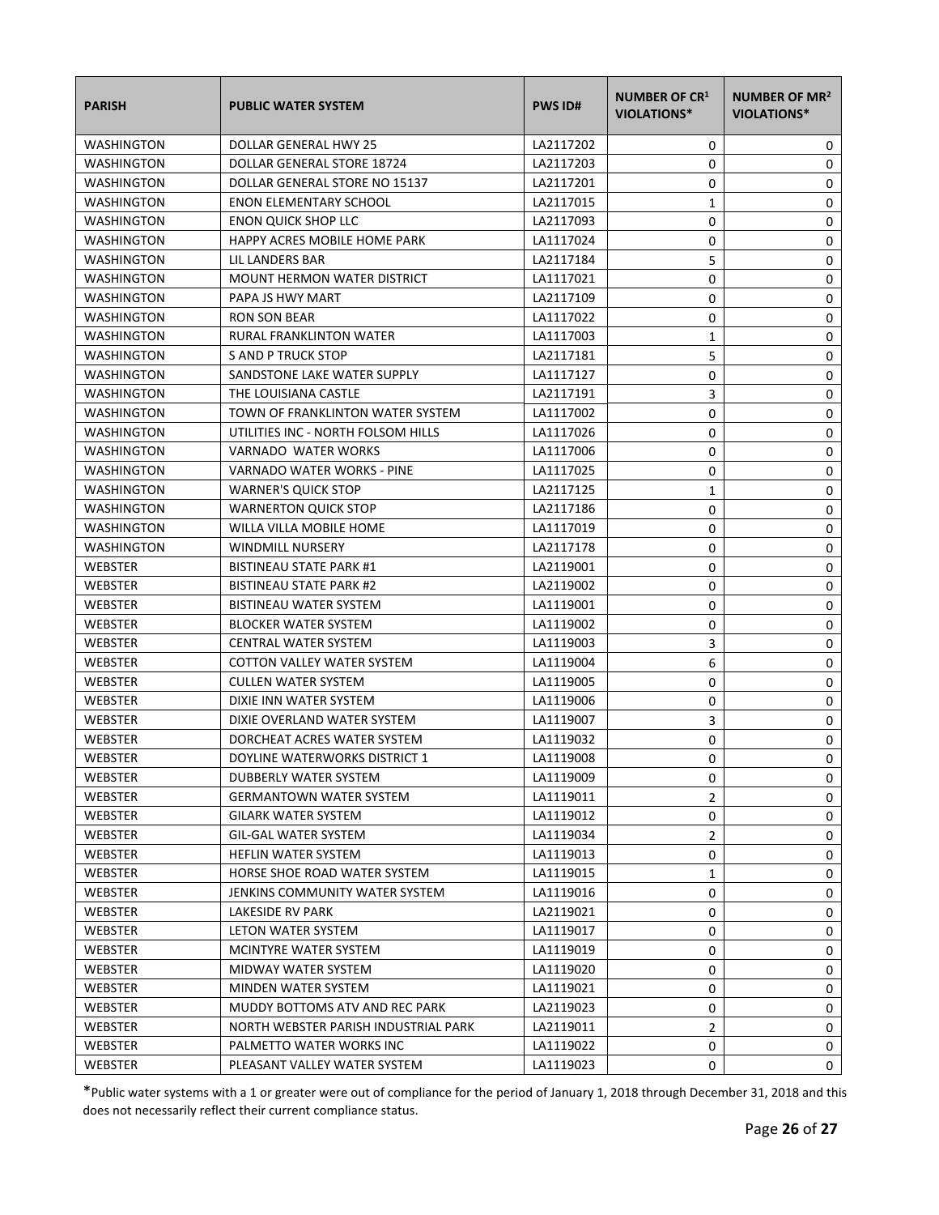| PARISH | PUBLIC WATER SYSTEM | PWS ID# | NUMBER OF CR[1] VIOLATIONS* | NUMBER OF MR[2] VIOLATIONS* |
|---|---|---|---|---|
| WASHINGTON | DOLLAR GENERAL HWY 25 | LA2117202 | 0 | 0 |
| WASHINGTON | DOLLAR GENERAL STORE 18724 | LA2117203 | 0 | 0 |
| WASHINGTON | DOLLAR GENERAL STORE NO 15137 | LA2117201 | 0 | 0 |
| WASHINGTON | ENON ELEMENTARY SCHOOL | LA2117015 | 1 | 0 |
| WASHINGTON | ENON QUICK SHOP LLC | LA2117093 | 0 | 0 |
| WASHINGTON | HAPPY ACRES MOBILE HOME PARK | LA1117024 | 0 | 0 |
| WASHINGTON | LIL LANDERS BAR | LA2117184 | 5 | 0 |
| WASHINGTON | MOUNT HERMON WATER DISTRICT | LA1117021 | 0 | 0 |
| WASHINGTON | PAPA JS HWY MART | LA2117109 | 0 | 0 |
| WASHINGTON | RON SON BEAR | LA1117022 | 0 | 0 |
| WASHINGTON | RURAL FRANKLINTON WATER | LA1117003 | 1 | 0 |
| WASHINGTON | S AND P TRUCK STOP | LA2117181 | 5 | 0 |
| WASHINGTON | SANDSTONE LAKE WATER SUPPLY | LA1117127 | 0 | 0 |
| WASHINGTON | THE LOUISIANA CASTLE | LA2117191 | 3 | 0 |
| WASHINGTON | TOWN OF FRANKLINTON WATER SYSTEM | LA1117002 | 0 | 0 |
| WASHINGTON | UTILITIES INC - NORTH FOLSOM HILLS | LA1117026 | 0 | 0 |
| WASHINGTON | VARNADO WATER WORKS | LA1117006 | 0 | 0 |
| WASHINGTON | VARNADO WATER WORKS - PINE | LA1117025 | 0 | 0 |
| WASHINGTON | WARNER'S QUICK STOP | LA2117125 | 1 | 0 |
| WASHINGTON | WARNERTON QUICK STOP | LA2117186 | 0 | 0 |
| WASHINGTON | WILLA VILLA MOBILE HOME | LA1117019 | 0 | 0 |
| WASHINGTON | WINDMILL NURSERY | LA2117178 | 0 | 0 |
| WEBSTER | BISTINEAU STATE PARK #1 | LA2119001 | 0 | 0 |
| WEBSTER | BISTINEAU STATE PARK #2 | LA2119002 | 0 | 0 |
| WEBSTER | BISTINEAU WATER SYSTEM | LA1119001 | 0 | 0 |
| WEBSTER | BLOCKER WATER SYSTEM | LA1119002 | 0 | 0 |
| WEBSTER | CENTRAL WATER SYSTEM | LA1119003 | 3 | 0 |
| WEBSTER | COTTON VALLEY WATER SYSTEM | LA1119004 | 6 | 0 |
| WEBSTER | CULLEN WATER SYSTEM | LA1119005 | 0 | 0 |
| WEBSTER | DIXIE INN WATER SYSTEM | LA1119006 | 0 | 0 |
| WEBSTER | DIXIE OVERLAND WATER SYSTEM | LA1119007 | 3 | 0 |
| WEBSTER | DORCHEAT ACRES WATER SYSTEM | LA1119032 | 0 | 0 |
| WEBSTER | DOYLINE WATERWORKS DISTRICT 1 | LA1119008 | 0 | 0 |
| WEBSTER | DUBBERLY WATER SYSTEM | LA1119009 | 0 | 0 |
| WEBSTER | GERMANTOWN WATER SYSTEM | LA1119011 | 2 | 0 |
| WEBSTER | GILARK WATER SYSTEM | LA1119012 | 0 | 0 |
| WEBSTER | GIL-GAL WATER SYSTEM | LA1119034 | 2 | 0 |
| WEBSTER | HEFLIN WATER SYSTEM | LA1119013 | 0 | 0 |
| WEBSTER | HORSE SHOE ROAD WATER SYSTEM | LA1119015 | 1 | 0 |
| WEBSTER | JENKINS COMMUNITY WATER SYSTEM | LA1119016 | 0 | 0 |
| WEBSTER | LAKESIDE RV PARK | LA2119021 | 0 | 0 |
| WEBSTER | LETON WATER SYSTEM | LA1119017 | 0 | 0 |
| WEBSTER | MCINTYRE WATER SYSTEM | LA1119019 | 0 | 0 |
| WEBSTER | MIDWAY WATER SYSTEM | LA1119020 | 0 | 0 |
| WEBSTER | MINDEN WATER SYSTEM | LA1119021 | 0 | 0 |
| WEBSTER | MUDDY BOTTOMS ATV AND REC PARK | LA2119023 | 0 | 0 |
| WEBSTER | NORTH WEBSTER PARISH INDUSTRIAL PARK | LA2119011 | 2 | 0 |
| WEBSTER | PALMETTO WATER WORKS INC | LA1119022 | 0 | 0 |
| WEBSTER | PLEASANT VALLEY WATER SYSTEM | LA1119023 | 0 | 0 |

*Public water systems with a 1 or greater were out of compliance for the period of January 1, 2018 through December 31, 2018 and this does not necessarily reflect their current compliance status.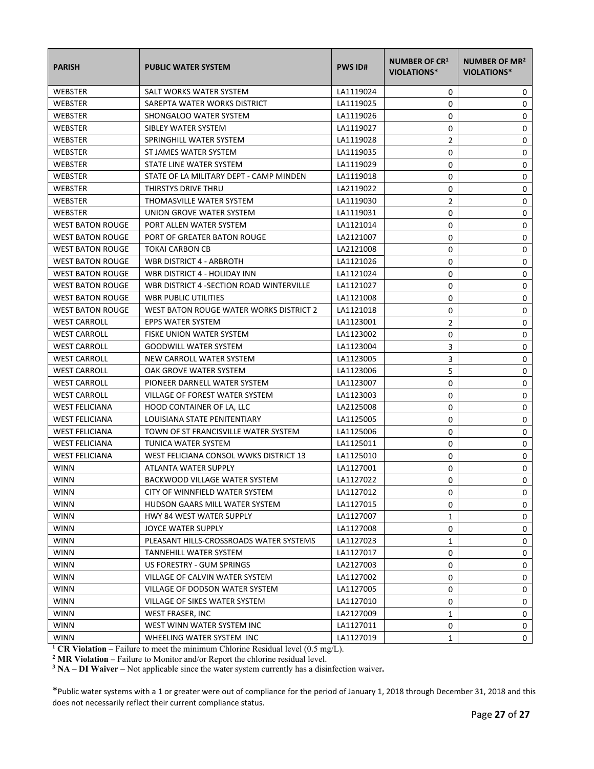| PARISH | PUBLIC WATER SYSTEM | PWS ID# | NUMBER OF CR[1] VIOLATIONS* | NUMBER OF MR[2] VIOLATIONS* |
|---|---|---|---|---|
| WEBSTER | SALT WORKS WATER SYSTEM | LA1119024 | 0 | 0 |
| WEBSTER | SAREPTA WATER WORKS DISTRICT | LA1119025 | 0 | 0 |
| WEBSTER | SHONGALOO WATER SYSTEM | LA1119026 | 0 | 0 |
| WEBSTER | SIBLEY WATER SYSTEM | LA1119027 | 0 | 0 |
| WEBSTER | SPRINGHILL WATER SYSTEM | LA1119028 | 2 | 0 |
| WEBSTER | ST JAMES WATER SYSTEM | LA1119035 | 0 | 0 |
| WEBSTER | STATE LINE WATER SYSTEM | LA1119029 | 0 | 0 |
| WEBSTER | STATE OF LA MILITARY DEPT - CAMP MINDEN | LA1119018 | 0 | 0 |
| WEBSTER | THIRSTYS DRIVE THRU | LA2119022 | 0 | 0 |
| WEBSTER | THOMASVILLE WATER SYSTEM | LA1119030 | 2 | 0 |
| WEBSTER | UNION GROVE WATER SYSTEM | LA1119031 | 0 | 0 |
| WEST BATON ROUGE | PORT ALLEN WATER SYSTEM | LA1121014 | 0 | 0 |
| WEST BATON ROUGE | PORT OF GREATER BATON ROUGE | LA2121007 | 0 | 0 |
| WEST BATON ROUGE | TOKAI CARBON CB | LA2121008 | 0 | 0 |
| WEST BATON ROUGE | WBR DISTRICT 4 - ARBROTH | LA1121026 | 0 | 0 |
| WEST BATON ROUGE | WBR DISTRICT 4 - HOLIDAY INN | LA1121024 | 0 | 0 |
| WEST BATON ROUGE | WBR DISTRICT 4 -SECTION ROAD WINTERVILLE | LA1121027 | 0 | 0 |
| WEST BATON ROUGE | WBR PUBLIC UTILITIES | LA1121008 | 0 | 0 |
| WEST BATON ROUGE | WEST BATON ROUGE WATER WORKS DISTRICT 2 | LA1121018 | 0 | 0 |
| WEST CARROLL | EPPS WATER SYSTEM | LA1123001 | 2 | 0 |
| WEST CARROLL | FISKE UNION WATER SYSTEM | LA1123002 | 0 | 0 |
| WEST CARROLL | GOODWILL WATER SYSTEM | LA1123004 | 3 | 0 |
| WEST CARROLL | NEW CARROLL WATER SYSTEM | LA1123005 | 3 | 0 |
| WEST CARROLL | OAK GROVE WATER SYSTEM | LA1123006 | 5 | 0 |
| WEST CARROLL | PIONEER DARNELL WATER SYSTEM | LA1123007 | 0 | 0 |
| WEST CARROLL | VILLAGE OF FOREST WATER SYSTEM | LA1123003 | 0 | 0 |
| WEST FELICIANA | HOOD CONTAINER OF LA, LLC | LA2125008 | 0 | 0 |
| WEST FELICIANA | LOUISIANA STATE PENITENTIARY | LA1125005 | 0 | 0 |
| WEST FELICIANA | TOWN OF ST FRANCISVILLE WATER SYSTEM | LA1125006 | 0 | 0 |
| WEST FELICIANA | TUNICA WATER SYSTEM | LA1125011 | 0 | 0 |
| WEST FELICIANA | WEST FELICIANA CONSOL WWKS DISTRICT 13 | LA1125010 | 0 | 0 |
| WINN | ATLANTA WATER SUPPLY | LA1127001 | 0 | 0 |
| WINN | BACKWOOD VILLAGE WATER SYSTEM | LA1127022 | 0 | 0 |
| WINN | CITY OF WINNFIELD WATER SYSTEM | LA1127012 | 0 | 0 |
| WINN | HUDSON GAARS MILL WATER SYSTEM | LA1127015 | 0 | 0 |
| WINN | HWY 84 WEST WATER SUPPLY | LA1127007 | 1 | 0 |
| WINN | JOYCE WATER SUPPLY | LA1127008 | 0 | 0 |
| WINN | PLEASANT HILLS-CROSSROADS WATER SYSTEMS | LA1127023 | 1 | 0 |
| WINN | TANNEHILL WATER SYSTEM | LA1127017 | 0 | 0 |
| WINN | US FORESTRY - GUM SPRINGS | LA2127003 | 0 | 0 |
| WINN | VILLAGE OF CALVIN WATER SYSTEM | LA1127002 | 0 | 0 |
| WINN | VILLAGE OF DODSON WATER SYSTEM | LA1127005 | 0 | 0 |
| WINN | VILLAGE OF SIKES WATER SYSTEM | LA1127010 | 0 | 0 |
| WINN | WEST FRASER, INC | LA2127009 | 1 | 0 |
| WINN | WEST WINN WATER SYSTEM INC | LA1127011 | 0 | 0 |
| WINN | WHEELING WATER SYSTEM INC | LA1127019 | 1 | 0 |

[1] **CR Violation** – Failure to meet the minimum Chlorine Residual level (0.5 mg/L).

[2] **MR Violation** – Failure to Monitor and/or Report the chlorine residual level.

[3] **NA – DI Waiver** – Not applicable since the water system currently has a disinfection waiver**.**

*Public water systems with a 1 or greater were out of compliance for the period of January 1, 2018 through December 31, 2018 and this does not necessarily reflect their current compliance status.